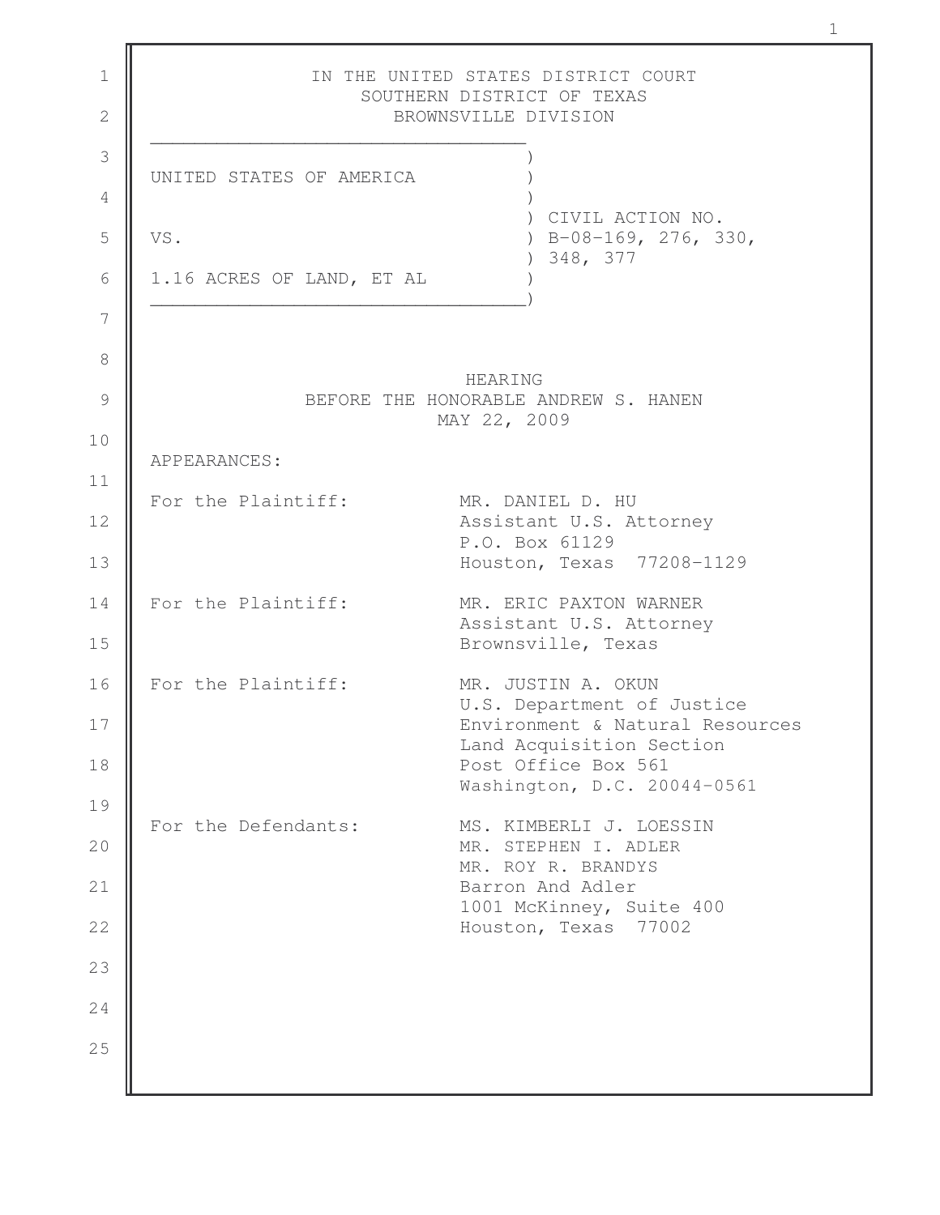IN THE UNITED STATES DISTRICT COURT
SOUTHERN DISTRICT OF TEXAS
BROWNSVILLE DIVISION

| | |
|---|---|
| UNITED STATES OF AMERICA | |
| | CIVIL ACTION NO. |
| VS. | B-08-169, 276, 330, |
| | 348, 377 |
| 1.16 ACRES OF LAND, ET AL | |

HEARING
BEFORE THE HONORABLE ANDREW S. HANEN
MAY 22, 2009

APPEARANCES:

For the Plaintiff: MR. DANIEL D. HU
Assistant U.S. Attorney
P.O. Box 61129
Houston, Texas 77208-1129

For the Plaintiff: MR. ERIC PAXTON WARNER
Assistant U.S. Attorney
Brownsville, Texas

For the Plaintiff: MR. JUSTIN A. OKUN
U.S. Department of Justice
Environment & Natural Resources
Land Acquisition Section
Post Office Box 561
Washington, D.C. 20044-0561

For the Defendants: MS. KIMBERLI J. LOESSIN
MR. STEPHEN I. ADLER
MR. ROY R. BRANDYS
Barron And Adler
1001 McKinney, Suite 400
Houston, Texas 77002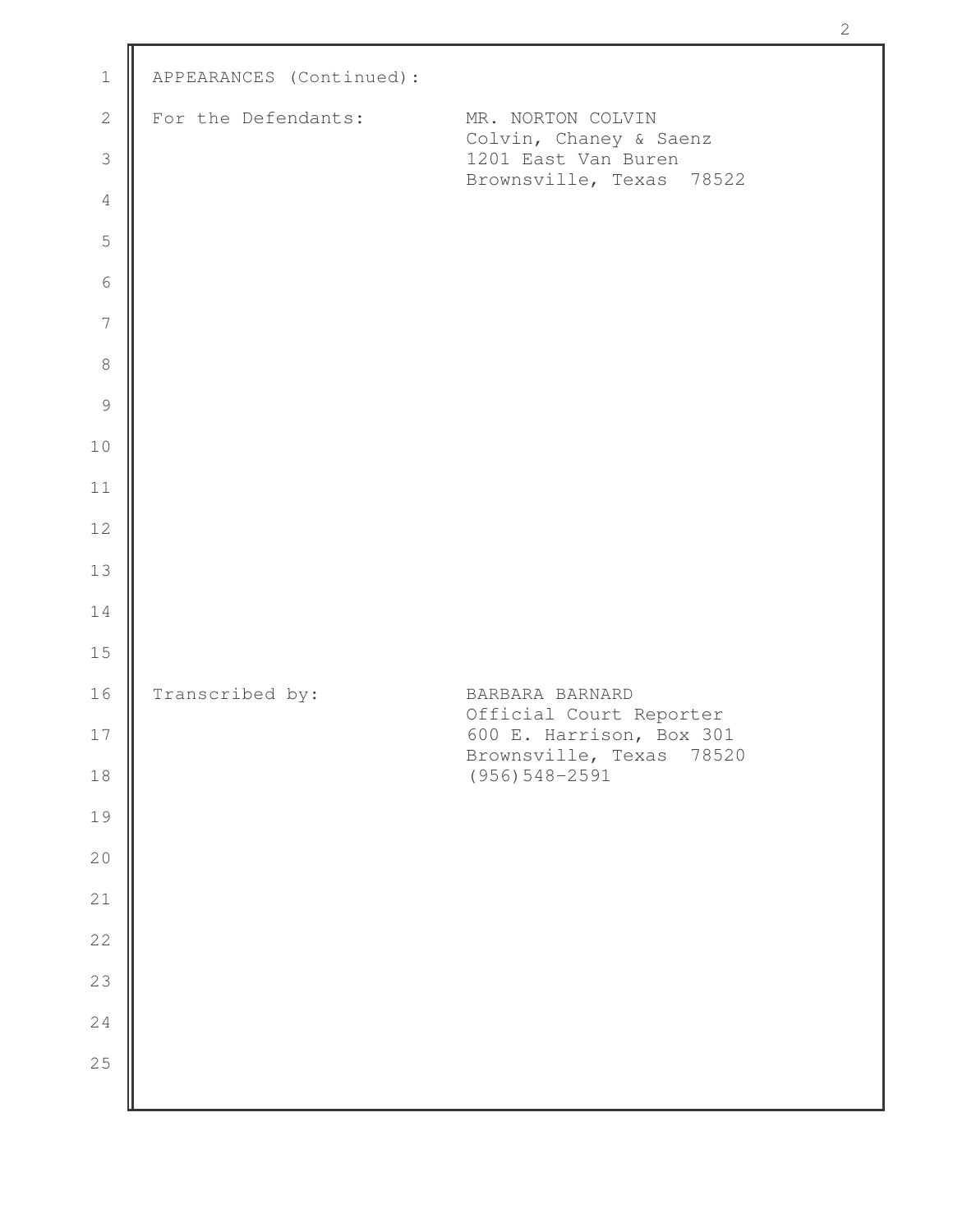APPEARANCES (Continued):

For the Defendants:

MR. NORTON COLVIN
Colvin, Chaney & Saenz
1201 East Van Buren
Brownsville, Texas 78522

Transcribed by:

BARBARA BARNARD
Official Court Reporter
600 E. Harrison, Box 301
Brownsville, Texas 78520
(956)548-2591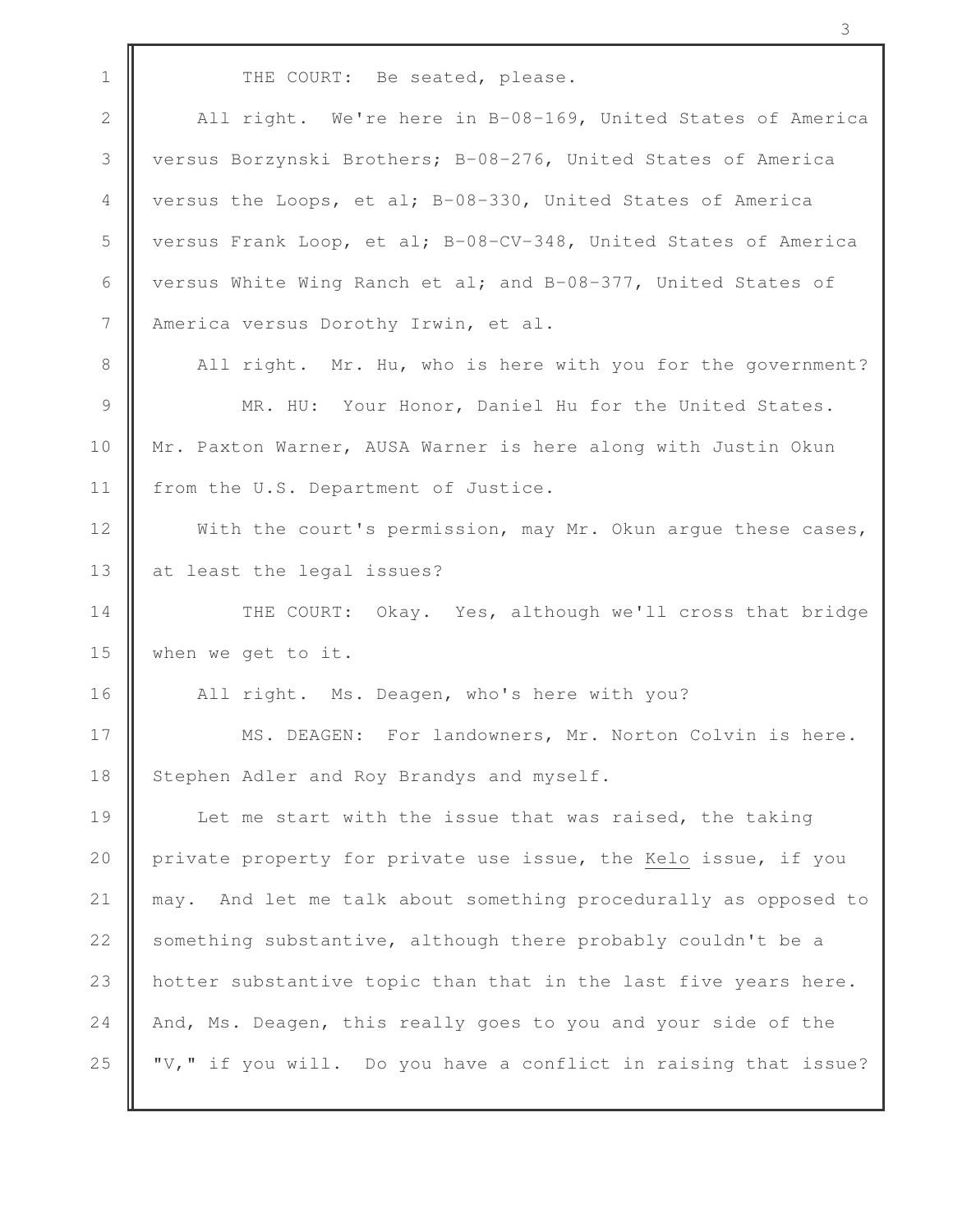THE COURT: Be seated, please.

All right. We're here in B-08-169, United States of America versus Borzynski Brothers; B-08-276, United States of America versus the Loops, et al; B-08-330, United States of America versus Frank Loop, et al; B-08-CV-348, United States of America versus White Wing Ranch et al; and B-08-377, United States of America versus Dorothy Irwin, et al.

All right. Mr. Hu, who is here with you for the government?

MR. HU: Your Honor, Daniel Hu for the United States. Mr. Paxton Warner, AUSA Warner is here along with Justin Okun from the U.S. Department of Justice.

With the court's permission, may Mr. Okun argue these cases, at least the legal issues?

THE COURT: Okay. Yes, although we'll cross that bridge when we get to it.

All right. Ms. Deagen, who's here with you?

MS. DEAGEN: For landowners, Mr. Norton Colvin is here. Stephen Adler and Roy Brandys and myself.

Let me start with the issue that was raised, the taking private property for private use issue, the _Kelo_ issue, if you may. And let me talk about something procedurally as opposed to something substantive, although there probably couldn't be a hotter substantive topic than that in the last five years here. And, Ms. Deagen, this really goes to you and your side of the "V," if you will. Do you have a conflict in raising that issue?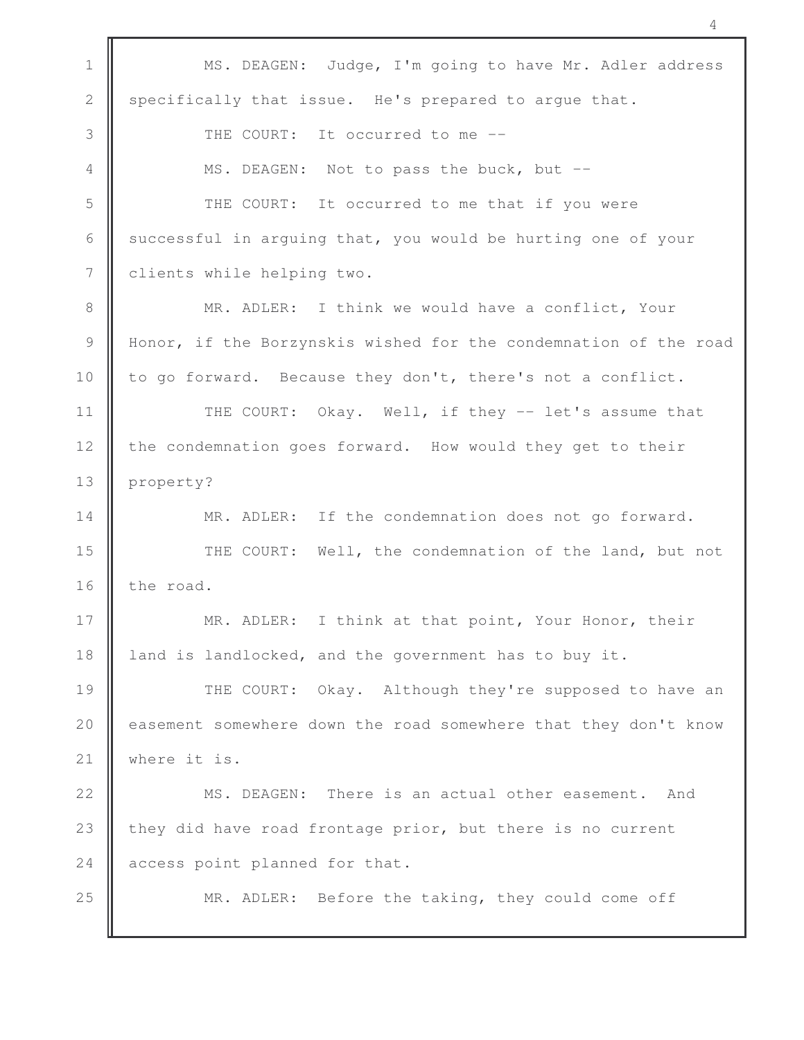MS. DEAGEN: Judge, I'm going to have Mr. Adler address specifically that issue. He's prepared to argue that.

THE COURT: It occurred to me --

MS. DEAGEN: Not to pass the buck, but --

THE COURT: It occurred to me that if you were successful in arguing that, you would be hurting one of your clients while helping two.

MR. ADLER: I think we would have a conflict, Your Honor, if the Borzynskis wished for the condemnation of the road to go forward. Because they don't, there's not a conflict.

THE COURT: Okay. Well, if they -- let's assume that the condemnation goes forward. How would they get to their property?

MR. ADLER: If the condemnation does not go forward.

THE COURT: Well, the condemnation of the land, but not the road.

MR. ADLER: I think at that point, Your Honor, their land is landlocked, and the government has to buy it.

THE COURT: Okay. Although they're supposed to have an easement somewhere down the road somewhere that they don't know where it is.

MS. DEAGEN: There is an actual other easement. And they did have road frontage prior, but there is no current access point planned for that.

MR. ADLER: Before the taking, they could come off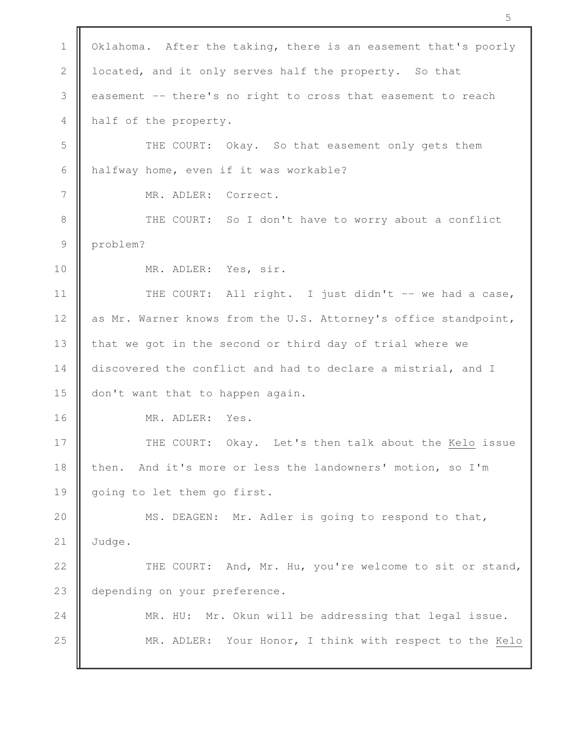Oklahoma. After the taking, there is an easement that's poorly located, and it only serves half the property. So that easement -- there's no right to cross that easement to reach half of the property.

THE COURT: Okay. So that easement only gets them halfway home, even if it was workable?

MR. ADLER: Correct.

THE COURT: So I don't have to worry about a conflict problem?

MR. ADLER: Yes, sir.

THE COURT: All right. I just didn't -- we had a case, as Mr. Warner knows from the U.S. Attorney's office standpoint, that we got in the second or third day of trial where we discovered the conflict and had to declare a mistrial, and I don't want that to happen again.

MR. ADLER: Yes.

THE COURT: Okay. Let's then talk about the _Kelo_ issue then. And it's more or less the landowners' motion, so I'm going to let them go first.

MS. DEAGEN: Mr. Adler is going to respond to that, Judge.

THE COURT: And, Mr. Hu, you're welcome to sit or stand, depending on your preference.

MR. HU: Mr. Okun will be addressing that legal issue.

MR. ADLER: Your Honor, I think with respect to the _Kelo_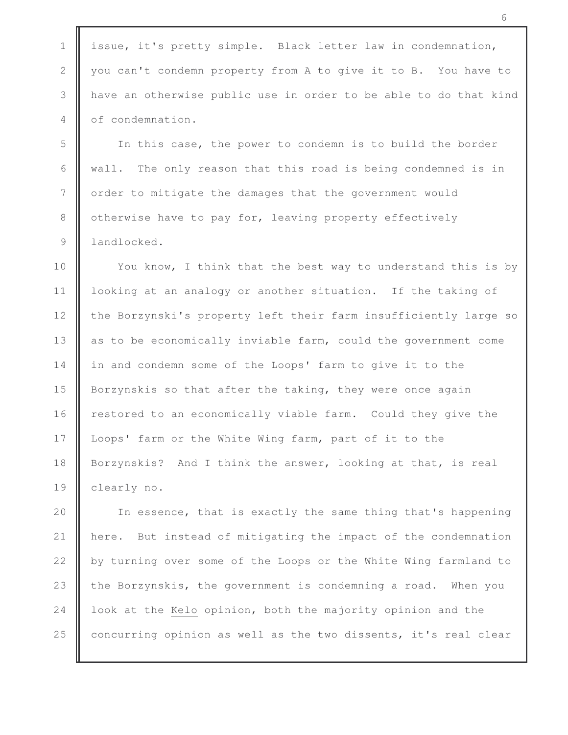issue, it's pretty simple. Black letter law in condemnation, you can't condemn property from A to give it to B. You have to have an otherwise public use in order to be able to do that kind of condemnation.

In this case, the power to condemn is to build the border wall. The only reason that this road is being condemned is in order to mitigate the damages that the government would otherwise have to pay for, leaving property effectively landlocked.

You know, I think that the best way to understand this is by looking at an analogy or another situation. If the taking of the Borzynski's property left their farm insufficiently large so as to be economically inviable farm, could the government come in and condemn some of the Loops' farm to give it to the Borzynskis so that after the taking, they were once again restored to an economically viable farm. Could they give the Loops' farm or the White Wing farm, part of it to the Borzynskis? And I think the answer, looking at that, is real clearly no.

In essence, that is exactly the same thing that's happening here. But instead of mitigating the impact of the condemnation by turning over some of the Loops or the White Wing farmland to the Borzynskis, the government is condemning a road. When you look at the _Kelo_ opinion, both the majority opinion and the concurring opinion as well as the two dissents, it's real clear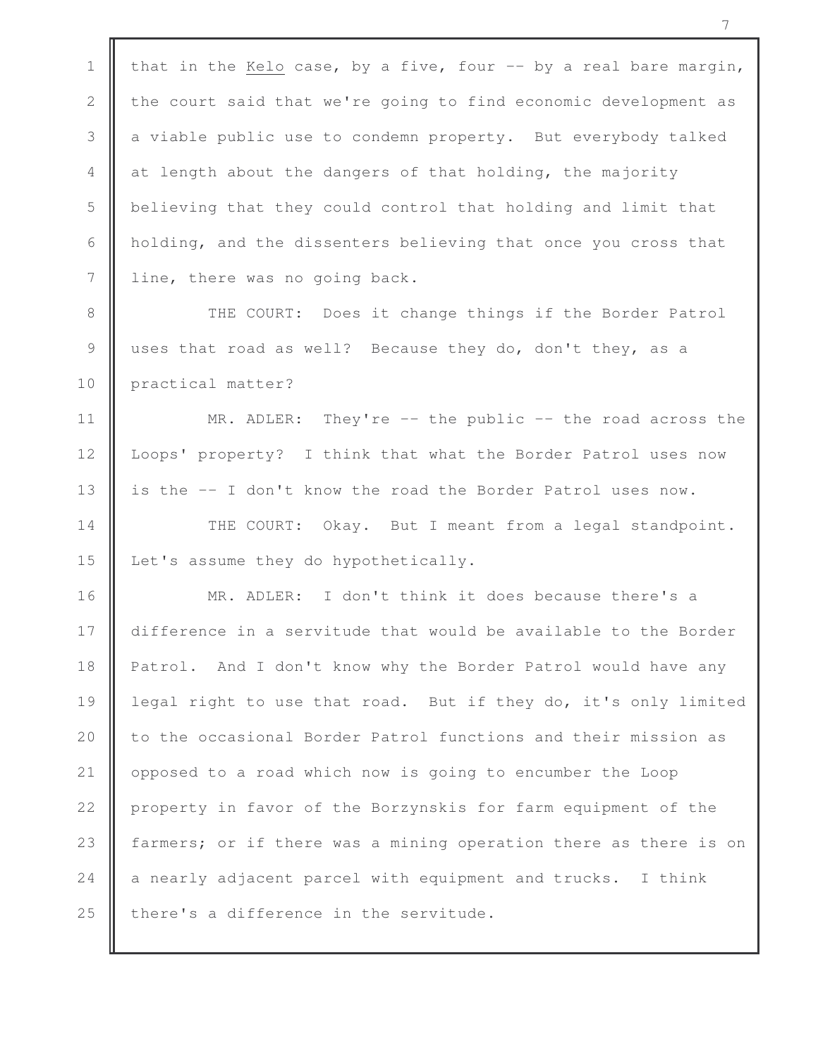that in the *Kelo* case, by a five, four -- by a real bare margin, the court said that we're going to find economic development as a viable public use to condemn property. But everybody talked at length about the dangers of that holding, the majority believing that they could control that holding and limit that holding, and the dissenters believing that once you cross that line, there was no going back.

THE COURT: Does it change things if the Border Patrol uses that road as well? Because they do, don't they, as a practical matter?

MR. ADLER: They're -- the public -- the road across the Loops' property? I think that what the Border Patrol uses now is the -- I don't know the road the Border Patrol uses now.

THE COURT: Okay. But I meant from a legal standpoint. Let's assume they do hypothetically.

MR. ADLER: I don't think it does because there's a difference in a servitude that would be available to the Border Patrol. And I don't know why the Border Patrol would have any legal right to use that road. But if they do, it's only limited to the occasional Border Patrol functions and their mission as opposed to a road which now is going to encumber the Loop property in favor of the Borzynskis for farm equipment of the farmers; or if there was a mining operation there as there is on a nearly adjacent parcel with equipment and trucks. I think there's a difference in the servitude.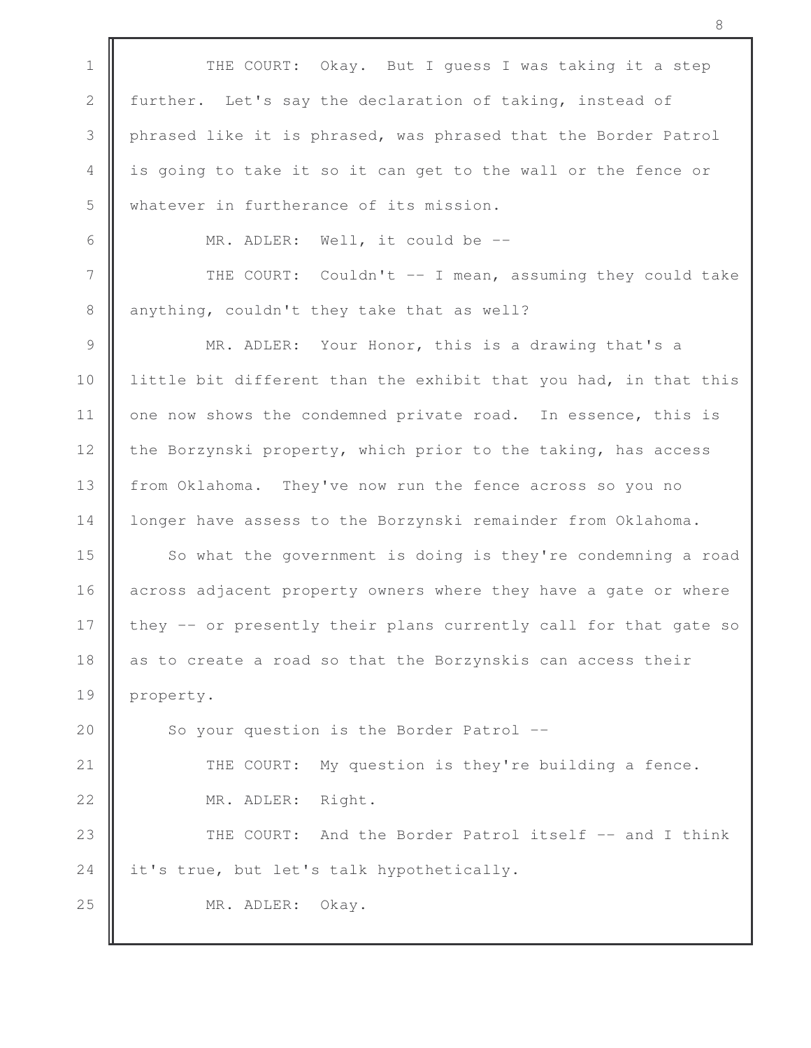THE COURT: Okay. But I guess I was taking it a step further. Let's say the declaration of taking, instead of phrased like it is phrased, was phrased that the Border Patrol is going to take it so it can get to the wall or the fence or whatever in furtherance of its mission.

MR. ADLER: Well, it could be --

THE COURT: Couldn't -- I mean, assuming they could take anything, couldn't they take that as well?

MR. ADLER: Your Honor, this is a drawing that's a little bit different than the exhibit that you had, in that this one now shows the condemned private road. In essence, this is the Borzynski property, which prior to the taking, has access from Oklahoma. They've now run the fence across so you no longer have assess to the Borzynski remainder from Oklahoma.

So what the government is doing is they're condemning a road across adjacent property owners where they have a gate or where they -- or presently their plans currently call for that gate so as to create a road so that the Borzynskis can access their property.

So your question is the Border Patrol --

THE COURT: My question is they're building a fence.

MR. ADLER: Right.

THE COURT: And the Border Patrol itself -- and I think it's true, but let's talk hypothetically.

MR. ADLER: Okay.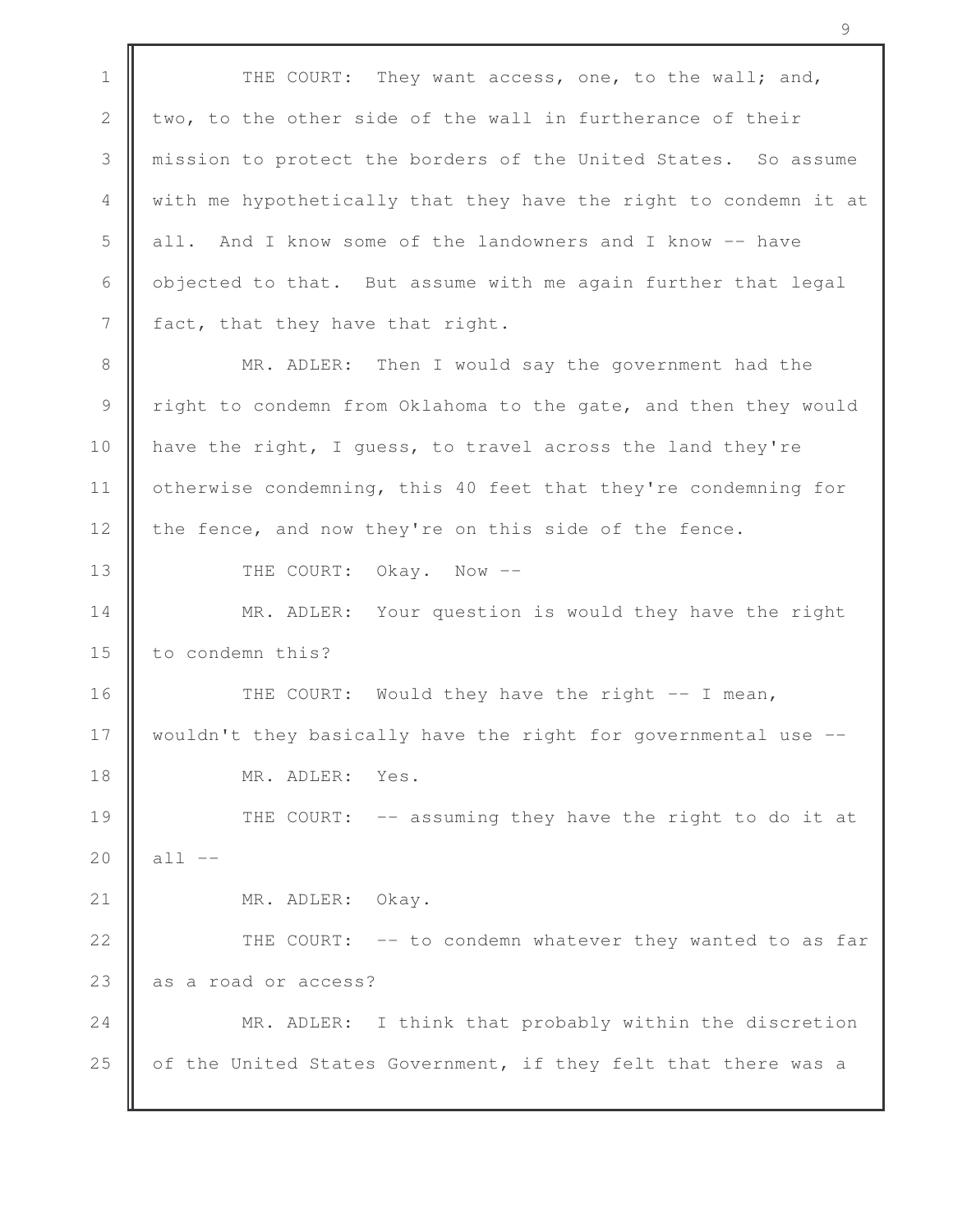THE COURT: They want access, one, to the wall; and, two, to the other side of the wall in furtherance of their mission to protect the borders of the United States. So assume with me hypothetically that they have the right to condemn it at all. And I know some of the landowners and I know -- have objected to that. But assume with me again further that legal fact, that they have that right.

MR. ADLER: Then I would say the government had the right to condemn from Oklahoma to the gate, and then they would have the right, I guess, to travel across the land they're otherwise condemning, this 40 feet that they're condemning for the fence, and now they're on this side of the fence.

THE COURT: Okay. Now --

MR. ADLER: Your question is would they have the right to condemn this?

THE COURT: Would they have the right -- I mean, wouldn't they basically have the right for governmental use --

MR. ADLER: Yes.

THE COURT: -- assuming they have the right to do it at all --

MR. ADLER: Okay.

THE COURT: -- to condemn whatever they wanted to as far as a road or access?

MR. ADLER: I think that probably within the discretion of the United States Government, if they felt that there was a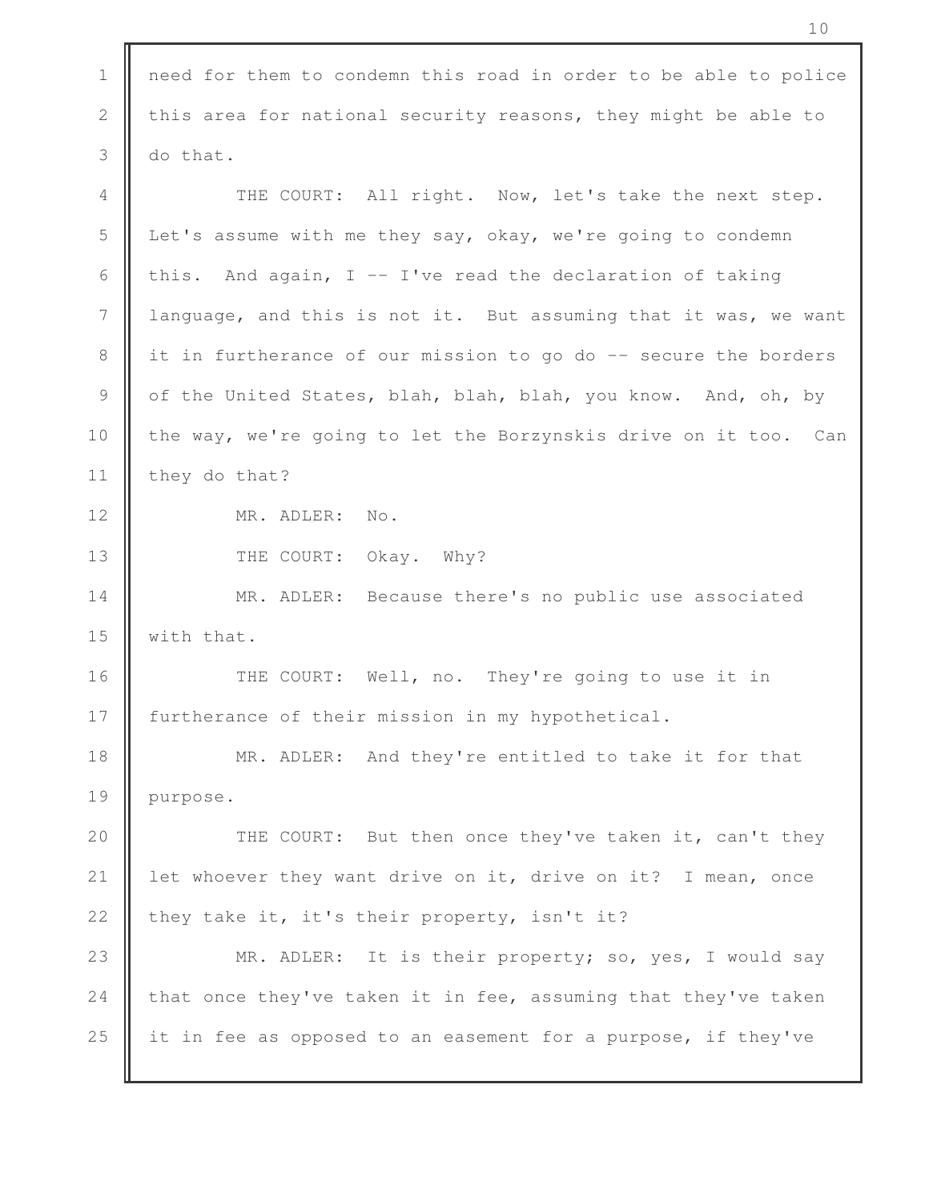need for them to condemn this road in order to be able to police this area for national security reasons, they might be able to do that.

THE COURT: All right. Now, let's take the next step. Let's assume with me they say, okay, we're going to condemn this. And again, I -- I've read the declaration of taking language, and this is not it. But assuming that it was, we want it in furtherance of our mission to go do -- secure the borders of the United States, blah, blah, blah, you know. And, oh, by the way, we're going to let the Borzynskis drive on it too. Can they do that?

MR. ADLER: No.

THE COURT: Okay. Why?

MR. ADLER: Because there's no public use associated with that.

THE COURT: Well, no. They're going to use it in furtherance of their mission in my hypothetical.

MR. ADLER: And they're entitled to take it for that purpose.

THE COURT: But then once they've taken it, can't they let whoever they want drive on it, drive on it? I mean, once they take it, it's their property, isn't it?

MR. ADLER: It is their property; so, yes, I would say that once they've taken it in fee, assuming that they've taken it in fee as opposed to an easement for a purpose, if they've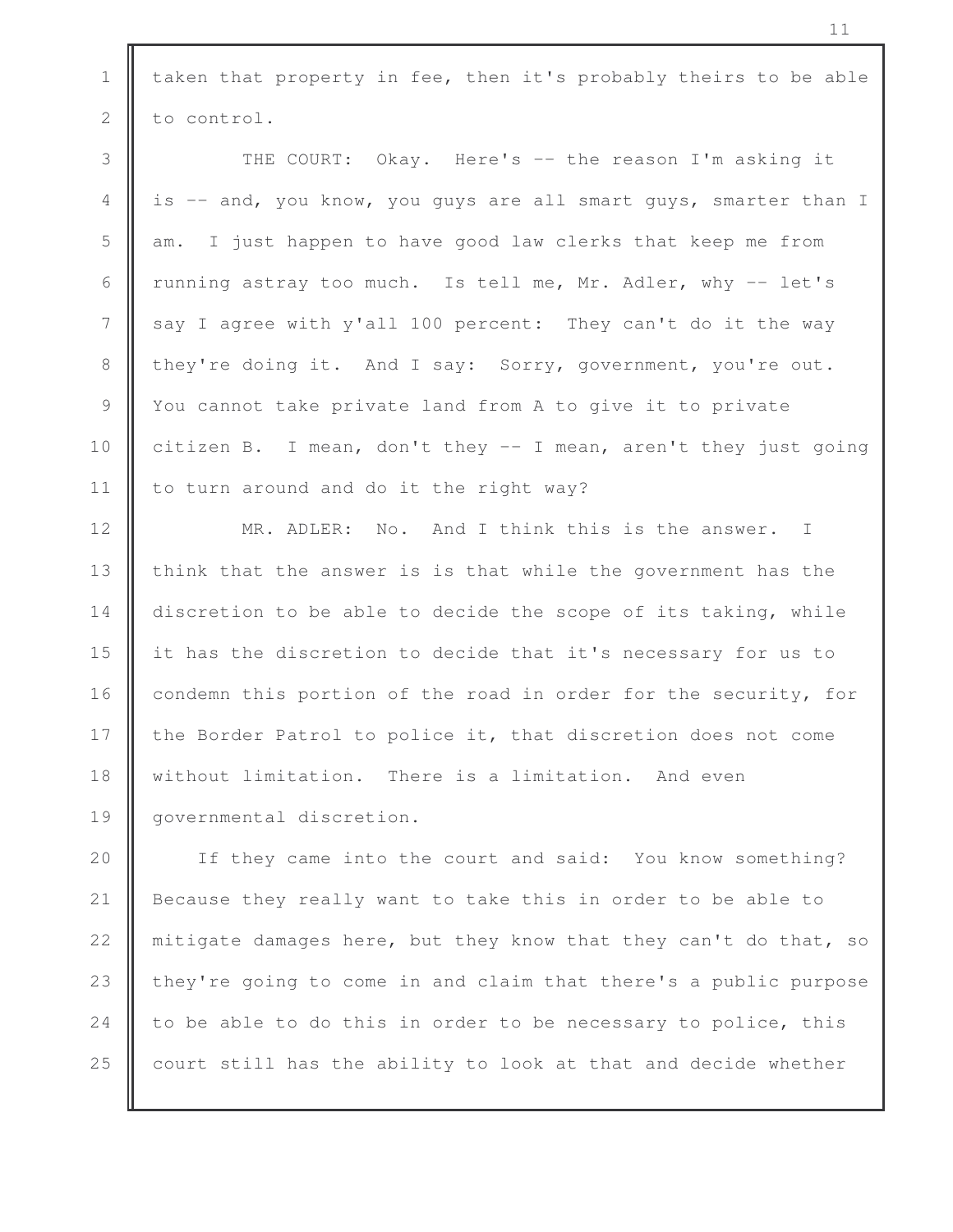taken that property in fee, then it's probably theirs to be able to control.

THE COURT: Okay. Here's -- the reason I'm asking it is -- and, you know, you guys are all smart guys, smarter than I am. I just happen to have good law clerks that keep me from running astray too much. Is tell me, Mr. Adler, why -- let's say I agree with y'all 100 percent: They can't do it the way they're doing it. And I say: Sorry, government, you're out. You cannot take private land from A to give it to private citizen B. I mean, don't they -- I mean, aren't they just going to turn around and do it the right way?

MR. ADLER: No. And I think this is the answer. I think that the answer is is that while the government has the discretion to be able to decide the scope of its taking, while it has the discretion to decide that it's necessary for us to condemn this portion of the road in order for the security, for the Border Patrol to police it, that discretion does not come without limitation. There is a limitation. And even governmental discretion.

If they came into the court and said: You know something? Because they really want to take this in order to be able to mitigate damages here, but they know that they can't do that, so they're going to come in and claim that there's a public purpose to be able to do this in order to be necessary to police, this court still has the ability to look at that and decide whether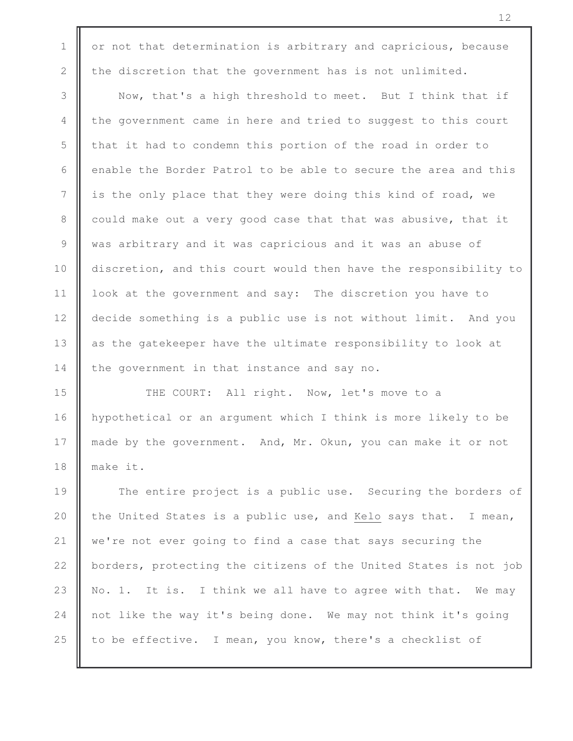or not that determination is arbitrary and capricious, because the discretion that the government has is not unlimited.

Now, that's a high threshold to meet. But I think that if the government came in here and tried to suggest to this court that it had to condemn this portion of the road in order to enable the Border Patrol to be able to secure the area and this is the only place that they were doing this kind of road, we could make out a very good case that that was abusive, that it was arbitrary and it was capricious and it was an abuse of discretion, and this court would then have the responsibility to look at the government and say: The discretion you have to decide something is a public use is not without limit. And you as the gatekeeper have the ultimate responsibility to look at the government in that instance and say no.

THE COURT: All right. Now, let's move to a hypothetical or an argument which I think is more likely to be made by the government. And, Mr. Okun, you can make it or not make it.

The entire project is a public use. Securing the borders of the United States is a public use, and *Kelo* says that. I mean, we're not ever going to find a case that says securing the borders, protecting the citizens of the United States is not job No. 1. It is. I think we all have to agree with that. We may not like the way it's being done. We may not think it's going to be effective. I mean, you know, there's a checklist of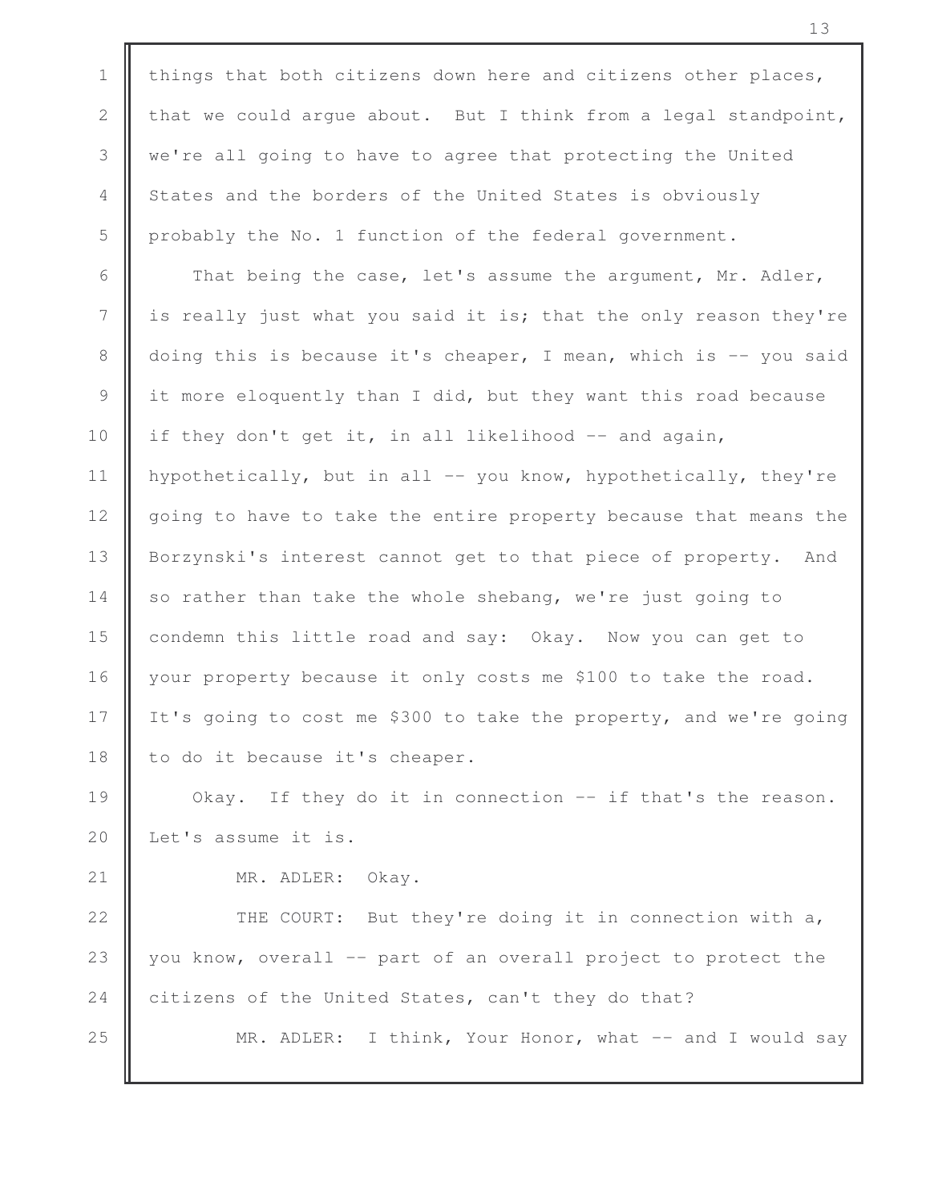things that both citizens down here and citizens other places, that we could argue about. But I think from a legal standpoint, we're all going to have to agree that protecting the United States and the borders of the United States is obviously probably the No. 1 function of the federal government.

That being the case, let's assume the argument, Mr. Adler, is really just what you said it is; that the only reason they're doing this is because it's cheaper, I mean, which is -- you said it more eloquently than I did, but they want this road because if they don't get it, in all likelihood -- and again, hypothetically, but in all -- you know, hypothetically, they're going to have to take the entire property because that means the Borzynski's interest cannot get to that piece of property. And so rather than take the whole shebang, we're just going to condemn this little road and say: Okay. Now you can get to your property because it only costs me $100 to take the road. It's going to cost me $300 to take the property, and we're going to do it because it's cheaper.

Okay. If they do it in connection -- if that's the reason. Let's assume it is.

MR. ADLER: Okay.

THE COURT: But they're doing it in connection with a, you know, overall -- part of an overall project to protect the citizens of the United States, can't they do that?

MR. ADLER: I think, Your Honor, what -- and I would say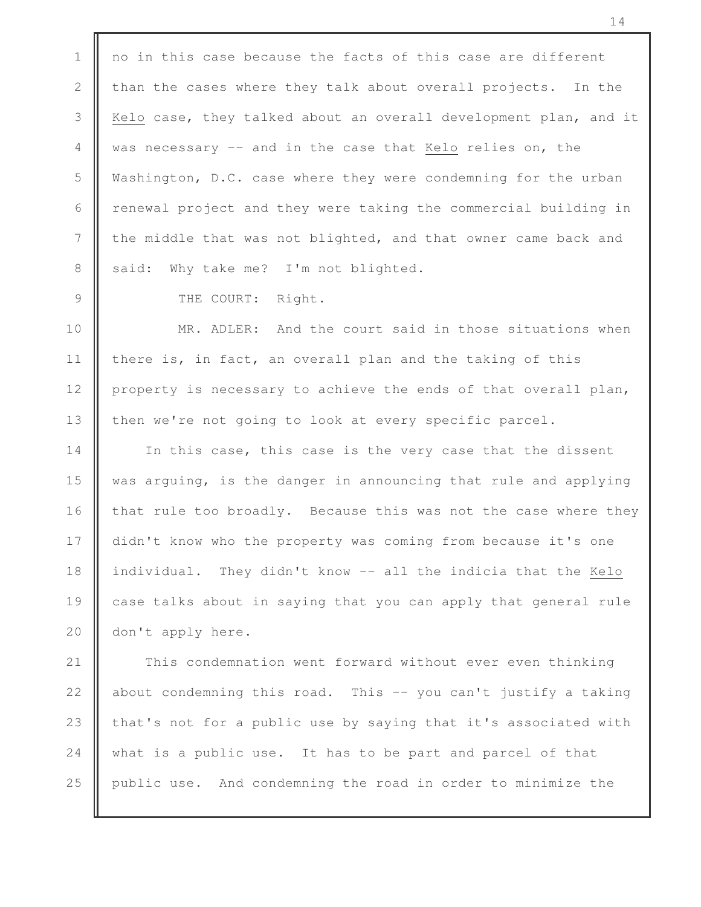no in this case because the facts of this case are different than the cases where they talk about overall projects. In the _Kelo_ case, they talked about an overall development plan, and it was necessary -- and in the case that _Kelo_ relies on, the Washington, D.C. case where they were condemning for the urban renewal project and they were taking the commercial building in the middle that was not blighted, and that owner came back and said: Why take me? I'm not blighted.

THE COURT: Right.

MR. ADLER: And the court said in those situations when there is, in fact, an overall plan and the taking of this property is necessary to achieve the ends of that overall plan, then we're not going to look at every specific parcel.

In this case, this case is the very case that the dissent was arguing, is the danger in announcing that rule and applying that rule too broadly. Because this was not the case where they didn't know who the property was coming from because it's one individual. They didn't know -- all the indicia that the _Kelo_ case talks about in saying that you can apply that general rule don't apply here.

This condemnation went forward without ever even thinking about condemning this road. This -- you can't justify a taking that's not for a public use by saying that it's associated with what is a public use. It has to be part and parcel of that public use. And condemning the road in order to minimize the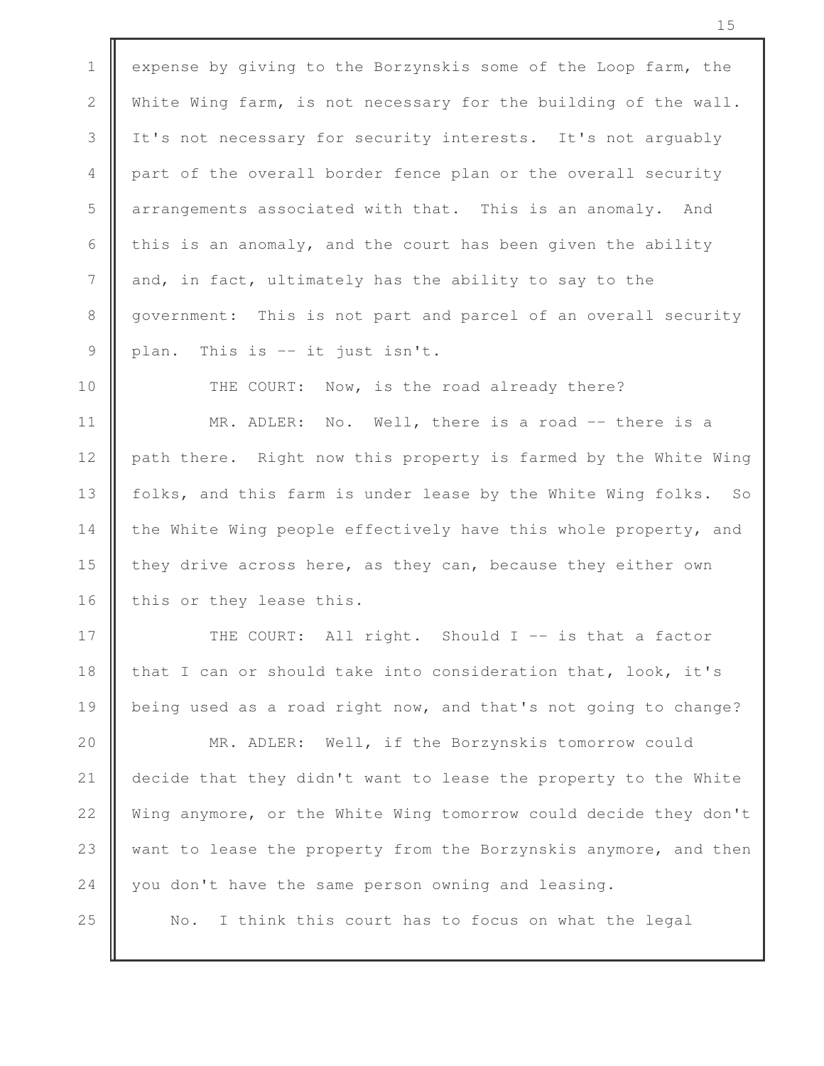expense by giving to the Borzynskis some of the Loop farm, the White Wing farm, is not necessary for the building of the wall. It's not necessary for security interests. It's not arguably part of the overall border fence plan or the overall security arrangements associated with that. This is an anomaly. And this is an anomaly, and the court has been given the ability and, in fact, ultimately has the ability to say to the government: This is not part and parcel of an overall security plan. This is -- it just isn't.

THE COURT: Now, is the road already there?

MR. ADLER: No. Well, there is a road -- there is a path there. Right now this property is farmed by the White Wing folks, and this farm is under lease by the White Wing folks. So the White Wing people effectively have this whole property, and they drive across here, as they can, because they either own this or they lease this.

THE COURT: All right. Should I -- is that a factor that I can or should take into consideration that, look, it's being used as a road right now, and that's not going to change?

MR. ADLER: Well, if the Borzynskis tomorrow could decide that they didn't want to lease the property to the White Wing anymore, or the White Wing tomorrow could decide they don't want to lease the property from the Borzynskis anymore, and then you don't have the same person owning and leasing.

No. I think this court has to focus on what the legal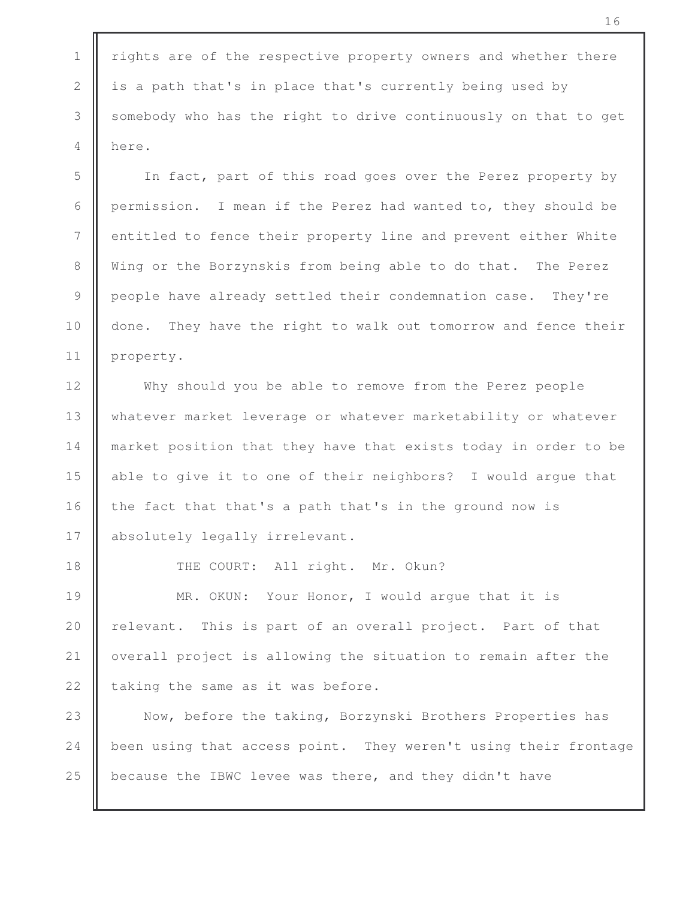rights are of the respective property owners and whether there is a path that's in place that's currently being used by somebody who has the right to drive continuously on that to get here.

In fact, part of this road goes over the Perez property by permission. I mean if the Perez had wanted to, they should be entitled to fence their property line and prevent either White Wing or the Borzynskis from being able to do that. The Perez people have already settled their condemnation case. They're done. They have the right to walk out tomorrow and fence their property.

Why should you be able to remove from the Perez people whatever market leverage or whatever marketability or whatever market position that they have that exists today in order to be able to give it to one of their neighbors? I would argue that the fact that that's a path that's in the ground now is absolutely legally irrelevant.

THE COURT: All right. Mr. Okun?

MR. OKUN: Your Honor, I would argue that it is relevant. This is part of an overall project. Part of that overall project is allowing the situation to remain after the taking the same as it was before.

Now, before the taking, Borzynski Brothers Properties has been using that access point. They weren't using their frontage because the IBWC levee was there, and they didn't have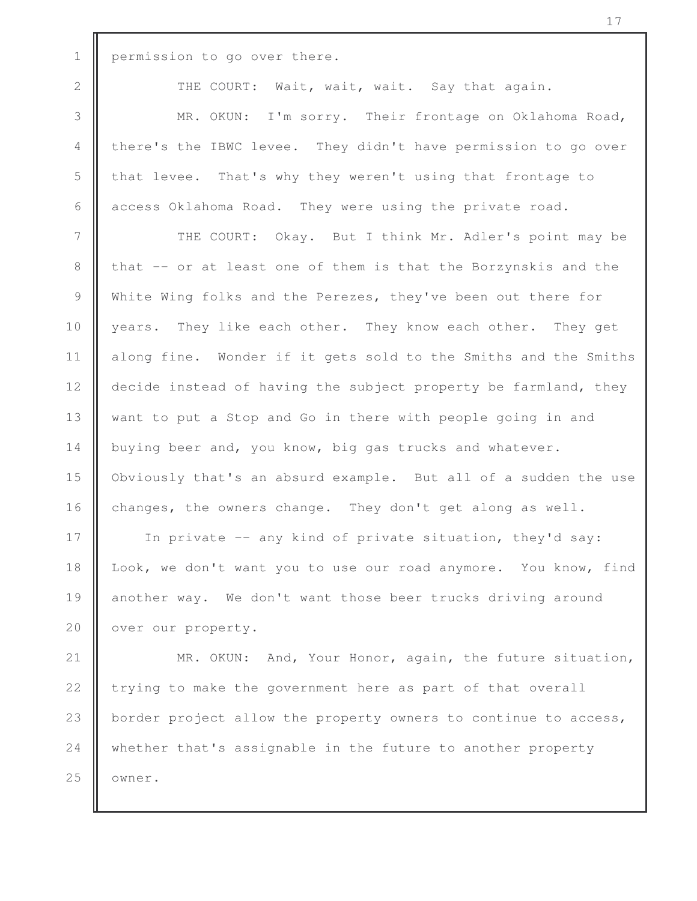permission to go over there.

THE COURT: Wait, wait, wait. Say that again.

MR. OKUN: I'm sorry. Their frontage on Oklahoma Road, there's the IBWC levee. They didn't have permission to go over that levee. That's why they weren't using that frontage to access Oklahoma Road. They were using the private road.

THE COURT: Okay. But I think Mr. Adler's point may be that -- or at least one of them is that the Borzynskis and the White Wing folks and the Perezes, they've been out there for years. They like each other. They know each other. They get along fine. Wonder if it gets sold to the Smiths and the Smiths decide instead of having the subject property be farmland, they want to put a Stop and Go in there with people going in and buying beer and, you know, big gas trucks and whatever. Obviously that's an absurd example. But all of a sudden the use changes, the owners change. They don't get along as well.

In private -- any kind of private situation, they'd say: Look, we don't want you to use our road anymore. You know, find another way. We don't want those beer trucks driving around over our property.

MR. OKUN: And, Your Honor, again, the future situation, trying to make the government here as part of that overall border project allow the property owners to continue to access, whether that's assignable in the future to another property owner.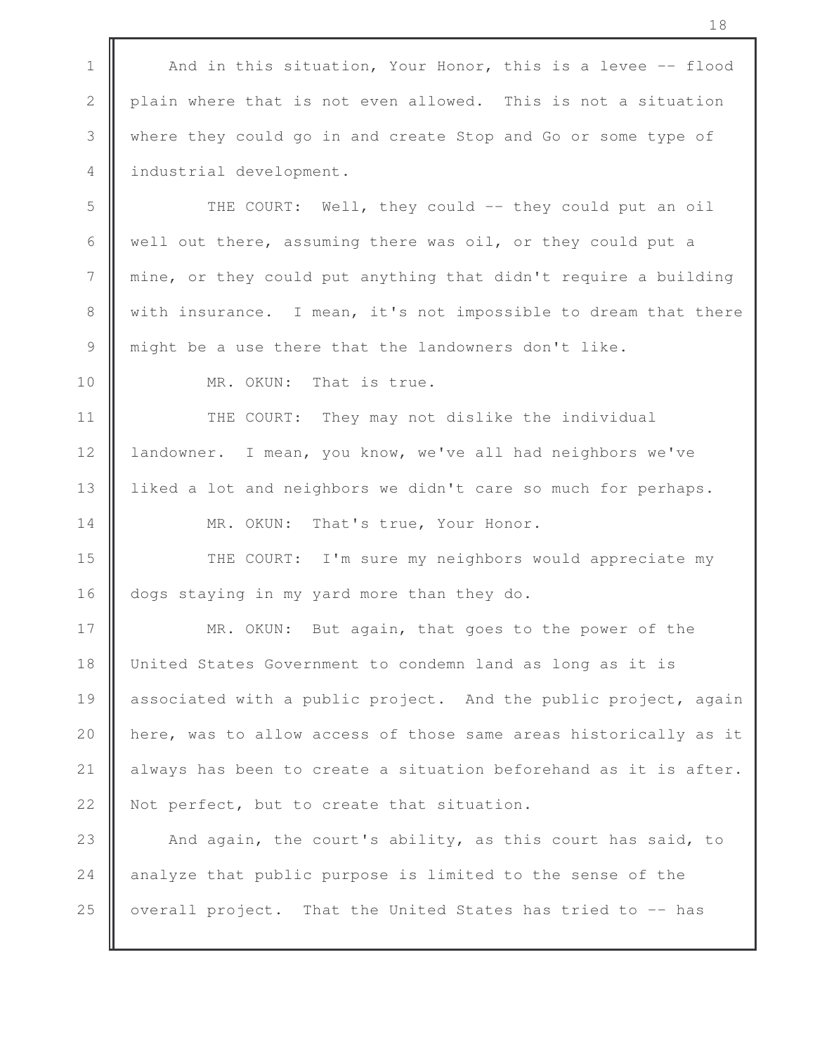And in this situation, Your Honor, this is a levee -- flood plain where that is not even allowed. This is not a situation where they could go in and create Stop and Go or some type of industrial development.

THE COURT: Well, they could -- they could put an oil well out there, assuming there was oil, or they could put a mine, or they could put anything that didn't require a building with insurance. I mean, it's not impossible to dream that there might be a use there that the landowners don't like.

MR. OKUN: That is true.

THE COURT: They may not dislike the individual landowner. I mean, you know, we've all had neighbors we've liked a lot and neighbors we didn't care so much for perhaps.

MR. OKUN: That's true, Your Honor.

THE COURT: I'm sure my neighbors would appreciate my dogs staying in my yard more than they do.

MR. OKUN: But again, that goes to the power of the United States Government to condemn land as long as it is associated with a public project. And the public project, again here, was to allow access of those same areas historically as it always has been to create a situation beforehand as it is after. Not perfect, but to create that situation.

And again, the court's ability, as this court has said, to analyze that public purpose is limited to the sense of the overall project. That the United States has tried to -- has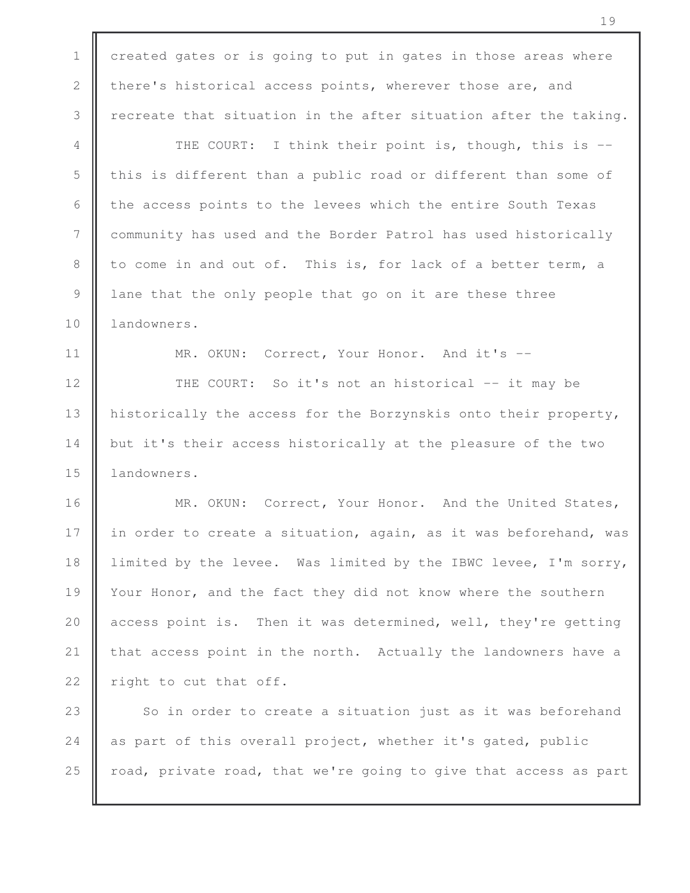created gates or is going to put in gates in those areas where there's historical access points, wherever those are, and recreate that situation in the after situation after the taking.

THE COURT: I think their point is, though, this is -- this is different than a public road or different than some of the access points to the levees which the entire South Texas community has used and the Border Patrol has used historically to come in and out of. This is, for lack of a better term, a lane that the only people that go on it are these three landowners.

MR. OKUN: Correct, Your Honor. And it's --

THE COURT: So it's not an historical -- it may be historically the access for the Borzynskis onto their property, but it's their access historically at the pleasure of the two landowners.

MR. OKUN: Correct, Your Honor. And the United States, in order to create a situation, again, as it was beforehand, was limited by the levee. Was limited by the IBWC levee, I'm sorry, Your Honor, and the fact they did not know where the southern access point is. Then it was determined, well, they're getting that access point in the north. Actually the landowners have a right to cut that off.

So in order to create a situation just as it was beforehand as part of this overall project, whether it's gated, public road, private road, that we're going to give that access as part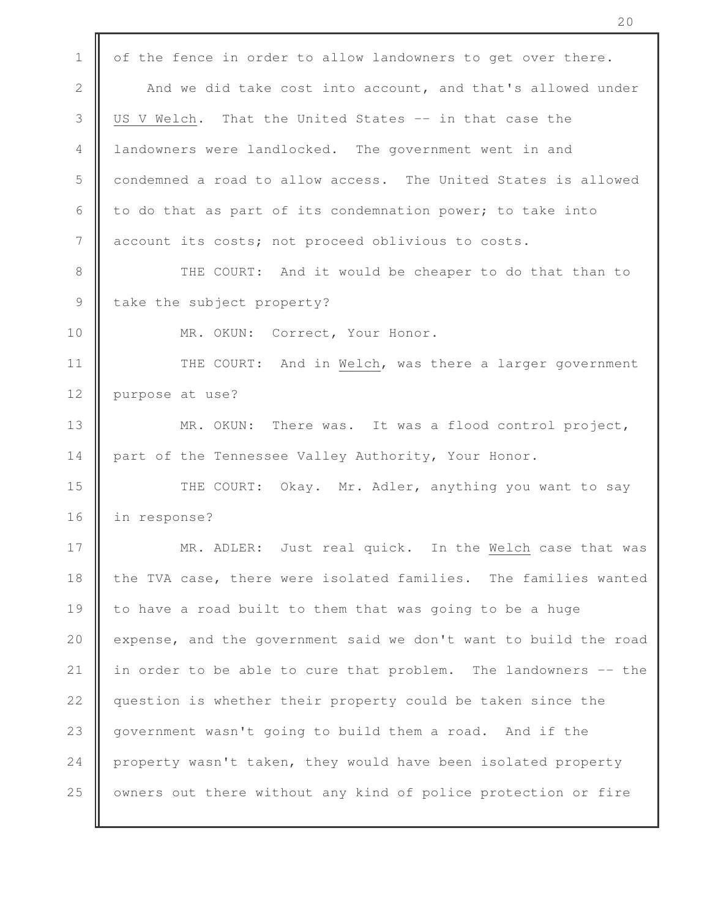of the fence in order to allow landowners to get over there.

And we did take cost into account, and that's allowed under US V Welch. That the United States -- in that case the landowners were landlocked. The government went in and condemned a road to allow access. The United States is allowed to do that as part of its condemnation power; to take into account its costs; not proceed oblivious to costs.

THE COURT: And it would be cheaper to do that than to take the subject property?

MR. OKUN: Correct, Your Honor.

THE COURT: And in Welch, was there a larger government purpose at use?

MR. OKUN: There was. It was a flood control project, part of the Tennessee Valley Authority, Your Honor.

THE COURT: Okay. Mr. Adler, anything you want to say in response?

MR. ADLER: Just real quick. In the Welch case that was the TVA case, there were isolated families. The families wanted to have a road built to them that was going to be a huge expense, and the government said we don't want to build the road in order to be able to cure that problem. The landowners -- the question is whether their property could be taken since the government wasn't going to build them a road. And if the property wasn't taken, they would have been isolated property owners out there without any kind of police protection or fire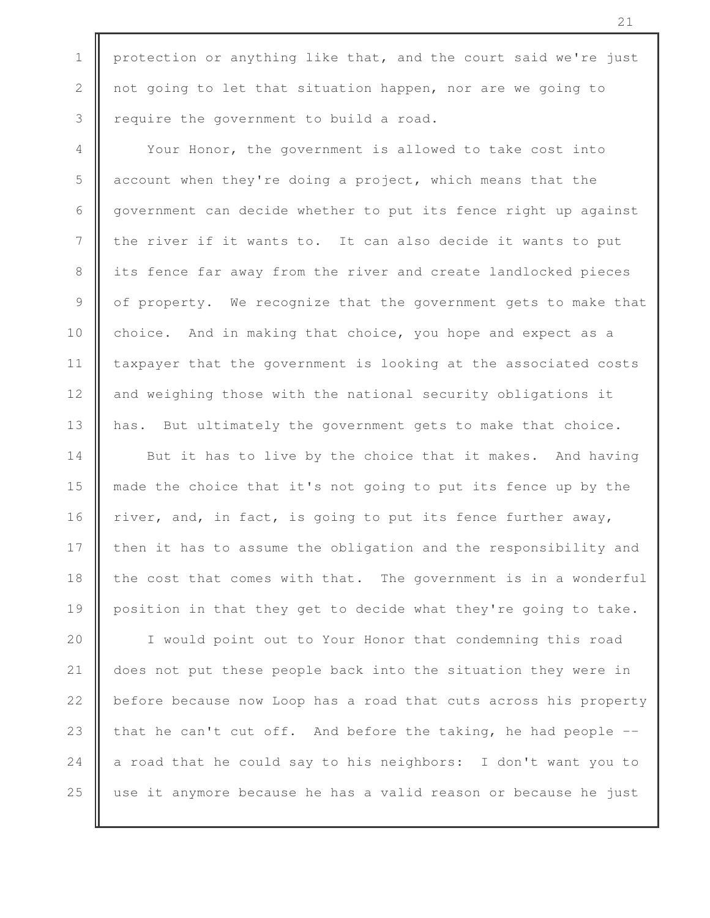protection or anything like that, and the court said we're just not going to let that situation happen, nor are we going to require the government to build a road.

Your Honor, the government is allowed to take cost into account when they're doing a project, which means that the government can decide whether to put its fence right up against the river if it wants to. It can also decide it wants to put its fence far away from the river and create landlocked pieces of property. We recognize that the government gets to make that choice. And in making that choice, you hope and expect as a taxpayer that the government is looking at the associated costs and weighing those with the national security obligations it has. But ultimately the government gets to make that choice.

But it has to live by the choice that it makes. And having made the choice that it's not going to put its fence up by the river, and, in fact, is going to put its fence further away, then it has to assume the obligation and the responsibility and the cost that comes with that. The government is in a wonderful position in that they get to decide what they're going to take.

I would point out to Your Honor that condemning this road does not put these people back into the situation they were in before because now Loop has a road that cuts across his property that he can't cut off. And before the taking, he had people -- a road that he could say to his neighbors: I don't want you to use it anymore because he has a valid reason or because he just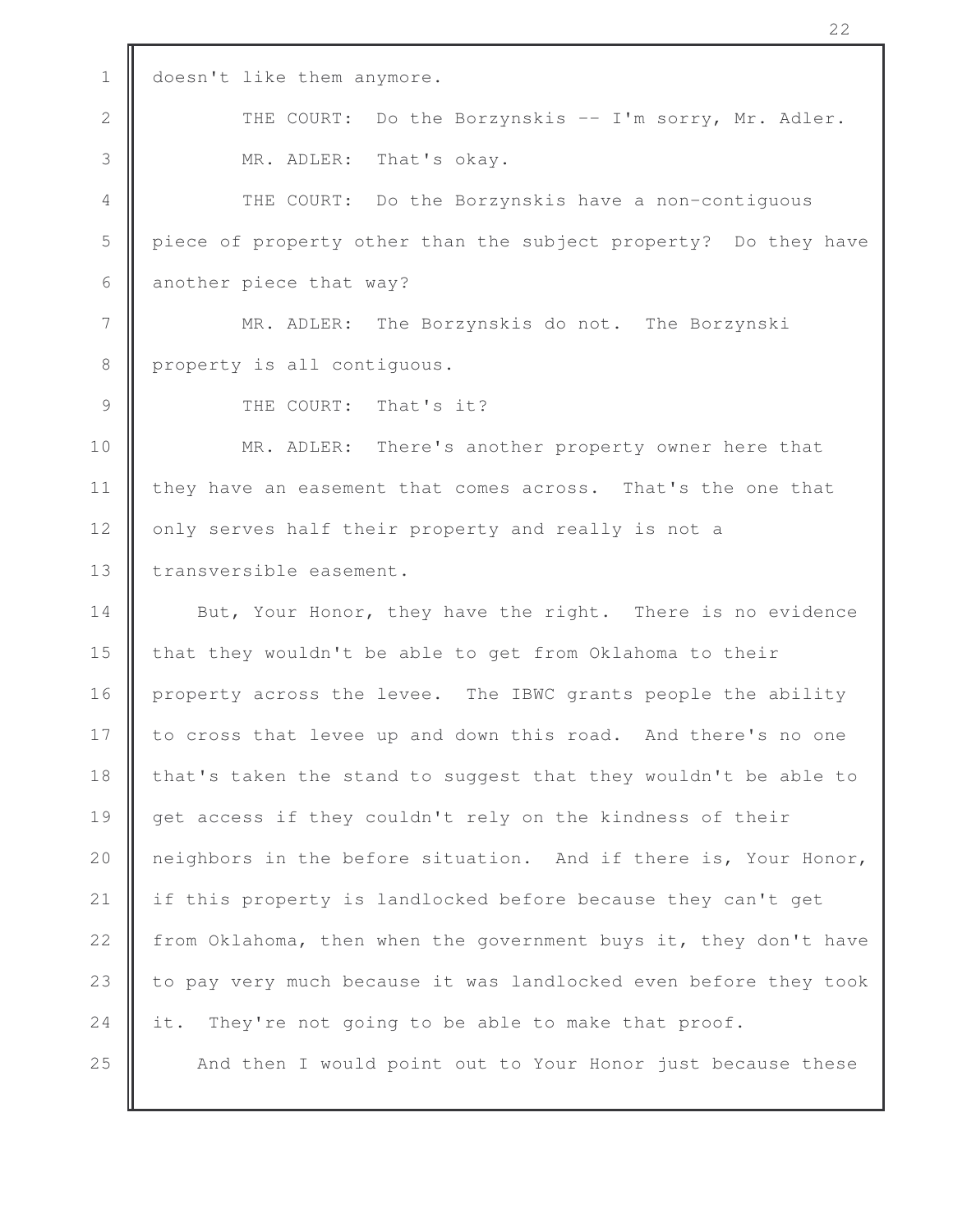doesn't like them anymore.

THE COURT: Do the Borzynskis -- I'm sorry, Mr. Adler.

MR. ADLER: That's okay.

THE COURT: Do the Borzynskis have a non-contiguous piece of property other than the subject property? Do they have another piece that way?

MR. ADLER: The Borzynskis do not. The Borzynski property is all contiguous.

THE COURT: That's it?

MR. ADLER: There's another property owner here that they have an easement that comes across. That's the one that only serves half their property and really is not a transversible easement.

But, Your Honor, they have the right. There is no evidence that they wouldn't be able to get from Oklahoma to their property across the levee. The IBWC grants people the ability to cross that levee up and down this road. And there's no one that's taken the stand to suggest that they wouldn't be able to get access if they couldn't rely on the kindness of their neighbors in the before situation. And if there is, Your Honor, if this property is landlocked before because they can't get from Oklahoma, then when the government buys it, they don't have to pay very much because it was landlocked even before they took it. They're not going to be able to make that proof.

And then I would point out to Your Honor just because these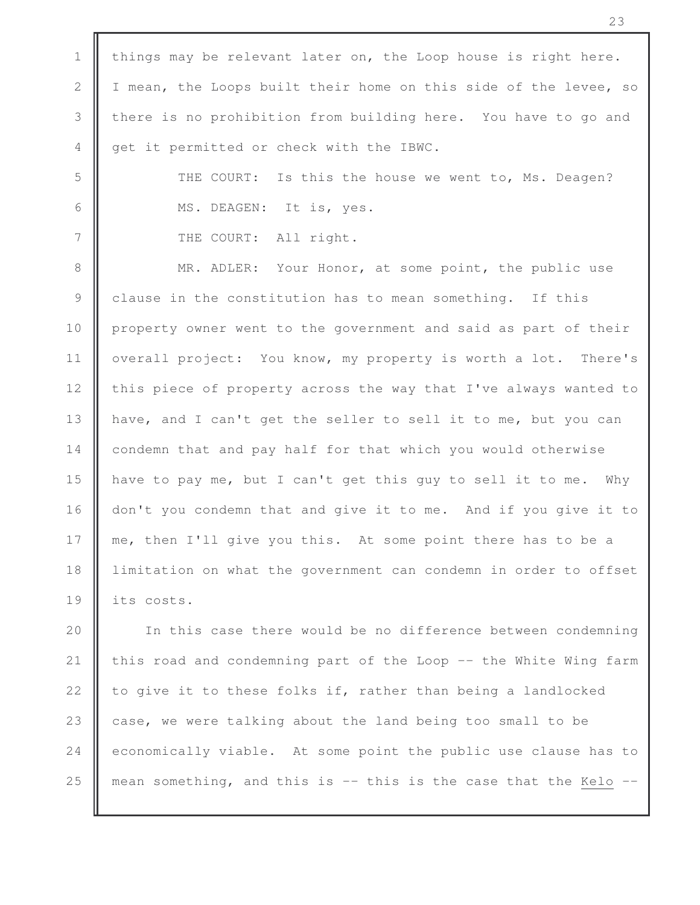things may be relevant later on, the Loop house is right here. I mean, the Loops built their home on this side of the levee, so there is no prohibition from building here. You have to go and get it permitted or check with the IBWC.

THE COURT: Is this the house we went to, Ms. Deagen?

MS. DEAGEN: It is, yes.

THE COURT: All right.

MR. ADLER: Your Honor, at some point, the public use clause in the constitution has to mean something. If this property owner went to the government and said as part of their overall project: You know, my property is worth a lot. There's this piece of property across the way that I've always wanted to have, and I can't get the seller to sell it to me, but you can condemn that and pay half for that which you would otherwise have to pay me, but I can't get this guy to sell it to me. Why don't you condemn that and give it to me. And if you give it to me, then I'll give you this. At some point there has to be a limitation on what the government can condemn in order to offset its costs.

In this case there would be no difference between condemning this road and condemning part of the Loop -- the White Wing farm to give it to these folks if, rather than being a landlocked case, we were talking about the land being too small to be economically viable. At some point the public use clause has to mean something, and this is -- this is the case that the Kelo --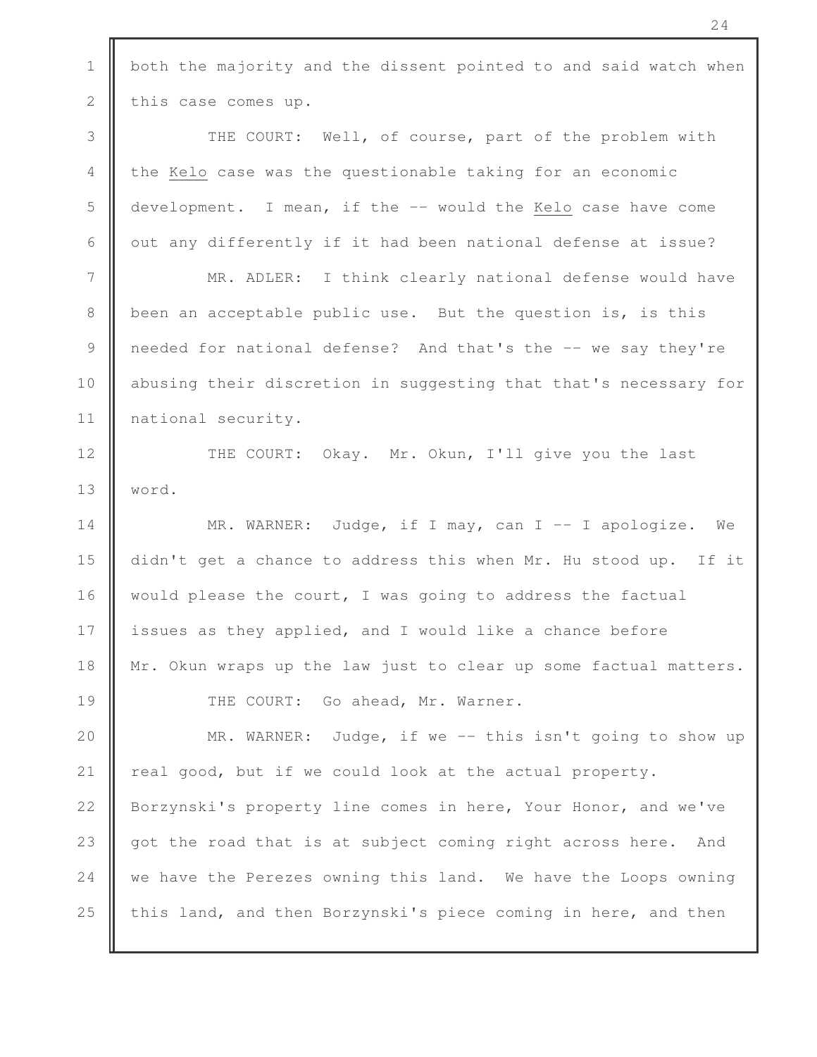both the majority and the dissent pointed to and said watch when this case comes up.

THE COURT: Well, of course, part of the problem with the *Kelo* case was the questionable taking for an economic development. I mean, if the -- would the *Kelo* case have come out any differently if it had been national defense at issue?

MR. ADLER: I think clearly national defense would have been an acceptable public use. But the question is, is this needed for national defense? And that's the -- we say they're abusing their discretion in suggesting that that's necessary for national security.

THE COURT: Okay. Mr. Okun, I'll give you the last word.

MR. WARNER: Judge, if I may, can I -- I apologize. We didn't get a chance to address this when Mr. Hu stood up. If it would please the court, I was going to address the factual issues as they applied, and I would like a chance before Mr. Okun wraps up the law just to clear up some factual matters.

THE COURT: Go ahead, Mr. Warner.

MR. WARNER: Judge, if we -- this isn't going to show up real good, but if we could look at the actual property. Borzynski's property line comes in here, Your Honor, and we've got the road that is at subject coming right across here. And we have the Perezes owning this land. We have the Loops owning this land, and then Borzynski's piece coming in here, and then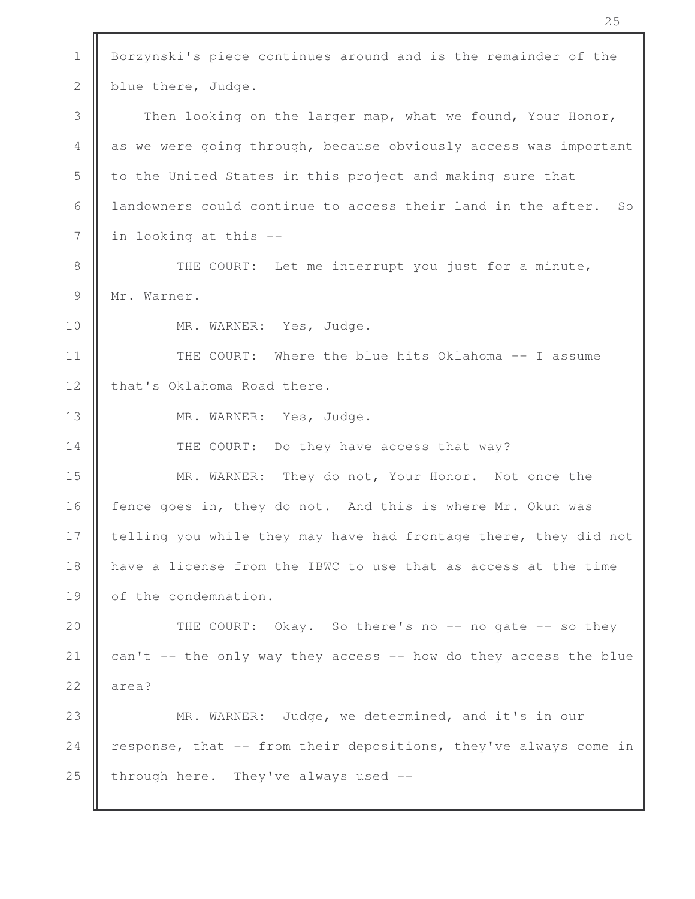Borzynski's piece continues around and is the remainder of the blue there, Judge.

Then looking on the larger map, what we found, Your Honor, as we were going through, because obviously access was important to the United States in this project and making sure that landowners could continue to access their land in the after. So in looking at this --

THE COURT: Let me interrupt you just for a minute, Mr. Warner.

MR. WARNER: Yes, Judge.

THE COURT: Where the blue hits Oklahoma -- I assume that's Oklahoma Road there.

MR. WARNER: Yes, Judge.

THE COURT: Do they have access that way?

MR. WARNER: They do not, Your Honor. Not once the fence goes in, they do not. And this is where Mr. Okun was telling you while they may have had frontage there, they did not have a license from the IBWC to use that as access at the time of the condemnation.

THE COURT: Okay. So there's no -- no gate -- so they can't -- the only way they access -- how do they access the blue area?

MR. WARNER: Judge, we determined, and it's in our response, that -- from their depositions, they've always come in through here. They've always used --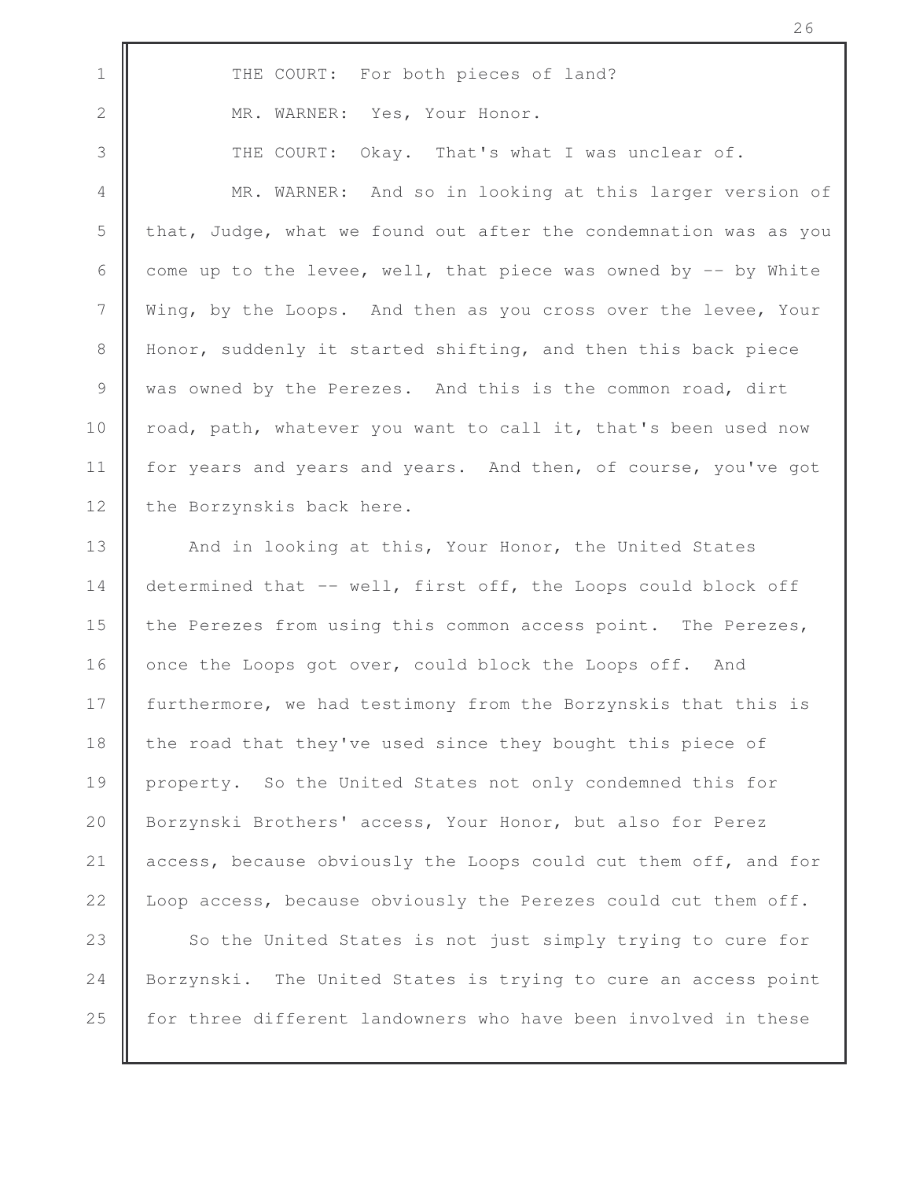THE COURT: For both pieces of land?

MR. WARNER: Yes, Your Honor.

THE COURT: Okay. That's what I was unclear of.

MR. WARNER: And so in looking at this larger version of that, Judge, what we found out after the condemnation was as you come up to the levee, well, that piece was owned by -- by White Wing, by the Loops. And then as you cross over the levee, Your Honor, suddenly it started shifting, and then this back piece was owned by the Perezes. And this is the common road, dirt road, path, whatever you want to call it, that's been used now for years and years and years. And then, of course, you've got the Borzynskis back here.

And in looking at this, Your Honor, the United States determined that -- well, first off, the Loops could block off the Perezes from using this common access point. The Perezes, once the Loops got over, could block the Loops off. And furthermore, we had testimony from the Borzynskis that this is the road that they've used since they bought this piece of property. So the United States not only condemned this for Borzynski Brothers' access, Your Honor, but also for Perez access, because obviously the Loops could cut them off, and for Loop access, because obviously the Perezes could cut them off.

So the United States is not just simply trying to cure for Borzynski. The United States is trying to cure an access point for three different landowners who have been involved in these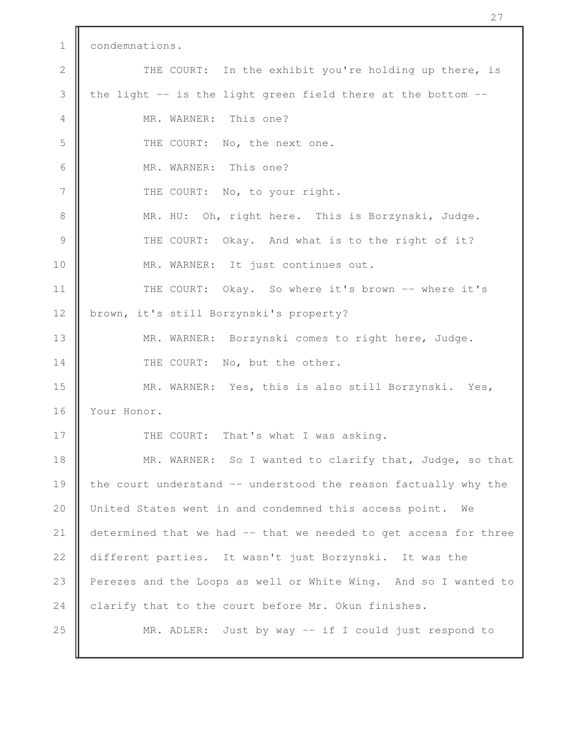condemnations.

THE COURT: In the exhibit you're holding up there, is the light -- is the light green field there at the bottom --

MR. WARNER: This one?

THE COURT: No, the next one.

MR. WARNER: This one?

THE COURT: No, to your right.

MR. HU: Oh, right here. This is Borzynski, Judge.

THE COURT: Okay. And what is to the right of it?

MR. WARNER: It just continues out.

THE COURT: Okay. So where it's brown -- where it's brown, it's still Borzynski's property?

MR. WARNER: Borzynski comes to right here, Judge.

THE COURT: No, but the other.

MR. WARNER: Yes, this is also still Borzynski. Yes, Your Honor.

THE COURT: That's what I was asking.

MR. WARNER: So I wanted to clarify that, Judge, so that the court understand -- understood the reason factually why the United States went in and condemned this access point. We determined that we had -- that we needed to get access for three different parties. It wasn't just Borzynski. It was the Perezes and the Loops as well or White Wing. And so I wanted to clarify that to the court before Mr. Okun finishes.

MR. ADLER: Just by way -- if I could just respond to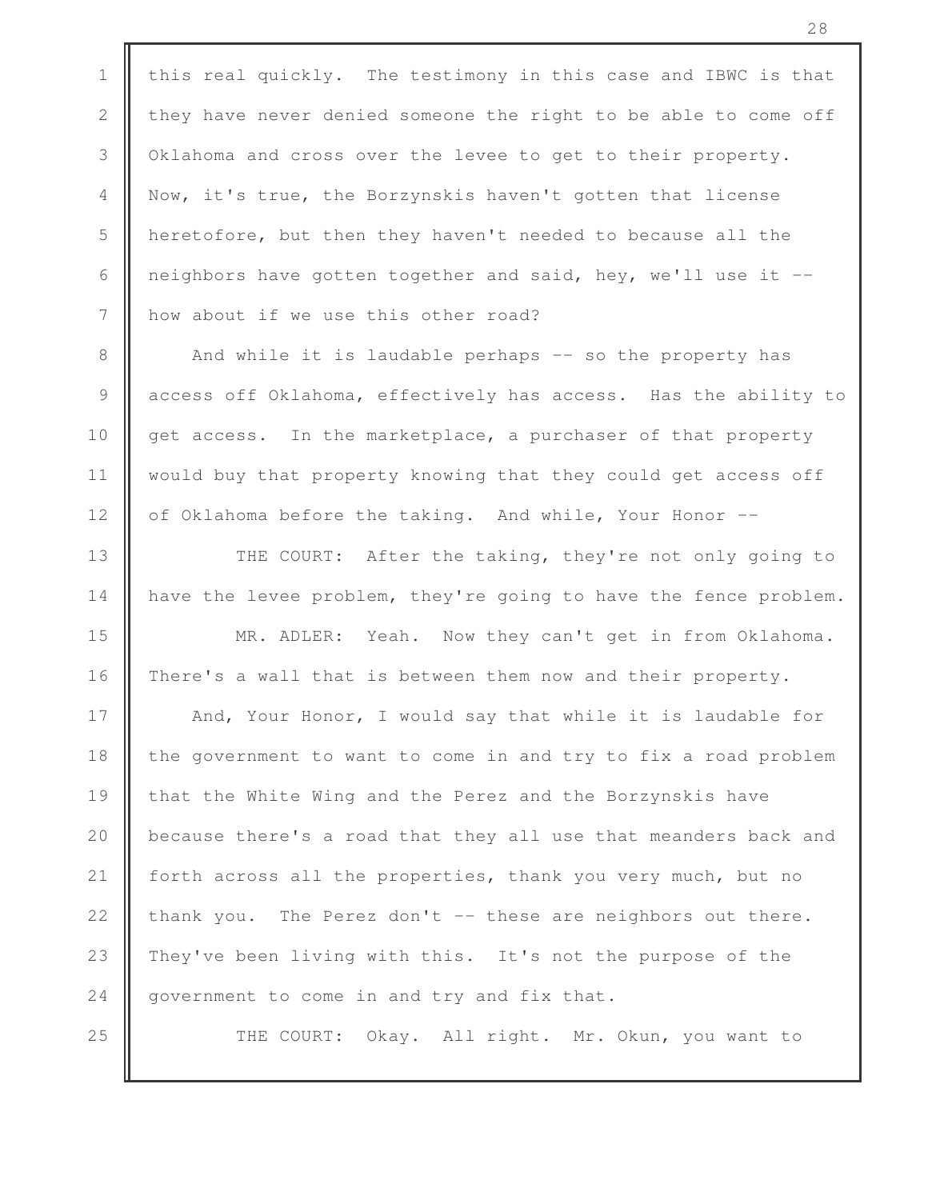this real quickly. The testimony in this case and IBWC is that they have never denied someone the right to be able to come off Oklahoma and cross over the levee to get to their property. Now, it's true, the Borzynskis haven't gotten that license heretofore, but then they haven't needed to because all the neighbors have gotten together and said, hey, we'll use it -- how about if we use this other road?

And while it is laudable perhaps -- so the property has access off Oklahoma, effectively has access. Has the ability to get access. In the marketplace, a purchaser of that property would buy that property knowing that they could get access off of Oklahoma before the taking. And while, Your Honor --

THE COURT: After the taking, they're not only going to have the levee problem, they're going to have the fence problem.

MR. ADLER: Yeah. Now they can't get in from Oklahoma. There's a wall that is between them now and their property.

And, Your Honor, I would say that while it is laudable for the government to want to come in and try to fix a road problem that the White Wing and the Perez and the Borzynskis have because there's a road that they all use that meanders back and forth across all the properties, thank you very much, but no thank you. The Perez don't -- these are neighbors out there. They've been living with this. It's not the purpose of the government to come in and try and fix that.

THE COURT: Okay. All right. Mr. Okun, you want to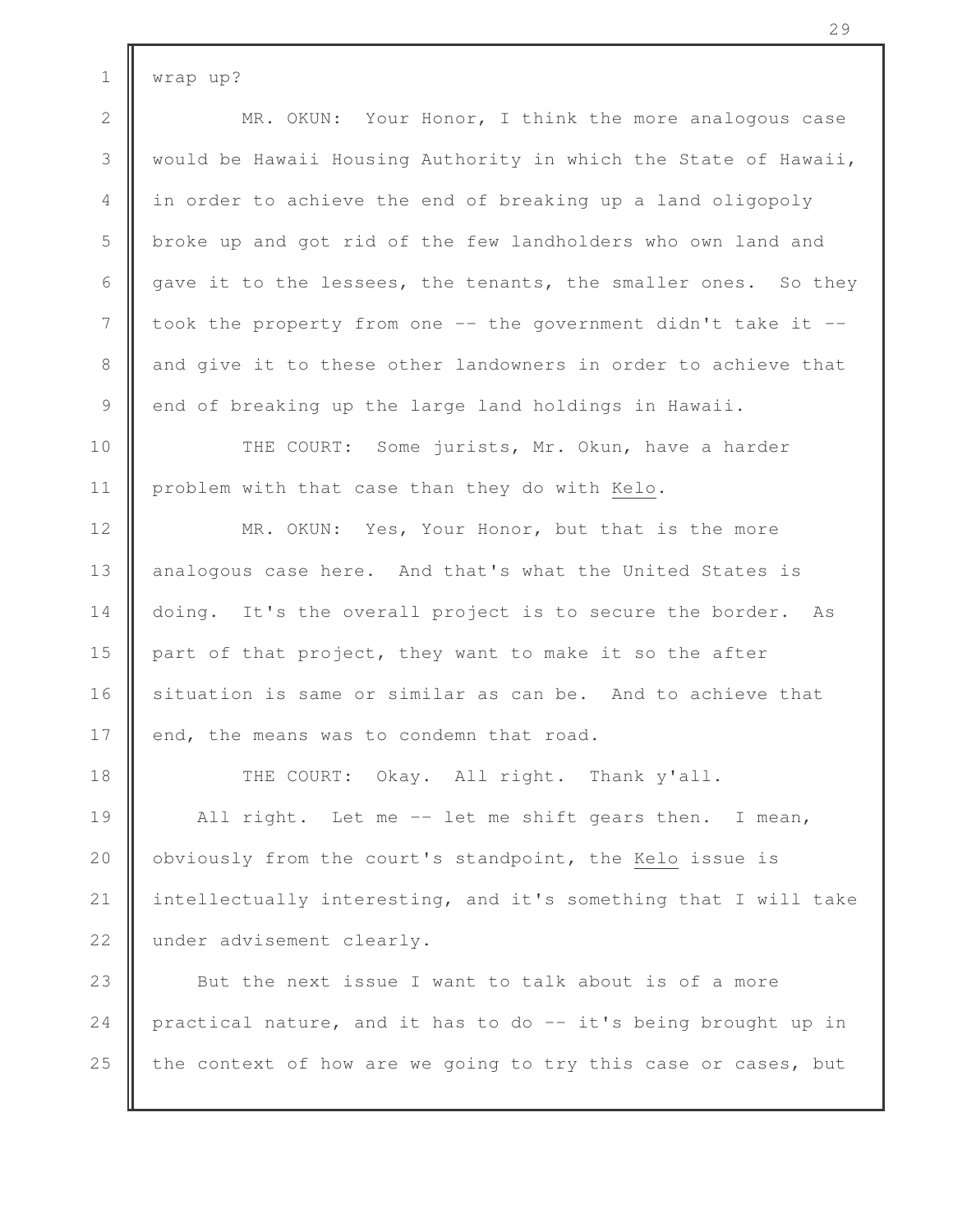wrap up?

MR. OKUN: Your Honor, I think the more analogous case would be Hawaii Housing Authority in which the State of Hawaii, in order to achieve the end of breaking up a land oligopoly broke up and got rid of the few landholders who own land and gave it to the lessees, the tenants, the smaller ones. So they took the property from one -- the government didn't take it -- and give it to these other landowners in order to achieve that end of breaking up the large land holdings in Hawaii.

THE COURT: Some jurists, Mr. Okun, have a harder problem with that case than they do with Kelo.

MR. OKUN: Yes, Your Honor, but that is the more analogous case here. And that's what the United States is doing. It's the overall project is to secure the border. As part of that project, they want to make it so the after situation is same or similar as can be. And to achieve that end, the means was to condemn that road.

THE COURT: Okay. All right. Thank y'all.

All right. Let me -- let me shift gears then. I mean, obviously from the court's standpoint, the Kelo issue is intellectually interesting, and it's something that I will take under advisement clearly.

But the next issue I want to talk about is of a more practical nature, and it has to do -- it's being brought up in the context of how are we going to try this case or cases, but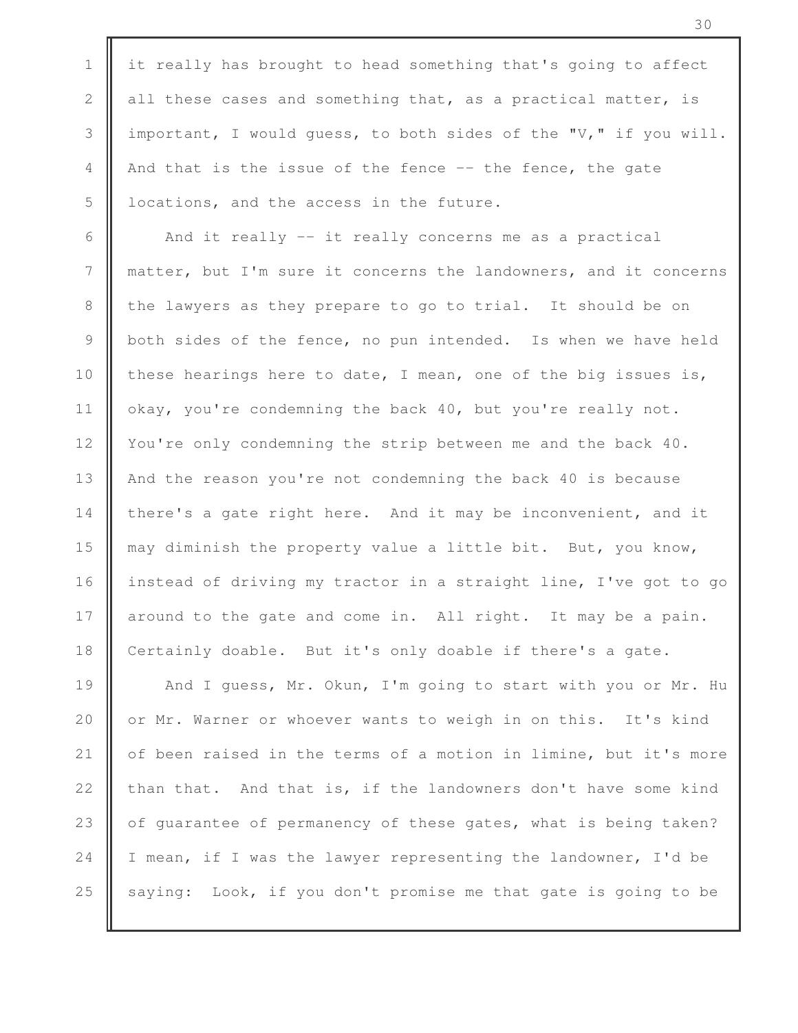it really has brought to head something that's going to affect all these cases and something that, as a practical matter, is important, I would guess, to both sides of the "V," if you will. And that is the issue of the fence -- the fence, the gate locations, and the access in the future.

And it really -- it really concerns me as a practical matter, but I'm sure it concerns the landowners, and it concerns the lawyers as they prepare to go to trial. It should be on both sides of the fence, no pun intended. Is when we have held these hearings here to date, I mean, one of the big issues is, okay, you're condemning the back 40, but you're really not. You're only condemning the strip between me and the back 40. And the reason you're not condemning the back 40 is because there's a gate right here. And it may be inconvenient, and it may diminish the property value a little bit. But, you know, instead of driving my tractor in a straight line, I've got to go around to the gate and come in. All right. It may be a pain. Certainly doable. But it's only doable if there's a gate.

And I guess, Mr. Okun, I'm going to start with you or Mr. Hu or Mr. Warner or whoever wants to weigh in on this. It's kind of been raised in the terms of a motion in limine, but it's more than that. And that is, if the landowners don't have some kind of guarantee of permanency of these gates, what is being taken? I mean, if I was the lawyer representing the landowner, I'd be saying: Look, if you don't promise me that gate is going to be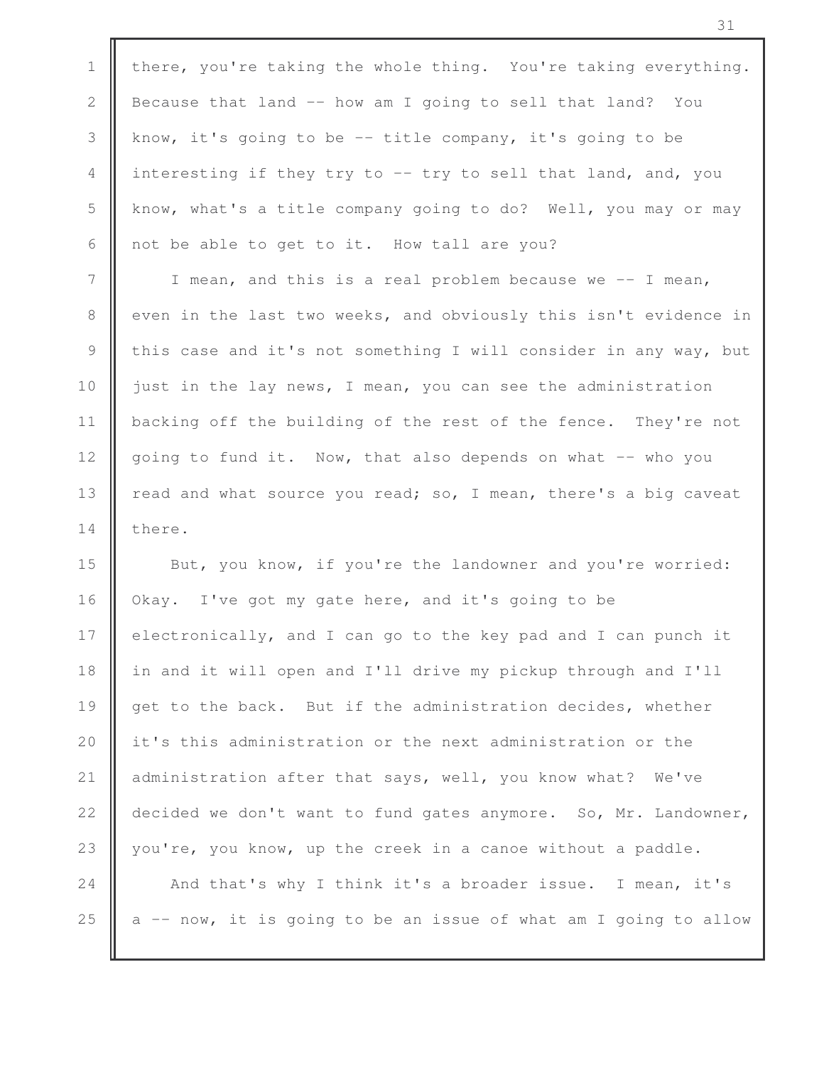there, you're taking the whole thing. You're taking everything. Because that land -- how am I going to sell that land? You know, it's going to be -- title company, it's going to be interesting if they try to -- try to sell that land, and, you know, what's a title company going to do? Well, you may or may not be able to get to it. How tall are you?

I mean, and this is a real problem because we -- I mean, even in the last two weeks, and obviously this isn't evidence in this case and it's not something I will consider in any way, but just in the lay news, I mean, you can see the administration backing off the building of the rest of the fence. They're not going to fund it. Now, that also depends on what -- who you read and what source you read; so, I mean, there's a big caveat there.

But, you know, if you're the landowner and you're worried: Okay. I've got my gate here, and it's going to be electronically, and I can go to the key pad and I can punch it in and it will open and I'll drive my pickup through and I'll get to the back. But if the administration decides, whether it's this administration or the next administration or the administration after that says, well, you know what? We've decided we don't want to fund gates anymore. So, Mr. Landowner, you're, you know, up the creek in a canoe without a paddle.

And that's why I think it's a broader issue. I mean, it's a -- now, it is going to be an issue of what am I going to allow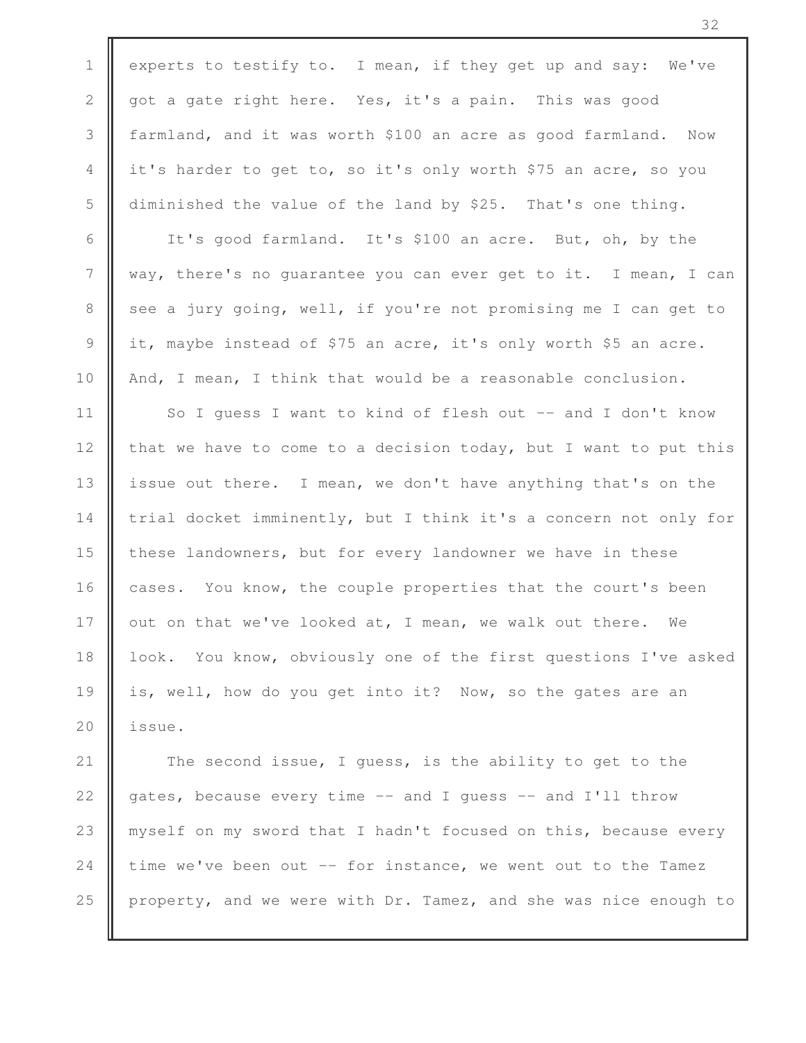experts to testify to. I mean, if they get up and say: We've got a gate right here. Yes, it's a pain. This was good farmland, and it was worth $100 an acre as good farmland. Now it's harder to get to, so it's only worth $75 an acre, so you diminished the value of the land by $25. That's one thing.

It's good farmland. It's $100 an acre. But, oh, by the way, there's no guarantee you can ever get to it. I mean, I can see a jury going, well, if you're not promising me I can get to it, maybe instead of $75 an acre, it's only worth $5 an acre. And, I mean, I think that would be a reasonable conclusion.

So I guess I want to kind of flesh out -- and I don't know that we have to come to a decision today, but I want to put this issue out there. I mean, we don't have anything that's on the trial docket imminently, but I think it's a concern not only for these landowners, but for every landowner we have in these cases. You know, the couple properties that the court's been out on that we've looked at, I mean, we walk out there. We look. You know, obviously one of the first questions I've asked is, well, how do you get into it? Now, so the gates are an issue.

The second issue, I guess, is the ability to get to the gates, because every time -- and I guess -- and I'll throw myself on my sword that I hadn't focused on this, because every time we've been out -- for instance, we went out to the Tamez property, and we were with Dr. Tamez, and she was nice enough to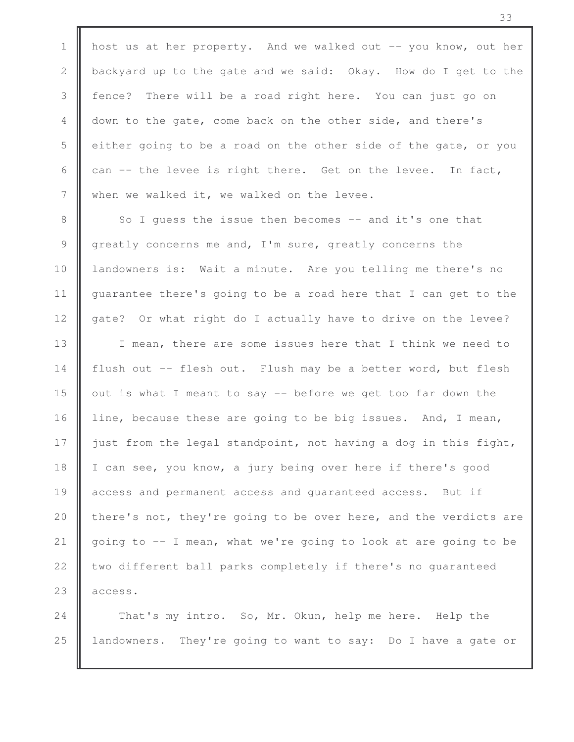host us at her property. And we walked out -- you know, out her backyard up to the gate and we said: Okay. How do I get to the fence? There will be a road right here. You can just go on down to the gate, come back on the other side, and there's either going to be a road on the other side of the gate, or you can -- the levee is right there. Get on the levee. In fact, when we walked it, we walked on the levee.

So I guess the issue then becomes -- and it's one that greatly concerns me and, I'm sure, greatly concerns the landowners is: Wait a minute. Are you telling me there's no guarantee there's going to be a road here that I can get to the gate? Or what right do I actually have to drive on the levee?

I mean, there are some issues here that I think we need to flush out -- flesh out. Flush may be a better word, but flesh out is what I meant to say -- before we get too far down the line, because these are going to be big issues. And, I mean, just from the legal standpoint, not having a dog in this fight, I can see, you know, a jury being over here if there's good access and permanent access and guaranteed access. But if there's not, they're going to be over here, and the verdicts are going to -- I mean, what we're going to look at are going to be two different ball parks completely if there's no guaranteed access.

That's my intro. So, Mr. Okun, help me here. Help the landowners. They're going to want to say: Do I have a gate or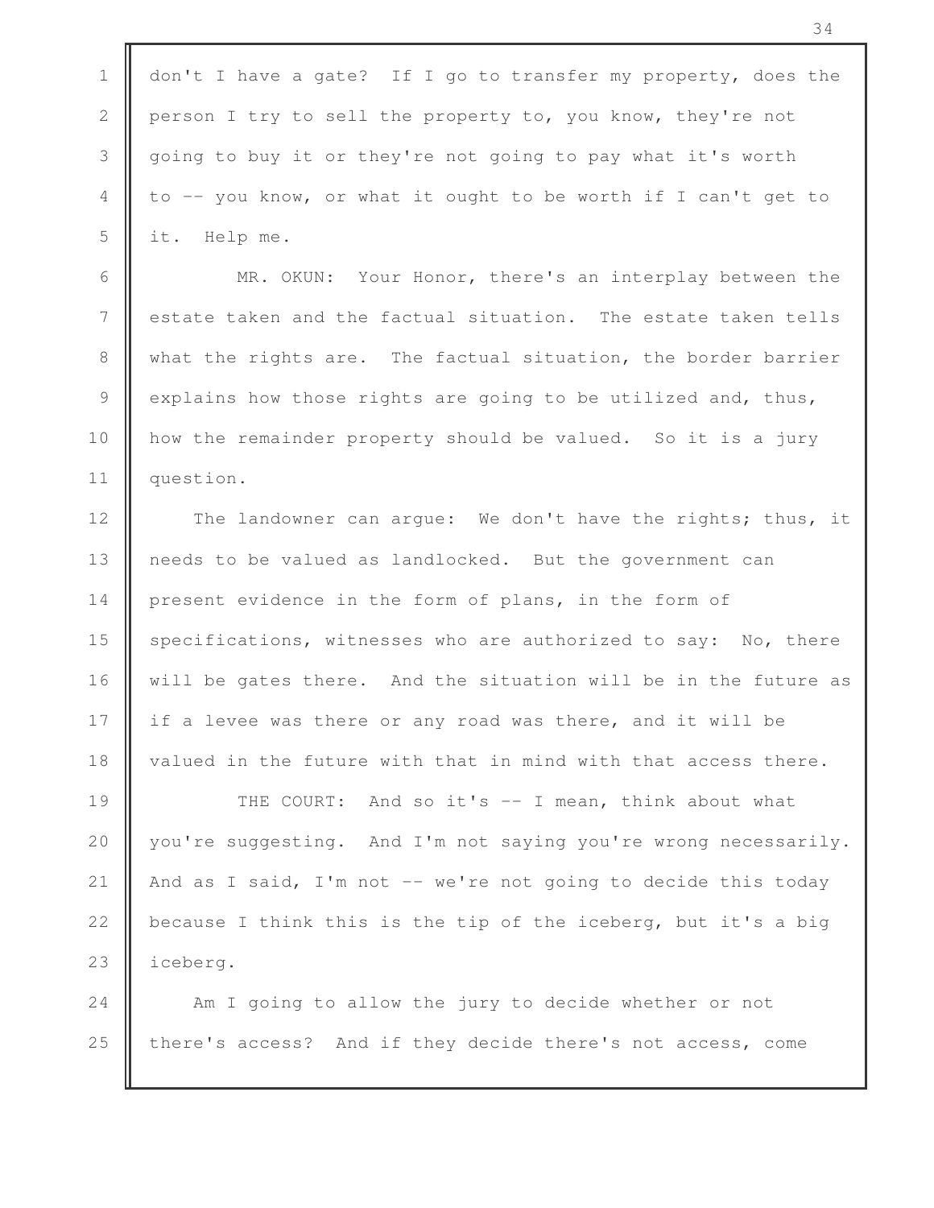don't I have a gate? If I go to transfer my property, does the person I try to sell the property to, you know, they're not going to buy it or they're not going to pay what it's worth to -- you know, or what it ought to be worth if I can't get to it. Help me.

MR. OKUN: Your Honor, there's an interplay between the estate taken and the factual situation. The estate taken tells what the rights are. The factual situation, the border barrier explains how those rights are going to be utilized and, thus, how the remainder property should be valued. So it is a jury question.

The landowner can argue: We don't have the rights; thus, it needs to be valued as landlocked. But the government can present evidence in the form of plans, in the form of specifications, witnesses who are authorized to say: No, there will be gates there. And the situation will be in the future as if a levee was there or any road was there, and it will be valued in the future with that in mind with that access there.

THE COURT: And so it's -- I mean, think about what you're suggesting. And I'm not saying you're wrong necessarily. And as I said, I'm not -- we're not going to decide this today because I think this is the tip of the iceberg, but it's a big iceberg.

Am I going to allow the jury to decide whether or not there's access? And if they decide there's not access, come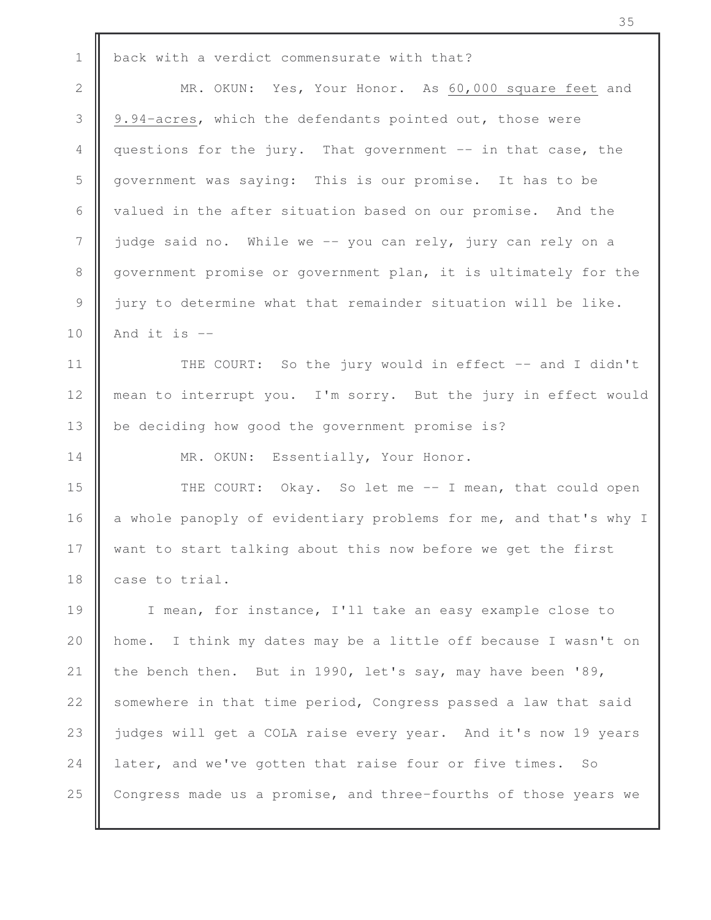back with a verdict commensurate with that?

MR. OKUN: Yes, Your Honor. As 60,000 square feet and 9.94-acres, which the defendants pointed out, those were questions for the jury. That government -- in that case, the government was saying: This is our promise. It has to be valued in the after situation based on our promise. And the judge said no. While we -- you can rely, jury can rely on a government promise or government plan, it is ultimately for the jury to determine what that remainder situation will be like. And it is --

THE COURT: So the jury would in effect -- and I didn't mean to interrupt you. I'm sorry. But the jury in effect would be deciding how good the government promise is?

MR. OKUN: Essentially, Your Honor.

THE COURT: Okay. So let me -- I mean, that could open a whole panoply of evidentiary problems for me, and that's why I want to start talking about this now before we get the first case to trial.

I mean, for instance, I'll take an easy example close to home. I think my dates may be a little off because I wasn't on the bench then. But in 1990, let's say, may have been '89, somewhere in that time period, Congress passed a law that said judges will get a COLA raise every year. And it's now 19 years later, and we've gotten that raise four or five times. So Congress made us a promise, and three-fourths of those years we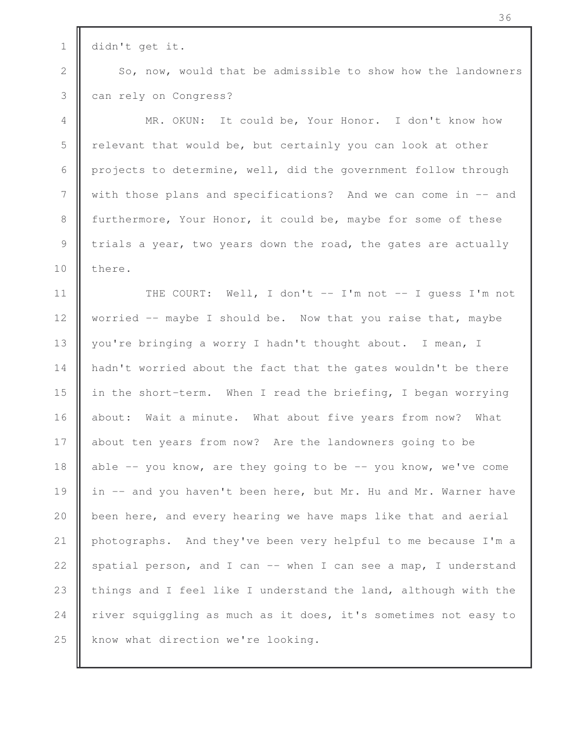didn't get it.

So, now, would that be admissible to show how the landowners can rely on Congress?

MR. OKUN: It could be, Your Honor. I don't know how relevant that would be, but certainly you can look at other projects to determine, well, did the government follow through with those plans and specifications? And we can come in -- and furthermore, Your Honor, it could be, maybe for some of these trials a year, two years down the road, the gates are actually there.

THE COURT: Well, I don't -- I'm not -- I guess I'm not worried -- maybe I should be. Now that you raise that, maybe you're bringing a worry I hadn't thought about. I mean, I hadn't worried about the fact that the gates wouldn't be there in the short-term. When I read the briefing, I began worrying about: Wait a minute. What about five years from now? What about ten years from now? Are the landowners going to be able -- you know, are they going to be -- you know, we've come in -- and you haven't been here, but Mr. Hu and Mr. Warner have been here, and every hearing we have maps like that and aerial photographs. And they've been very helpful to me because I'm a spatial person, and I can -- when I can see a map, I understand things and I feel like I understand the land, although with the river squiggling as much as it does, it's sometimes not easy to know what direction we're looking.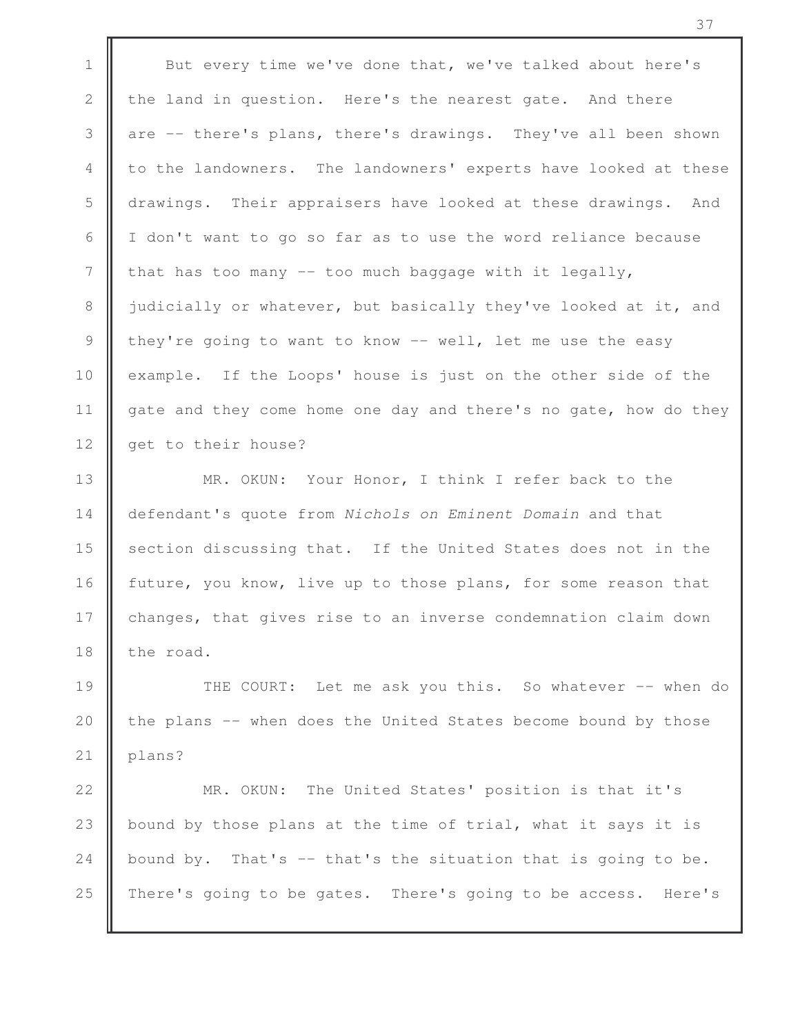But every time we've done that, we've talked about here's the land in question. Here's the nearest gate. And there are -- there's plans, there's drawings. They've all been shown to the landowners. The landowners' experts have looked at these drawings. Their appraisers have looked at these drawings. And I don't want to go so far as to use the word reliance because that has too many -- too much baggage with it legally, judicially or whatever, but basically they've looked at it, and they're going to want to know -- well, let me use the easy example. If the Loops' house is just on the other side of the gate and they come home one day and there's no gate, how do they get to their house?

MR. OKUN: Your Honor, I think I refer back to the defendant's quote from *Nichols on Eminent Domain* and that section discussing that. If the United States does not in the future, you know, live up to those plans, for some reason that changes, that gives rise to an inverse condemnation claim down the road.

THE COURT: Let me ask you this. So whatever -- when do the plans -- when does the United States become bound by those plans?

MR. OKUN: The United States' position is that it's bound by those plans at the time of trial, what it says it is bound by. That's -- that's the situation that is going to be. There's going to be gates. There's going to be access. Here's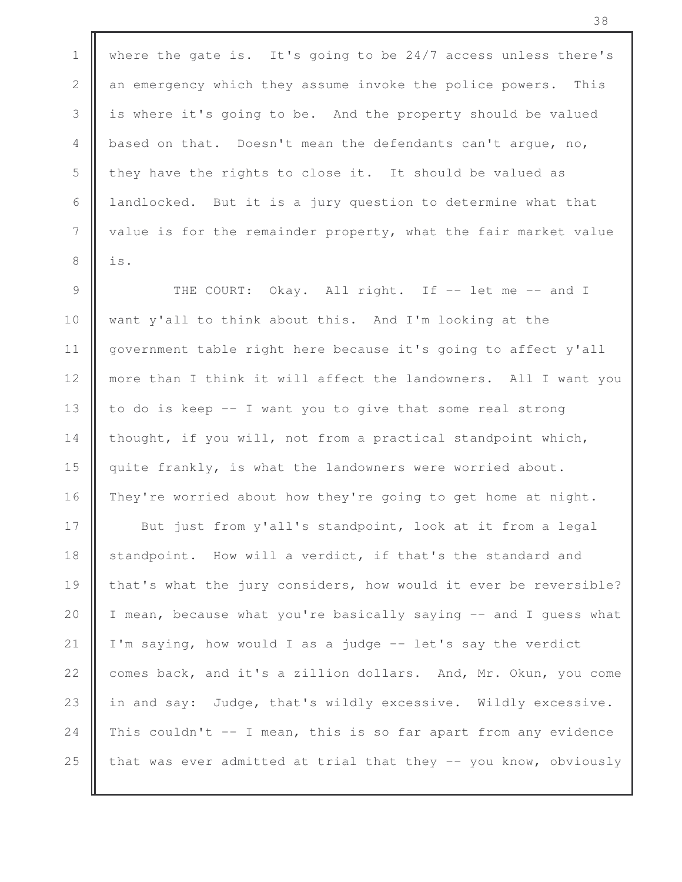where the gate is. It's going to be 24/7 access unless there's an emergency which they assume invoke the police powers. This is where it's going to be. And the property should be valued based on that. Doesn't mean the defendants can't argue, no, they have the rights to close it. It should be valued as landlocked. But it is a jury question to determine what that value is for the remainder property, what the fair market value is.

THE COURT: Okay. All right. If -- let me -- and I want y'all to think about this. And I'm looking at the government table right here because it's going to affect y'all more than I think it will affect the landowners. All I want you to do is keep -- I want you to give that some real strong thought, if you will, not from a practical standpoint which, quite frankly, is what the landowners were worried about. They're worried about how they're going to get home at night.

But just from y'all's standpoint, look at it from a legal standpoint. How will a verdict, if that's the standard and that's what the jury considers, how would it ever be reversible? I mean, because what you're basically saying -- and I guess what I'm saying, how would I as a judge -- let's say the verdict comes back, and it's a zillion dollars. And, Mr. Okun, you come in and say: Judge, that's wildly excessive. Wildly excessive. This couldn't -- I mean, this is so far apart from any evidence that was ever admitted at trial that they -- you know, obviously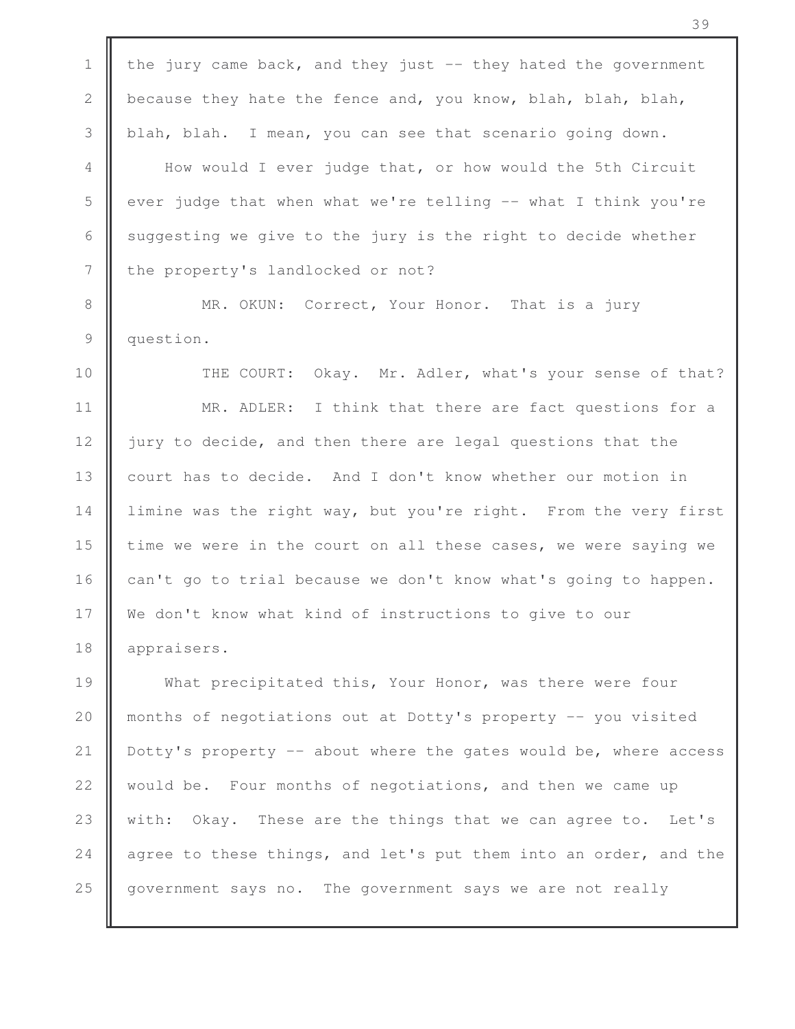the jury came back, and they just -- they hated the government because they hate the fence and, you know, blah, blah, blah, blah, blah. I mean, you can see that scenario going down.

How would I ever judge that, or how would the 5th Circuit ever judge that when what we're telling -- what I think you're suggesting we give to the jury is the right to decide whether the property's landlocked or not?

MR. OKUN: Correct, Your Honor. That is a jury question.

THE COURT: Okay. Mr. Adler, what's your sense of that?

MR. ADLER: I think that there are fact questions for a jury to decide, and then there are legal questions that the court has to decide. And I don't know whether our motion in limine was the right way, but you're right. From the very first time we were in the court on all these cases, we were saying we can't go to trial because we don't know what's going to happen. We don't know what kind of instructions to give to our appraisers.

What precipitated this, Your Honor, was there were four months of negotiations out at Dotty's property -- you visited Dotty's property -- about where the gates would be, where access would be. Four months of negotiations, and then we came up with: Okay. These are the things that we can agree to. Let's agree to these things, and let's put them into an order, and the government says no. The government says we are not really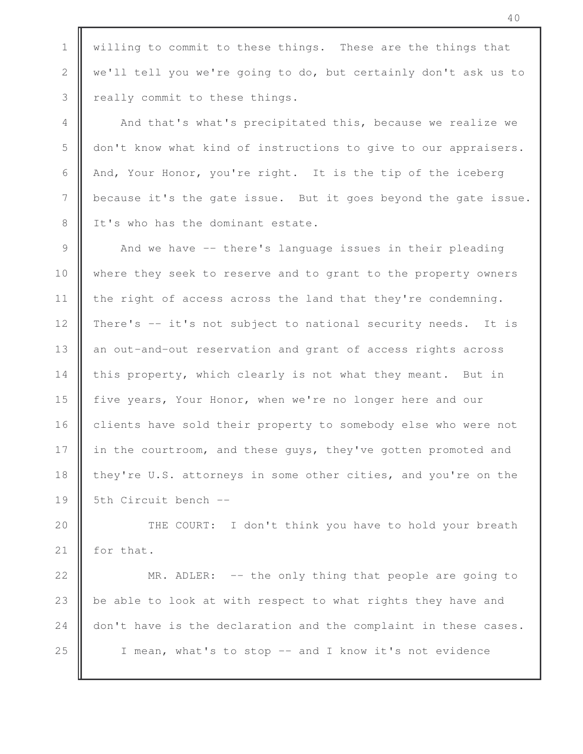willing to commit to these things. These are the things that we'll tell you we're going to do, but certainly don't ask us to really commit to these things.

And that's what's precipitated this, because we realize we don't know what kind of instructions to give to our appraisers. And, Your Honor, you're right. It is the tip of the iceberg because it's the gate issue. But it goes beyond the gate issue. It's who has the dominant estate.

And we have -- there's language issues in their pleading where they seek to reserve and to grant to the property owners the right of access across the land that they're condemning. There's -- it's not subject to national security needs. It is an out-and-out reservation and grant of access rights across this property, which clearly is not what they meant. But in five years, Your Honor, when we're no longer here and our clients have sold their property to somebody else who were not in the courtroom, and these guys, they've gotten promoted and they're U.S. attorneys in some other cities, and you're on the 5th Circuit bench --

THE COURT: I don't think you have to hold your breath for that.

MR. ADLER: -- the only thing that people are going to be able to look at with respect to what rights they have and don't have is the declaration and the complaint in these cases.

I mean, what's to stop -- and I know it's not evidence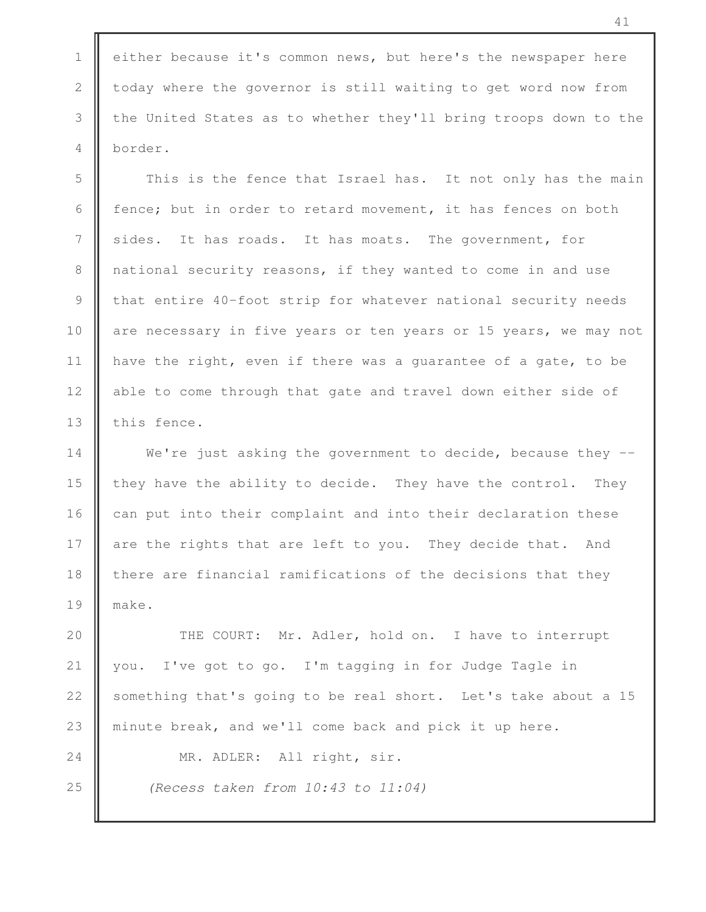either because it's common news, but here's the newspaper here today where the governor is still waiting to get word now from the United States as to whether they'll bring troops down to the border.

This is the fence that Israel has. It not only has the main fence; but in order to retard movement, it has fences on both sides. It has roads. It has moats. The government, for national security reasons, if they wanted to come in and use that entire 40-foot strip for whatever national security needs are necessary in five years or ten years or 15 years, we may not have the right, even if there was a guarantee of a gate, to be able to come through that gate and travel down either side of this fence.

We're just asking the government to decide, because they -- they have the ability to decide. They have the control. They can put into their complaint and into their declaration these are the rights that are left to you. They decide that. And there are financial ramifications of the decisions that they make.

THE COURT: Mr. Adler, hold on. I have to interrupt you. I've got to go. I'm tagging in for Judge Tagle in something that's going to be real short. Let's take about a 15 minute break, and we'll come back and pick it up here.

MR. ADLER: All right, sir.

*(Recess taken from 10:43 to 11:04)*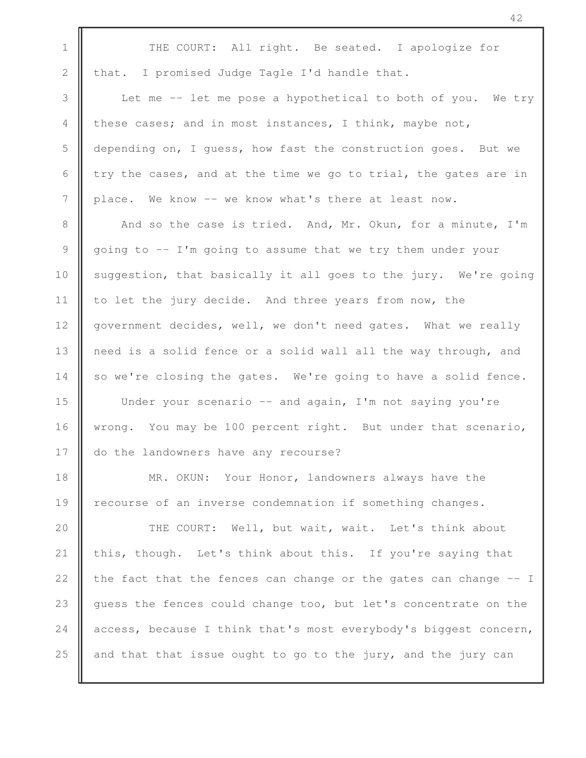THE COURT: All right. Be seated. I apologize for that. I promised Judge Tagle I'd handle that.

Let me -- let me pose a hypothetical to both of you. We try these cases; and in most instances, I think, maybe not, depending on, I guess, how fast the construction goes. But we try the cases, and at the time we go to trial, the gates are in place. We know -- we know what's there at least now.

And so the case is tried. And, Mr. Okun, for a minute, I'm going to -- I'm going to assume that we try them under your suggestion, that basically it all goes to the jury. We're going to let the jury decide. And three years from now, the government decides, well, we don't need gates. What we really need is a solid fence or a solid wall all the way through, and so we're closing the gates. We're going to have a solid fence.

Under your scenario -- and again, I'm not saying you're wrong. You may be 100 percent right. But under that scenario, do the landowners have any recourse?

MR. OKUN: Your Honor, landowners always have the recourse of an inverse condemnation if something changes.

THE COURT: Well, but wait, wait. Let's think about this, though. Let's think about this. If you're saying that the fact that the fences can change or the gates can change -- I guess the fences could change too, but let's concentrate on the access, because I think that's most everybody's biggest concern, and that that issue ought to go to the jury, and the jury can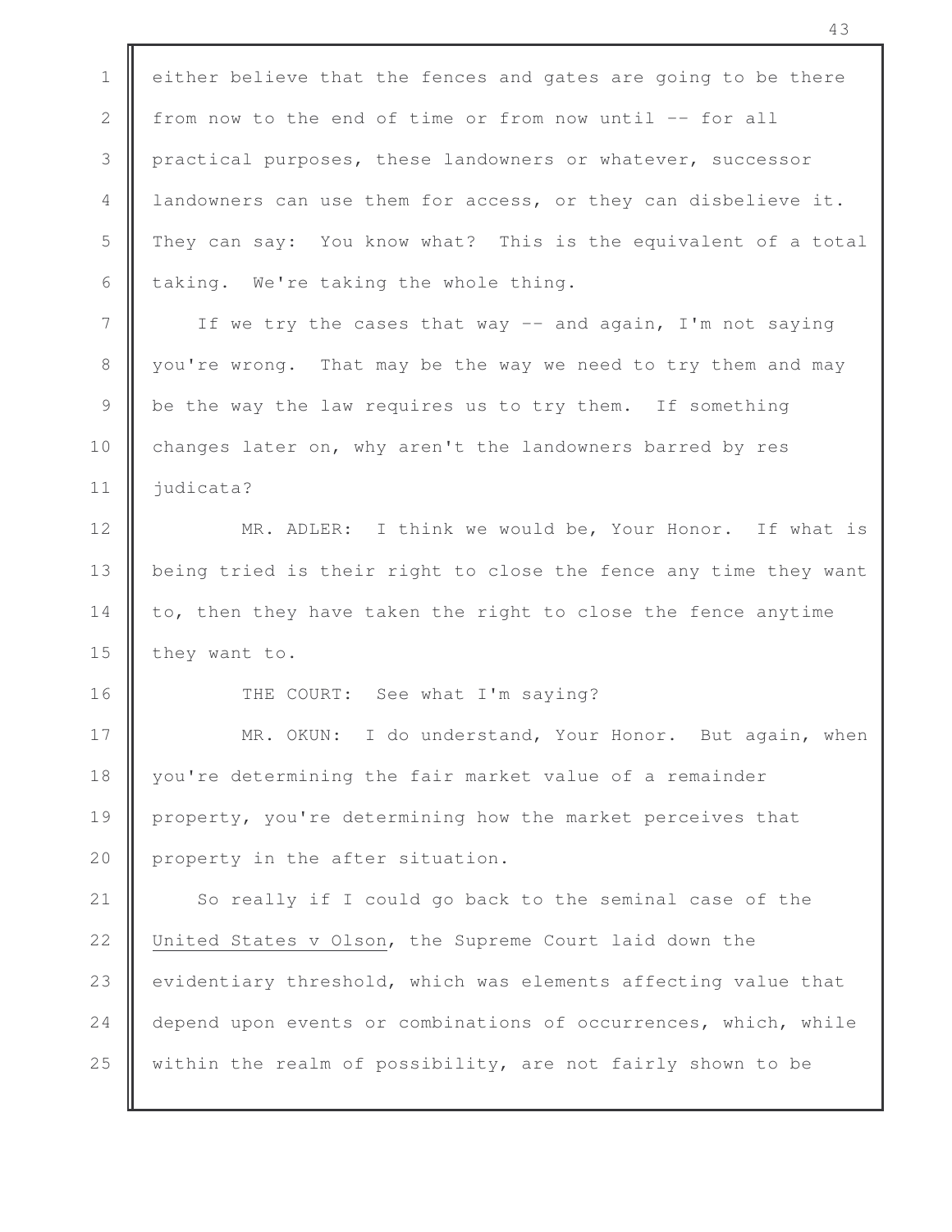either believe that the fences and gates are going to be there from now to the end of time or from now until -- for all practical purposes, these landowners or whatever, successor landowners can use them for access, or they can disbelieve it. They can say: You know what? This is the equivalent of a total taking. We're taking the whole thing.

If we try the cases that way -- and again, I'm not saying you're wrong. That may be the way we need to try them and may be the way the law requires us to try them. If something changes later on, why aren't the landowners barred by res judicata?

MR. ADLER: I think we would be, Your Honor. If what is being tried is their right to close the fence any time they want to, then they have taken the right to close the fence anytime they want to.

THE COURT: See what I'm saying?

MR. OKUN: I do understand, Your Honor. But again, when you're determining the fair market value of a remainder property, you're determining how the market perceives that property in the after situation.

So really if I could go back to the seminal case of the United States v Olson, the Supreme Court laid down the evidentiary threshold, which was elements affecting value that depend upon events or combinations of occurrences, which, while within the realm of possibility, are not fairly shown to be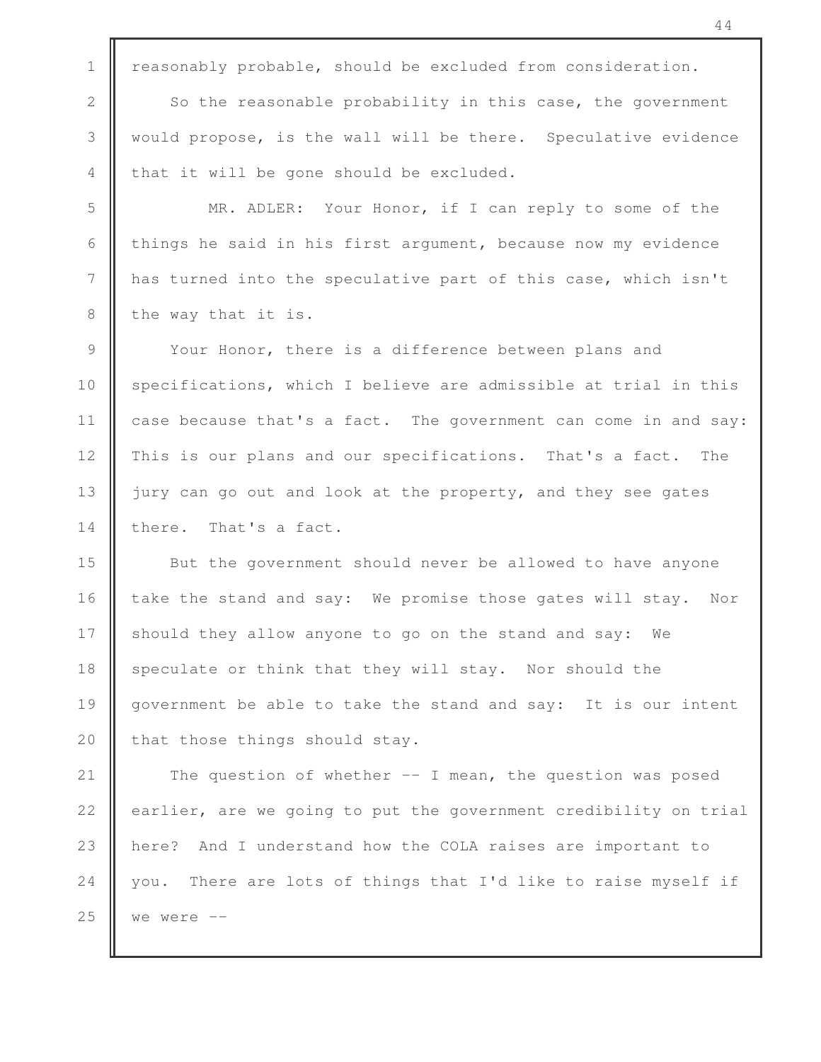reasonably probable, should be excluded from consideration.

So the reasonable probability in this case, the government would propose, is the wall will be there. Speculative evidence that it will be gone should be excluded.

MR. ADLER: Your Honor, if I can reply to some of the things he said in his first argument, because now my evidence has turned into the speculative part of this case, which isn't the way that it is.

Your Honor, there is a difference between plans and specifications, which I believe are admissible at trial in this case because that's a fact. The government can come in and say: This is our plans and our specifications. That's a fact. The jury can go out and look at the property, and they see gates there. That's a fact.

But the government should never be allowed to have anyone take the stand and say: We promise those gates will stay. Nor should they allow anyone to go on the stand and say: We speculate or think that they will stay. Nor should the government be able to take the stand and say: It is our intent that those things should stay.

The question of whether -- I mean, the question was posed earlier, are we going to put the government credibility on trial here? And I understand how the COLA raises are important to you. There are lots of things that I'd like to raise myself if we were --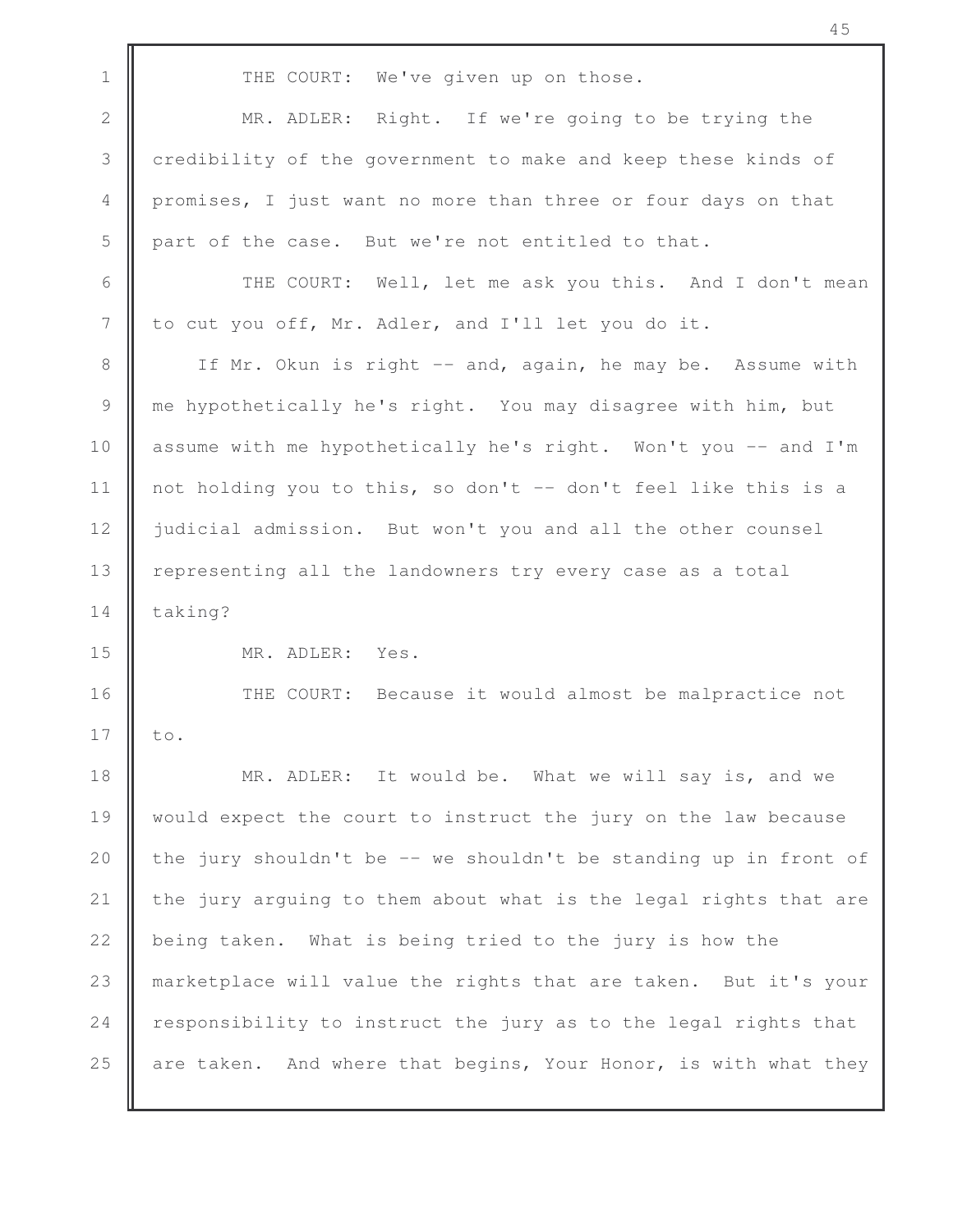THE COURT: We've given up on those.

MR. ADLER: Right. If we're going to be trying the credibility of the government to make and keep these kinds of promises, I just want no more than three or four days on that part of the case. But we're not entitled to that.

THE COURT: Well, let me ask you this. And I don't mean to cut you off, Mr. Adler, and I'll let you do it.

If Mr. Okun is right -- and, again, he may be. Assume with me hypothetically he's right. You may disagree with him, but assume with me hypothetically he's right. Won't you -- and I'm not holding you to this, so don't -- don't feel like this is a judicial admission. But won't you and all the other counsel representing all the landowners try every case as a total taking?

MR. ADLER: Yes.

THE COURT: Because it would almost be malpractice not to.

MR. ADLER: It would be. What we will say is, and we would expect the court to instruct the jury on the law because the jury shouldn't be -- we shouldn't be standing up in front of the jury arguing to them about what is the legal rights that are being taken. What is being tried to the jury is how the marketplace will value the rights that are taken. But it's your responsibility to instruct the jury as to the legal rights that are taken. And where that begins, Your Honor, is with what they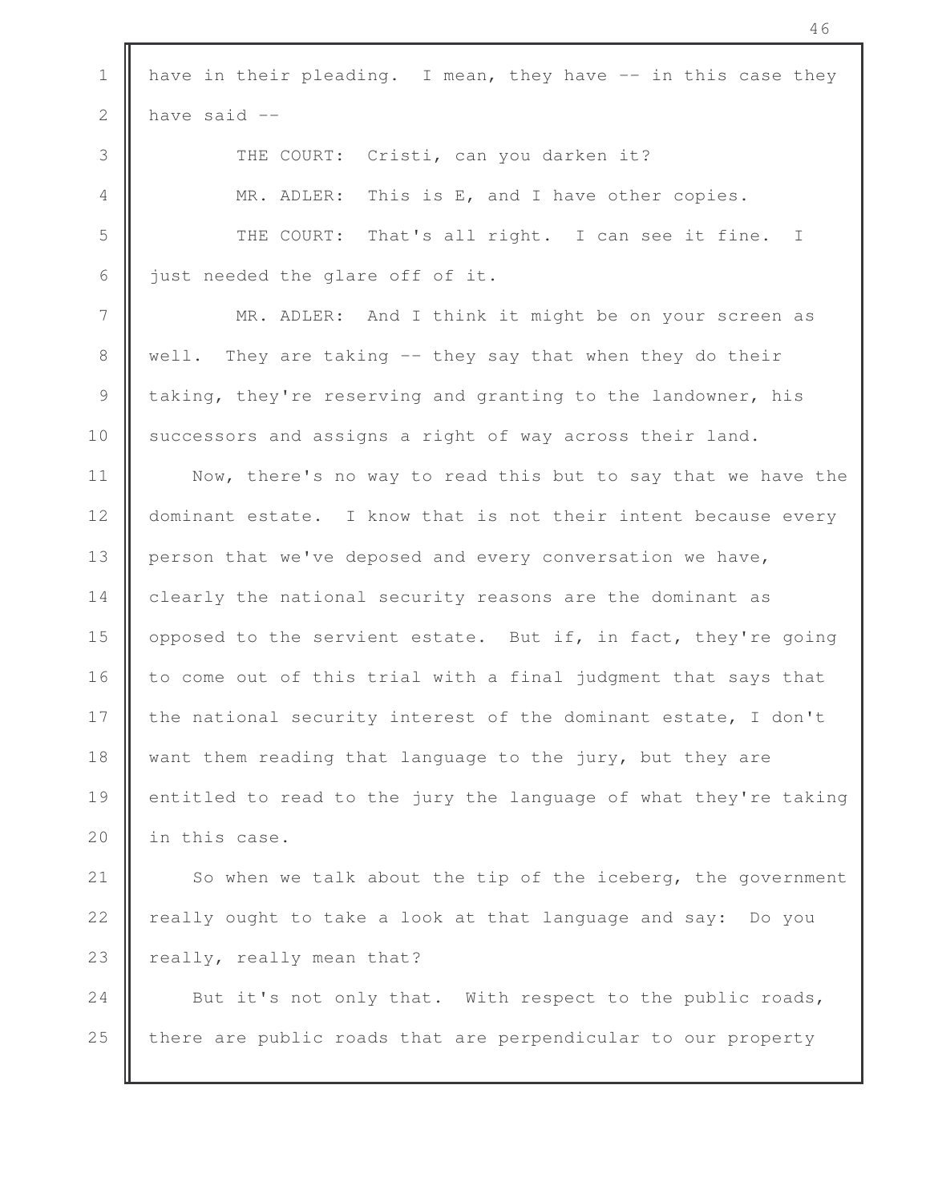have in their pleading. I mean, they have -- in this case they have said --

THE COURT: Cristi, can you darken it?

MR. ADLER: This is E, and I have other copies.

THE COURT: That's all right. I can see it fine. I just needed the glare off of it.

MR. ADLER: And I think it might be on your screen as well. They are taking -- they say that when they do their taking, they're reserving and granting to the landowner, his successors and assigns a right of way across their land.

Now, there's no way to read this but to say that we have the dominant estate. I know that is not their intent because every person that we've deposed and every conversation we have, clearly the national security reasons are the dominant as opposed to the servient estate. But if, in fact, they're going to come out of this trial with a final judgment that says that the national security interest of the dominant estate, I don't want them reading that language to the jury, but they are entitled to read to the jury the language of what they're taking in this case.

So when we talk about the tip of the iceberg, the government really ought to take a look at that language and say: Do you really, really mean that?

But it's not only that. With respect to the public roads, there are public roads that are perpendicular to our property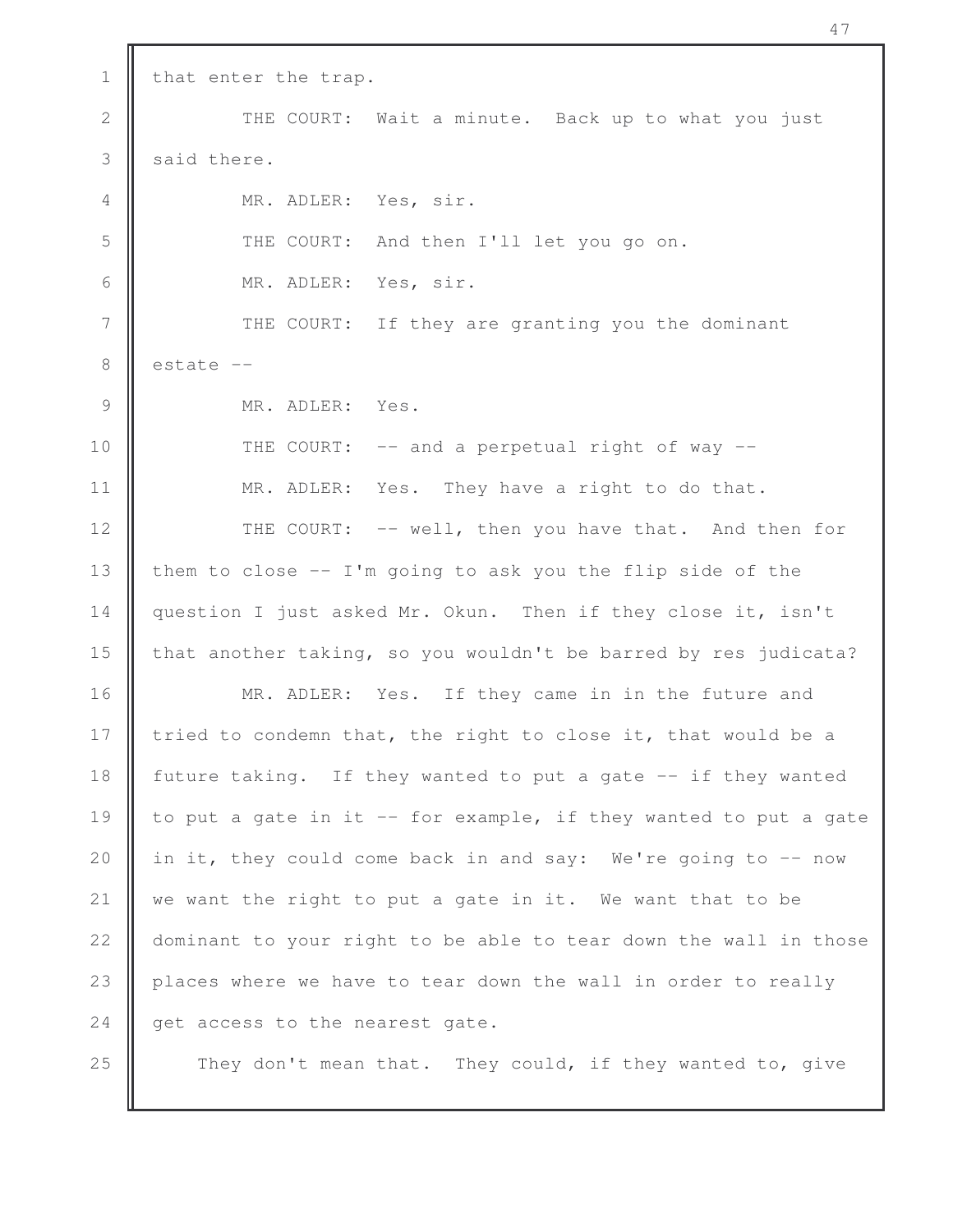that enter the trap.

THE COURT: Wait a minute. Back up to what you just said there.

MR. ADLER: Yes, sir.

THE COURT: And then I'll let you go on.

MR. ADLER: Yes, sir.

THE COURT: If they are granting you the dominant estate --

MR. ADLER: Yes.

THE COURT: -- and a perpetual right of way --

MR. ADLER: Yes. They have a right to do that.

THE COURT: -- well, then you have that. And then for them to close -- I'm going to ask you the flip side of the question I just asked Mr. Okun. Then if they close it, isn't that another taking, so you wouldn't be barred by res judicata?

MR. ADLER: Yes. If they came in in the future and tried to condemn that, the right to close it, that would be a future taking. If they wanted to put a gate -- if they wanted to put a gate in it -- for example, if they wanted to put a gate in it, they could come back in and say: We're going to -- now we want the right to put a gate in it. We want that to be dominant to your right to be able to tear down the wall in those places where we have to tear down the wall in order to really get access to the nearest gate.

They don't mean that. They could, if they wanted to, give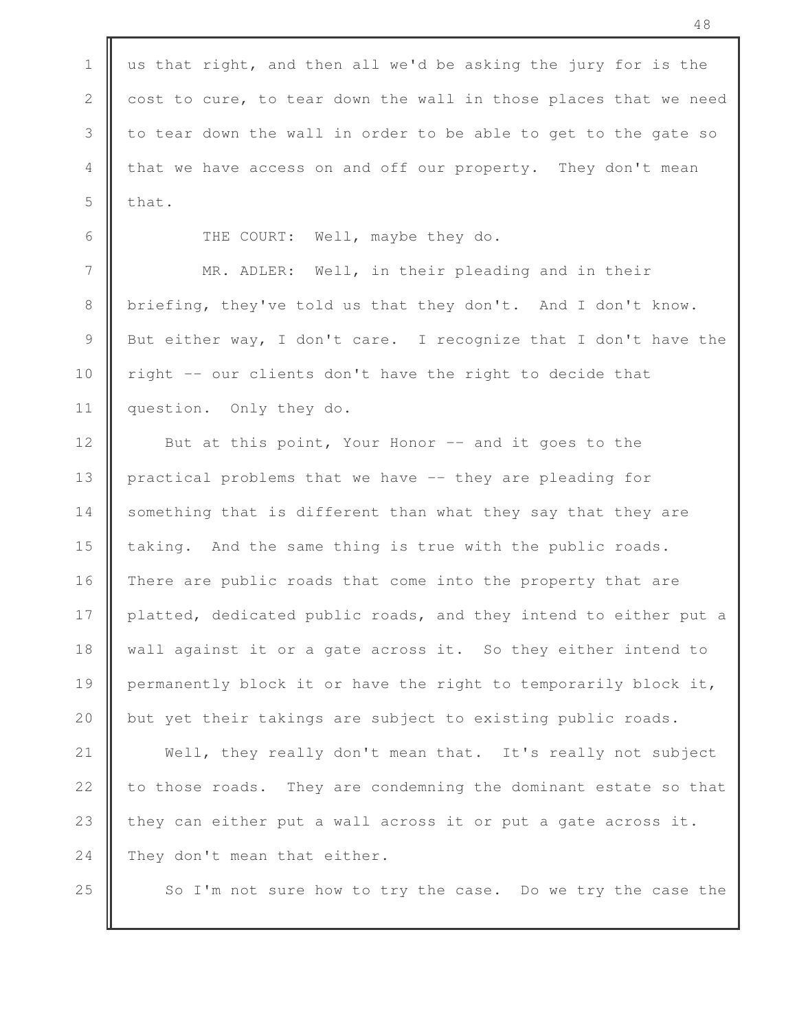us that right, and then all we'd be asking the jury for is the cost to cure, to tear down the wall in those places that we need to tear down the wall in order to be able to get to the gate so that we have access on and off our property. They don't mean that.

THE COURT: Well, maybe they do.

MR. ADLER: Well, in their pleading and in their briefing, they've told us that they don't. And I don't know. But either way, I don't care. I recognize that I don't have the right -- our clients don't have the right to decide that question. Only they do.

But at this point, Your Honor -- and it goes to the practical problems that we have -- they are pleading for something that is different than what they say that they are taking. And the same thing is true with the public roads. There are public roads that come into the property that are platted, dedicated public roads, and they intend to either put a wall against it or a gate across it. So they either intend to permanently block it or have the right to temporarily block it, but yet their takings are subject to existing public roads.

Well, they really don't mean that. It's really not subject to those roads. They are condemning the dominant estate so that they can either put a wall across it or put a gate across it. They don't mean that either.

So I'm not sure how to try the case. Do we try the case the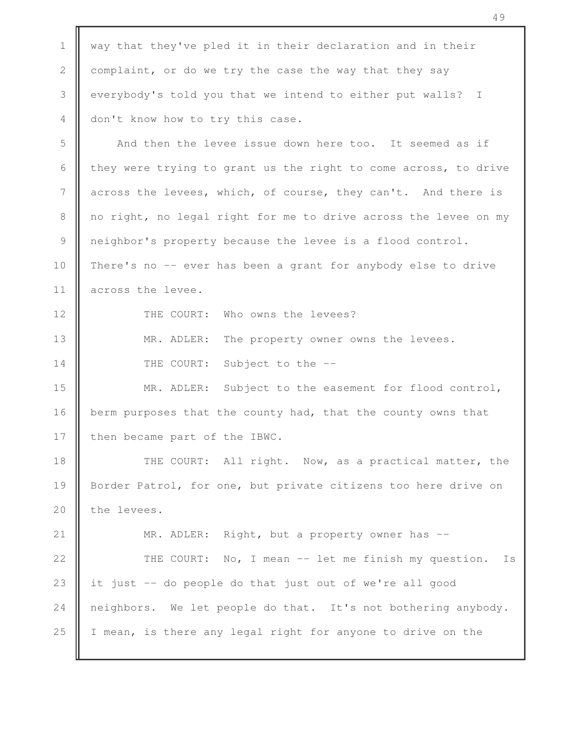way that they've pled it in their declaration and in their complaint, or do we try the case the way that they say everybody's told you that we intend to either put walls? I don't know how to try this case.

And then the levee issue down here too. It seemed as if they were trying to grant us the right to come across, to drive across the levees, which, of course, they can't. And there is no right, no legal right for me to drive across the levee on my neighbor's property because the levee is a flood control. There's no -- ever has been a grant for anybody else to drive across the levee.

THE COURT: Who owns the levees?

MR. ADLER: The property owner owns the levees.

THE COURT: Subject to the --

MR. ADLER: Subject to the easement for flood control, berm purposes that the county had, that the county owns that then became part of the IBWC.

THE COURT: All right. Now, as a practical matter, the Border Patrol, for one, but private citizens too here drive on the levees.

MR. ADLER: Right, but a property owner has --

THE COURT: No, I mean -- let me finish my question. Is it just -- do people do that just out of we're all good neighbors. We let people do that. It's not bothering anybody. I mean, is there any legal right for anyone to drive on the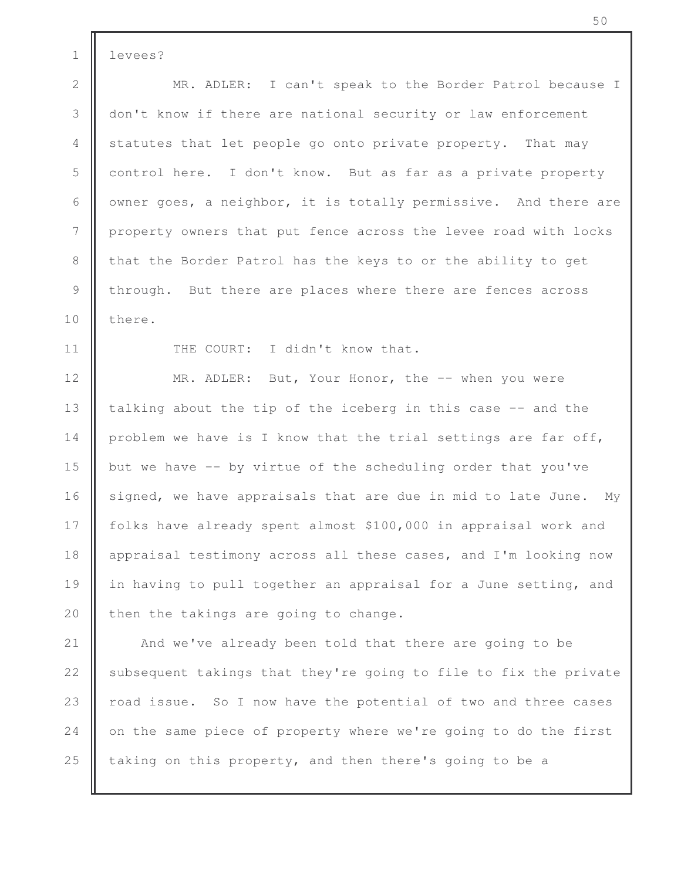levees?

MR. ADLER: I can't speak to the Border Patrol because I don't know if there are national security or law enforcement statutes that let people go onto private property. That may control here. I don't know. But as far as a private property owner goes, a neighbor, it is totally permissive. And there are property owners that put fence across the levee road with locks that the Border Patrol has the keys to or the ability to get through. But there are places where there are fences across there.

THE COURT: I didn't know that.

MR. ADLER: But, Your Honor, the -- when you were talking about the tip of the iceberg in this case -- and the problem we have is I know that the trial settings are far off, but we have -- by virtue of the scheduling order that you've signed, we have appraisals that are due in mid to late June. My folks have already spent almost $100,000 in appraisal work and appraisal testimony across all these cases, and I'm looking now in having to pull together an appraisal for a June setting, and then the takings are going to change.

And we've already been told that there are going to be subsequent takings that they're going to file to fix the private road issue. So I now have the potential of two and three cases on the same piece of property where we're going to do the first taking on this property, and then there's going to be a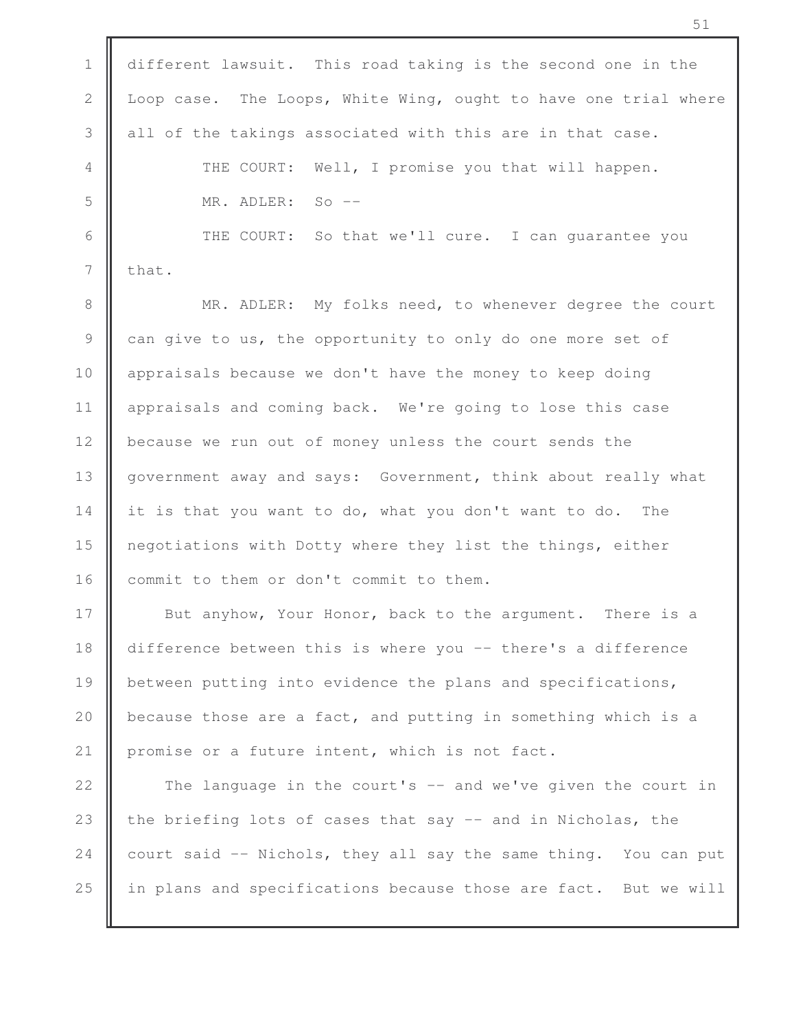different lawsuit. This road taking is the second one in the Loop case. The Loops, White Wing, ought to have one trial where all of the takings associated with this are in that case.

THE COURT: Well, I promise you that will happen.

MR. ADLER: So --

THE COURT: So that we'll cure. I can guarantee you that.

MR. ADLER: My folks need, to whenever degree the court can give to us, the opportunity to only do one more set of appraisals because we don't have the money to keep doing appraisals and coming back. We're going to lose this case because we run out of money unless the court sends the government away and says: Government, think about really what it is that you want to do, what you don't want to do. The negotiations with Dotty where they list the things, either commit to them or don't commit to them.

But anyhow, Your Honor, back to the argument. There is a difference between this is where you -- there's a difference between putting into evidence the plans and specifications, because those are a fact, and putting in something which is a promise or a future intent, which is not fact.

The language in the court's -- and we've given the court in the briefing lots of cases that say -- and in Nicholas, the court said -- Nichols, they all say the same thing. You can put in plans and specifications because those are fact. But we will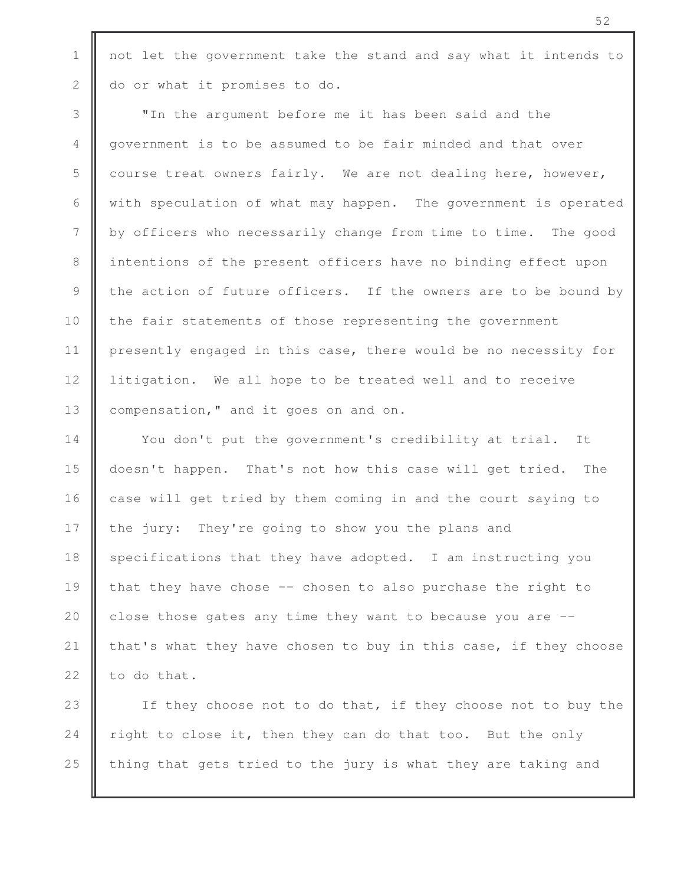not let the government take the stand and say what it intends to do or what it promises to do.

"In the argument before me it has been said and the government is to be assumed to be fair minded and that over course treat owners fairly. We are not dealing here, however, with speculation of what may happen. The government is operated by officers who necessarily change from time to time. The good intentions of the present officers have no binding effect upon the action of future officers. If the owners are to be bound by the fair statements of those representing the government presently engaged in this case, there would be no necessity for litigation. We all hope to be treated well and to receive compensation," and it goes on and on.

You don't put the government's credibility at trial. It doesn't happen. That's not how this case will get tried. The case will get tried by them coming in and the court saying to the jury: They're going to show you the plans and specifications that they have adopted. I am instructing you that they have chose -- chosen to also purchase the right to close those gates any time they want to because you are -- that's what they have chosen to buy in this case, if they choose to do that.

If they choose not to do that, if they choose not to buy the right to close it, then they can do that too. But the only thing that gets tried to the jury is what they are taking and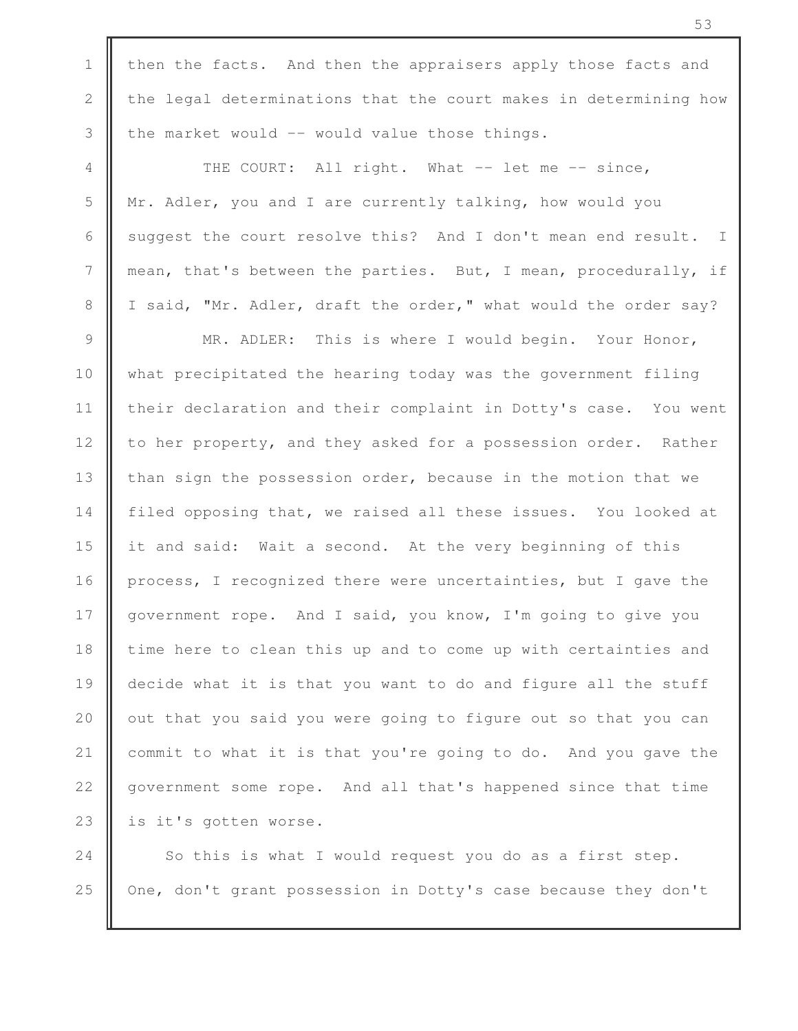then the facts. And then the appraisers apply those facts and the legal determinations that the court makes in determining how the market would -- would value those things.

THE COURT: All right. What -- let me -- since, Mr. Adler, you and I are currently talking, how would you suggest the court resolve this? And I don't mean end result. I mean, that's between the parties. But, I mean, procedurally, if I said, "Mr. Adler, draft the order," what would the order say?

MR. ADLER: This is where I would begin. Your Honor, what precipitated the hearing today was the government filing their declaration and their complaint in Dotty's case. You went to her property, and they asked for a possession order. Rather than sign the possession order, because in the motion that we filed opposing that, we raised all these issues. You looked at it and said: Wait a second. At the very beginning of this process, I recognized there were uncertainties, but I gave the government rope. And I said, you know, I'm going to give you time here to clean this up and to come up with certainties and decide what it is that you want to do and figure all the stuff out that you said you were going to figure out so that you can commit to what it is that you're going to do. And you gave the government some rope. And all that's happened since that time is it's gotten worse.

So this is what I would request you do as a first step. One, don't grant possession in Dotty's case because they don't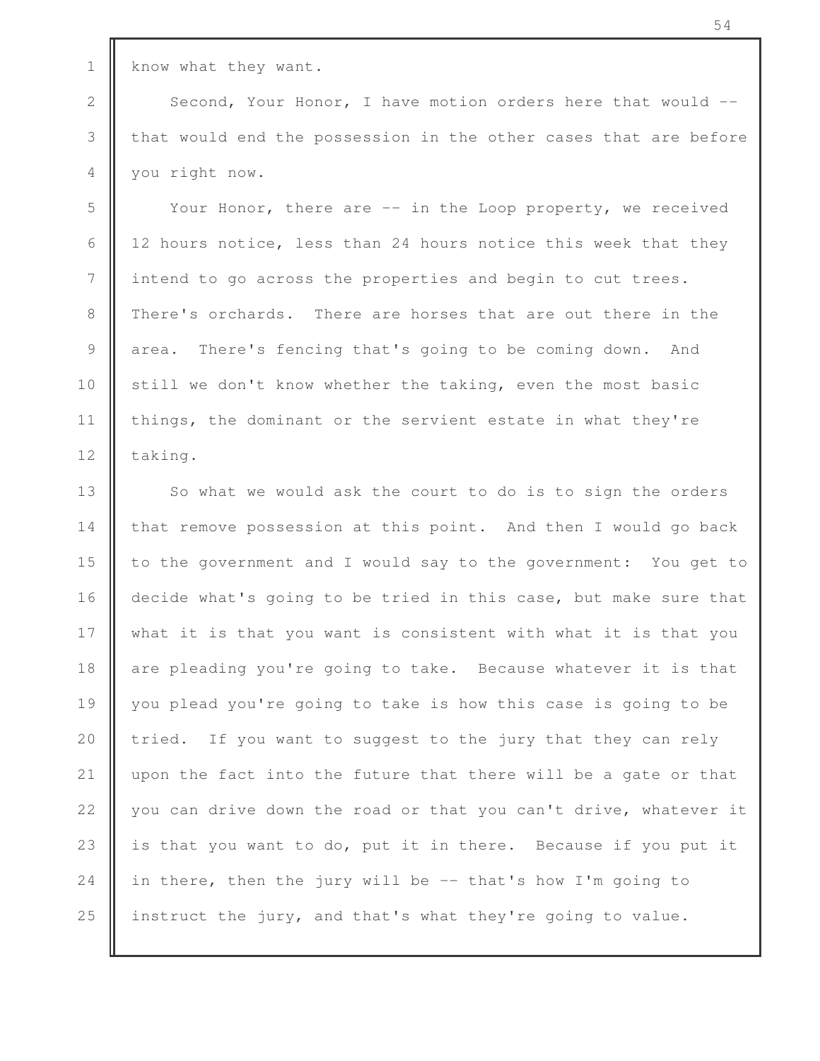know what they want.

Second, Your Honor, I have motion orders here that would -- that would end the possession in the other cases that are before you right now.

Your Honor, there are -- in the Loop property, we received 12 hours notice, less than 24 hours notice this week that they intend to go across the properties and begin to cut trees. There's orchards. There are horses that are out there in the area. There's fencing that's going to be coming down. And still we don't know whether the taking, even the most basic things, the dominant or the servient estate in what they're taking.

So what we would ask the court to do is to sign the orders that remove possession at this point. And then I would go back to the government and I would say to the government: You get to decide what's going to be tried in this case, but make sure that what it is that you want is consistent with what it is that you are pleading you're going to take. Because whatever it is that you plead you're going to take is how this case is going to be tried. If you want to suggest to the jury that they can rely upon the fact into the future that there will be a gate or that you can drive down the road or that you can't drive, whatever it is that you want to do, put it in there. Because if you put it in there, then the jury will be -- that's how I'm going to instruct the jury, and that's what they're going to value.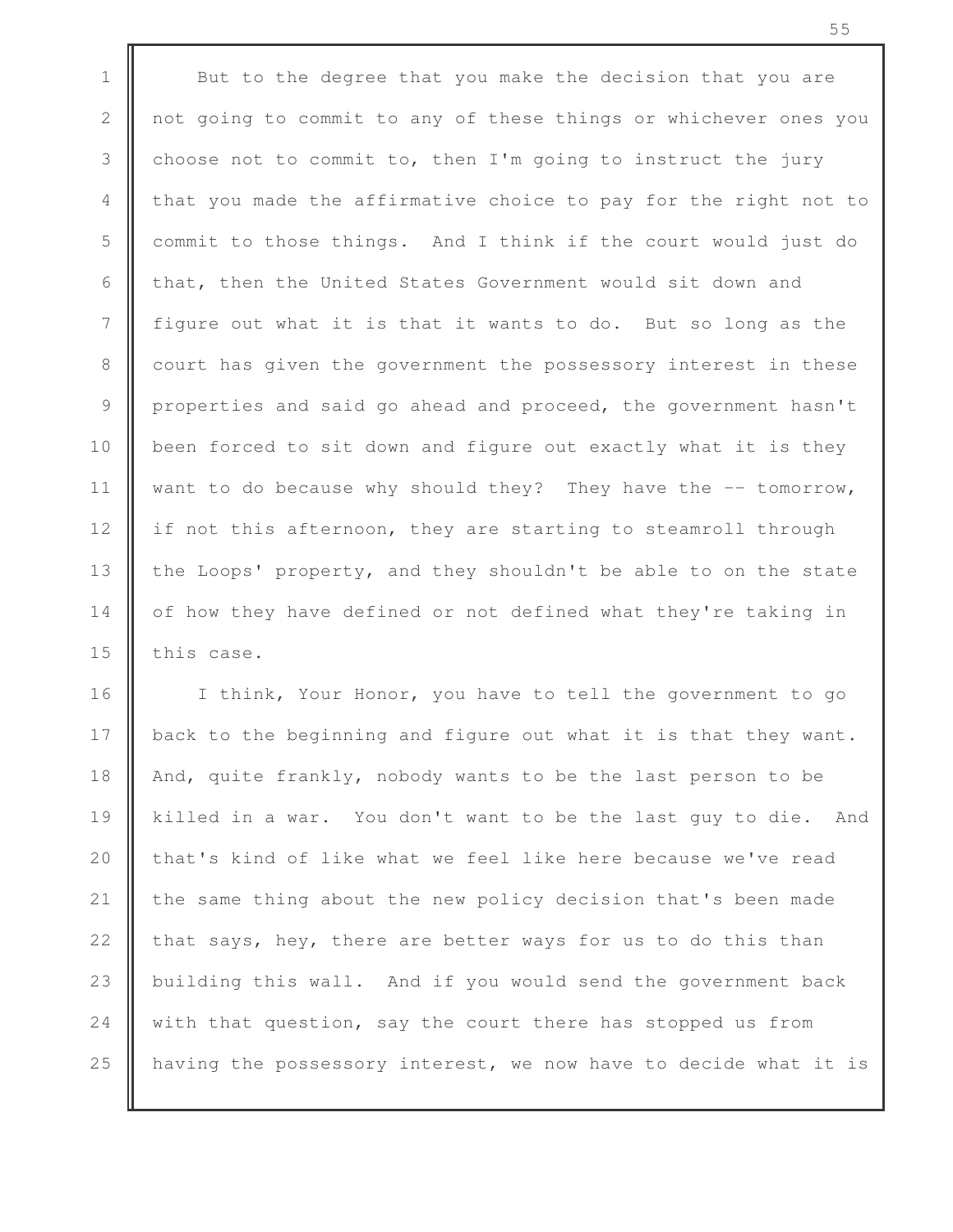But to the degree that you make the decision that you are not going to commit to any of these things or whichever ones you choose not to commit to, then I'm going to instruct the jury that you made the affirmative choice to pay for the right not to commit to those things. And I think if the court would just do that, then the United States Government would sit down and figure out what it is that it wants to do. But so long as the court has given the government the possessory interest in these properties and said go ahead and proceed, the government hasn't been forced to sit down and figure out exactly what it is they want to do because why should they? They have the -- tomorrow, if not this afternoon, they are starting to steamroll through the Loops' property, and they shouldn't be able to on the state of how they have defined or not defined what they're taking in this case.

I think, Your Honor, you have to tell the government to go back to the beginning and figure out what it is that they want. And, quite frankly, nobody wants to be the last person to be killed in a war. You don't want to be the last guy to die. And that's kind of like what we feel like here because we've read the same thing about the new policy decision that's been made that says, hey, there are better ways for us to do this than building this wall. And if you would send the government back with that question, say the court there has stopped us from having the possessory interest, we now have to decide what it is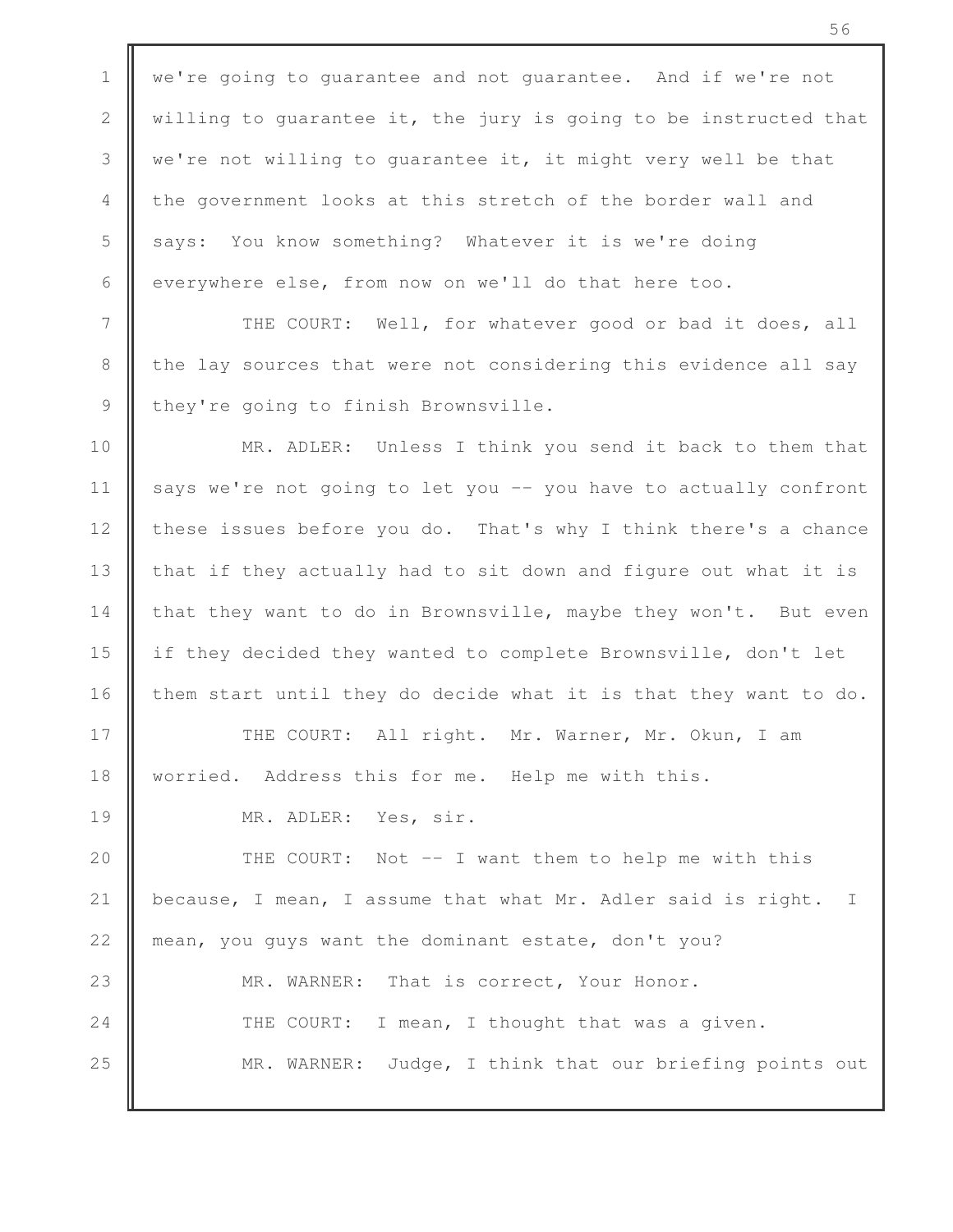we're going to guarantee and not guarantee. And if we're not willing to guarantee it, the jury is going to be instructed that we're not willing to guarantee it, it might very well be that the government looks at this stretch of the border wall and says: You know something? Whatever it is we're doing everywhere else, from now on we'll do that here too.

THE COURT: Well, for whatever good or bad it does, all the lay sources that were not considering this evidence all say they're going to finish Brownsville.

MR. ADLER: Unless I think you send it back to them that says we're not going to let you -- you have to actually confront these issues before you do. That's why I think there's a chance that if they actually had to sit down and figure out what it is that they want to do in Brownsville, maybe they won't. But even if they decided they wanted to complete Brownsville, don't let them start until they do decide what it is that they want to do.

THE COURT: All right. Mr. Warner, Mr. Okun, I am worried. Address this for me. Help me with this.

MR. ADLER: Yes, sir.

THE COURT: Not -- I want them to help me with this because, I mean, I assume that what Mr. Adler said is right. I mean, you guys want the dominant estate, don't you?

MR. WARNER: That is correct, Your Honor.

THE COURT: I mean, I thought that was a given.

MR. WARNER: Judge, I think that our briefing points out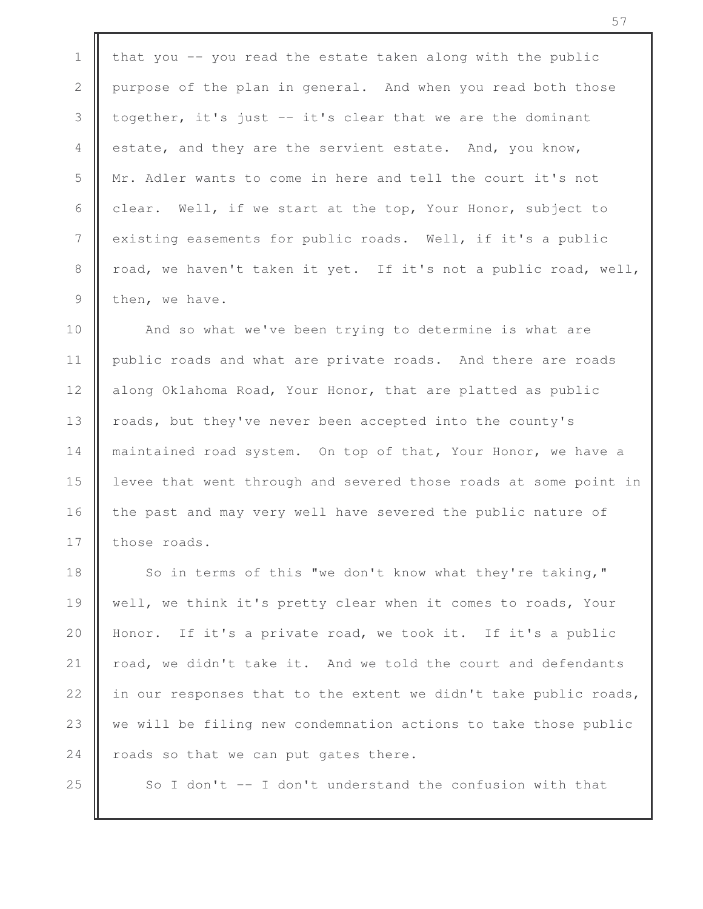that you -- you read the estate taken along with the public purpose of the plan in general. And when you read both those together, it's just -- it's clear that we are the dominant estate, and they are the servient estate. And, you know, Mr. Adler wants to come in here and tell the court it's not clear. Well, if we start at the top, Your Honor, subject to existing easements for public roads. Well, if it's a public road, we haven't taken it yet. If it's not a public road, well, then, we have.

And so what we've been trying to determine is what are public roads and what are private roads. And there are roads along Oklahoma Road, Your Honor, that are platted as public roads, but they've never been accepted into the county's maintained road system. On top of that, Your Honor, we have a levee that went through and severed those roads at some point in the past and may very well have severed the public nature of those roads.

So in terms of this "we don't know what they're taking," well, we think it's pretty clear when it comes to roads, Your Honor. If it's a private road, we took it. If it's a public road, we didn't take it. And we told the court and defendants in our responses that to the extent we didn't take public roads, we will be filing new condemnation actions to take those public roads so that we can put gates there.

So I don't -- I don't understand the confusion with that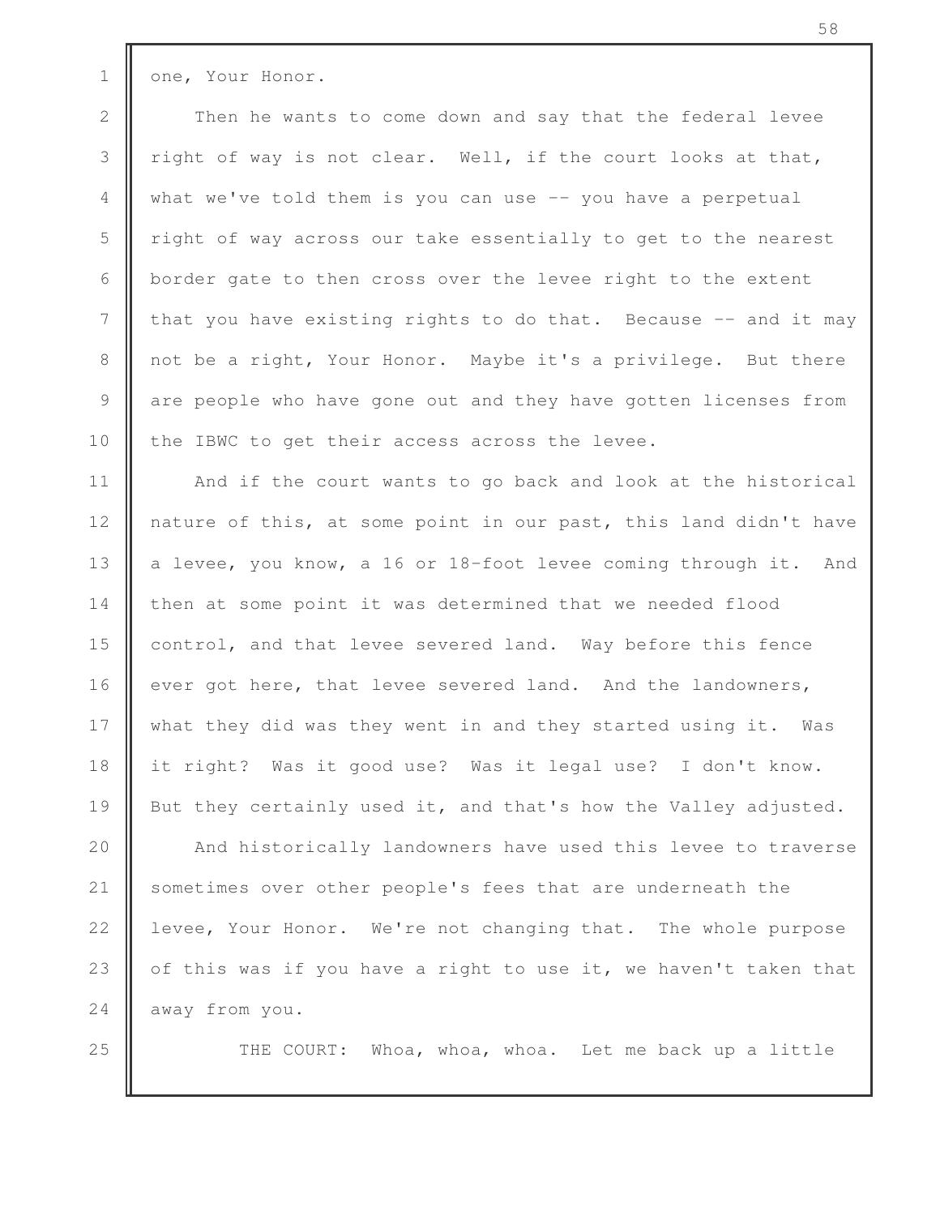one, Your Honor.

Then he wants to come down and say that the federal levee right of way is not clear. Well, if the court looks at that, what we've told them is you can use -- you have a perpetual right of way across our take essentially to get to the nearest border gate to then cross over the levee right to the extent that you have existing rights to do that. Because -- and it may not be a right, Your Honor. Maybe it's a privilege. But there are people who have gone out and they have gotten licenses from the IBWC to get their access across the levee.

And if the court wants to go back and look at the historical nature of this, at some point in our past, this land didn't have a levee, you know, a 16 or 18-foot levee coming through it. And then at some point it was determined that we needed flood control, and that levee severed land. Way before this fence ever got here, that levee severed land. And the landowners, what they did was they went in and they started using it. Was it right? Was it good use? Was it legal use? I don't know. But they certainly used it, and that's how the Valley adjusted.

And historically landowners have used this levee to traverse sometimes over other people's fees that are underneath the levee, Your Honor. We're not changing that. The whole purpose of this was if you have a right to use it, we haven't taken that away from you.

THE COURT: Whoa, whoa, whoa. Let me back up a little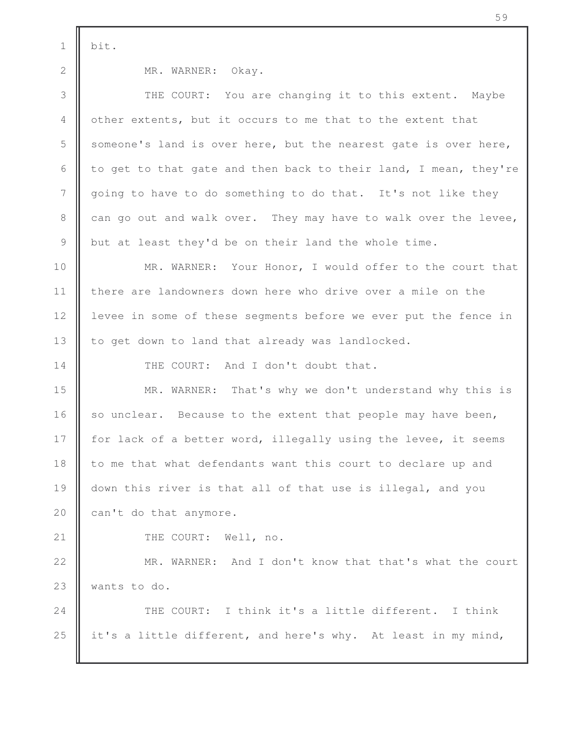bit.

MR. WARNER: Okay.

THE COURT: You are changing it to this extent. Maybe other extents, but it occurs to me that to the extent that someone's land is over here, but the nearest gate is over here, to get to that gate and then back to their land, I mean, they're going to have to do something to do that. It's not like they can go out and walk over. They may have to walk over the levee, but at least they'd be on their land the whole time.

MR. WARNER: Your Honor, I would offer to the court that there are landowners down here who drive over a mile on the levee in some of these segments before we ever put the fence in to get down to land that already was landlocked.

THE COURT: And I don't doubt that.

MR. WARNER: That's why we don't understand why this is so unclear. Because to the extent that people may have been, for lack of a better word, illegally using the levee, it seems to me that what defendants want this court to declare up and down this river is that all of that use is illegal, and you can't do that anymore.

THE COURT: Well, no.

MR. WARNER: And I don't know that that's what the court wants to do.

THE COURT: I think it's a little different. I think it's a little different, and here's why. At least in my mind,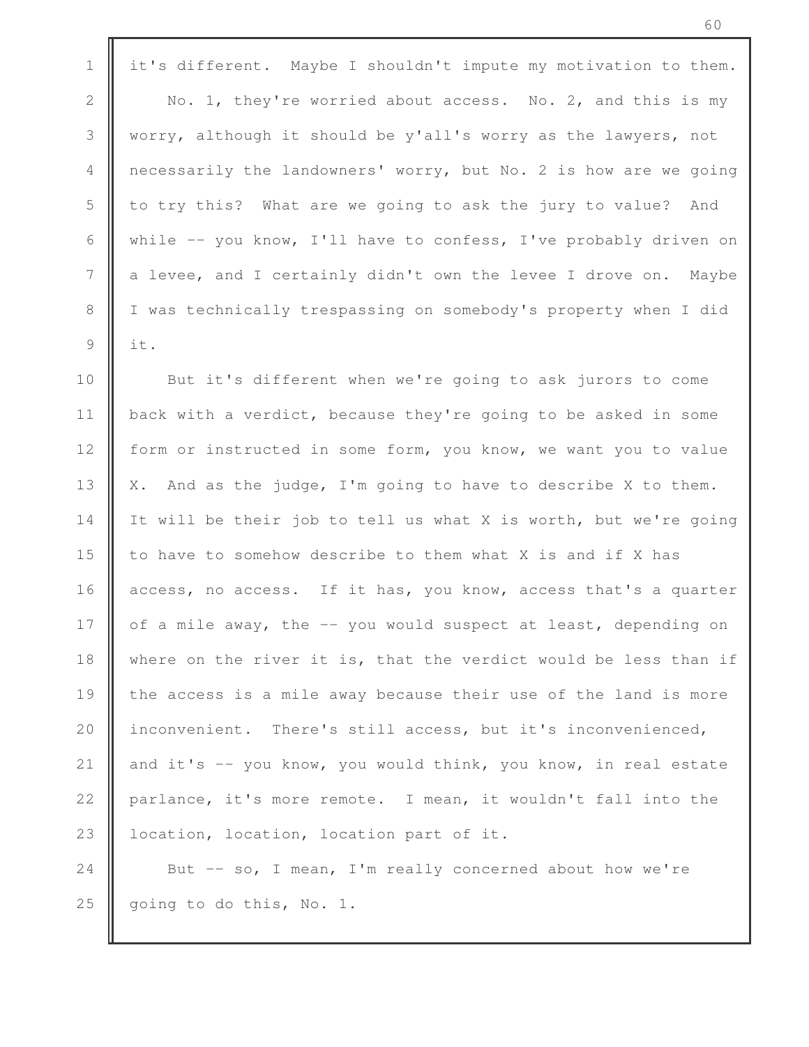it's different. Maybe I shouldn't impute my motivation to them.

No. 1, they're worried about access. No. 2, and this is my worry, although it should be y'all's worry as the lawyers, not necessarily the landowners' worry, but No. 2 is how are we going to try this? What are we going to ask the jury to value? And while -- you know, I'll have to confess, I've probably driven on a levee, and I certainly didn't own the levee I drove on. Maybe I was technically trespassing on somebody's property when I did it.

But it's different when we're going to ask jurors to come back with a verdict, because they're going to be asked in some form or instructed in some form, you know, we want you to value X. And as the judge, I'm going to have to describe X to them. It will be their job to tell us what X is worth, but we're going to have to somehow describe to them what X is and if X has access, no access. If it has, you know, access that's a quarter of a mile away, the -- you would suspect at least, depending on where on the river it is, that the verdict would be less than if the access is a mile away because their use of the land is more inconvenient. There's still access, but it's inconvenienced, and it's -- you know, you would think, you know, in real estate parlance, it's more remote. I mean, it wouldn't fall into the location, location, location part of it.

But -- so, I mean, I'm really concerned about how we're going to do this, No. 1.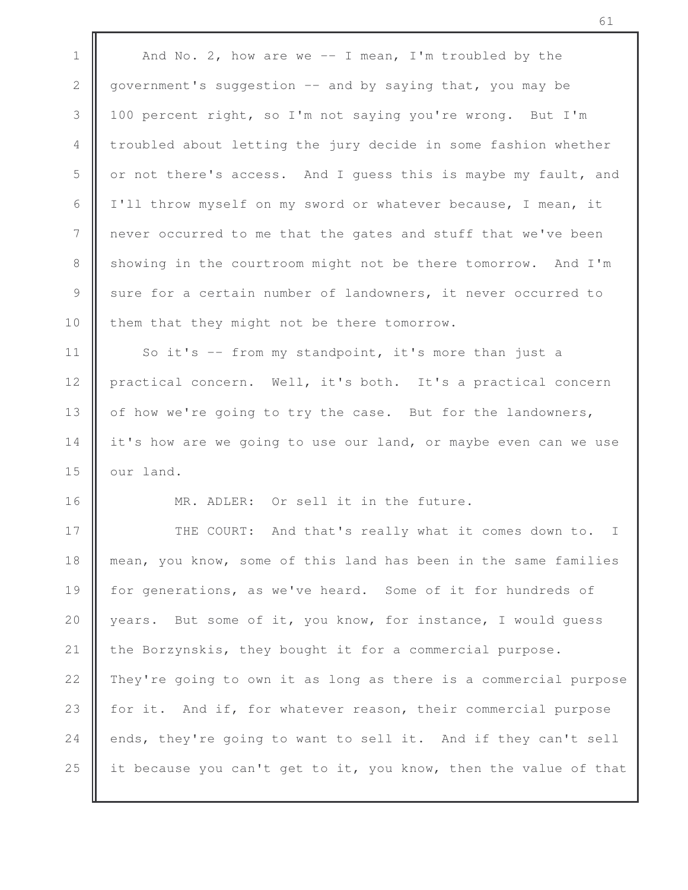And No. 2, how are we -- I mean, I'm troubled by the government's suggestion -- and by saying that, you may be 100 percent right, so I'm not saying you're wrong. But I'm troubled about letting the jury decide in some fashion whether or not there's access. And I guess this is maybe my fault, and I'll throw myself on my sword or whatever because, I mean, it never occurred to me that the gates and stuff that we've been showing in the courtroom might not be there tomorrow. And I'm sure for a certain number of landowners, it never occurred to them that they might not be there tomorrow.

So it's -- from my standpoint, it's more than just a practical concern. Well, it's both. It's a practical concern of how we're going to try the case. But for the landowners, it's how are we going to use our land, or maybe even can we use our land.

MR. ADLER: Or sell it in the future.

THE COURT: And that's really what it comes down to. I mean, you know, some of this land has been in the same families for generations, as we've heard. Some of it for hundreds of years. But some of it, you know, for instance, I would guess the Borzynskis, they bought it for a commercial purpose. They're going to own it as long as there is a commercial purpose for it. And if, for whatever reason, their commercial purpose ends, they're going to want to sell it. And if they can't sell it because you can't get to it, you know, then the value of that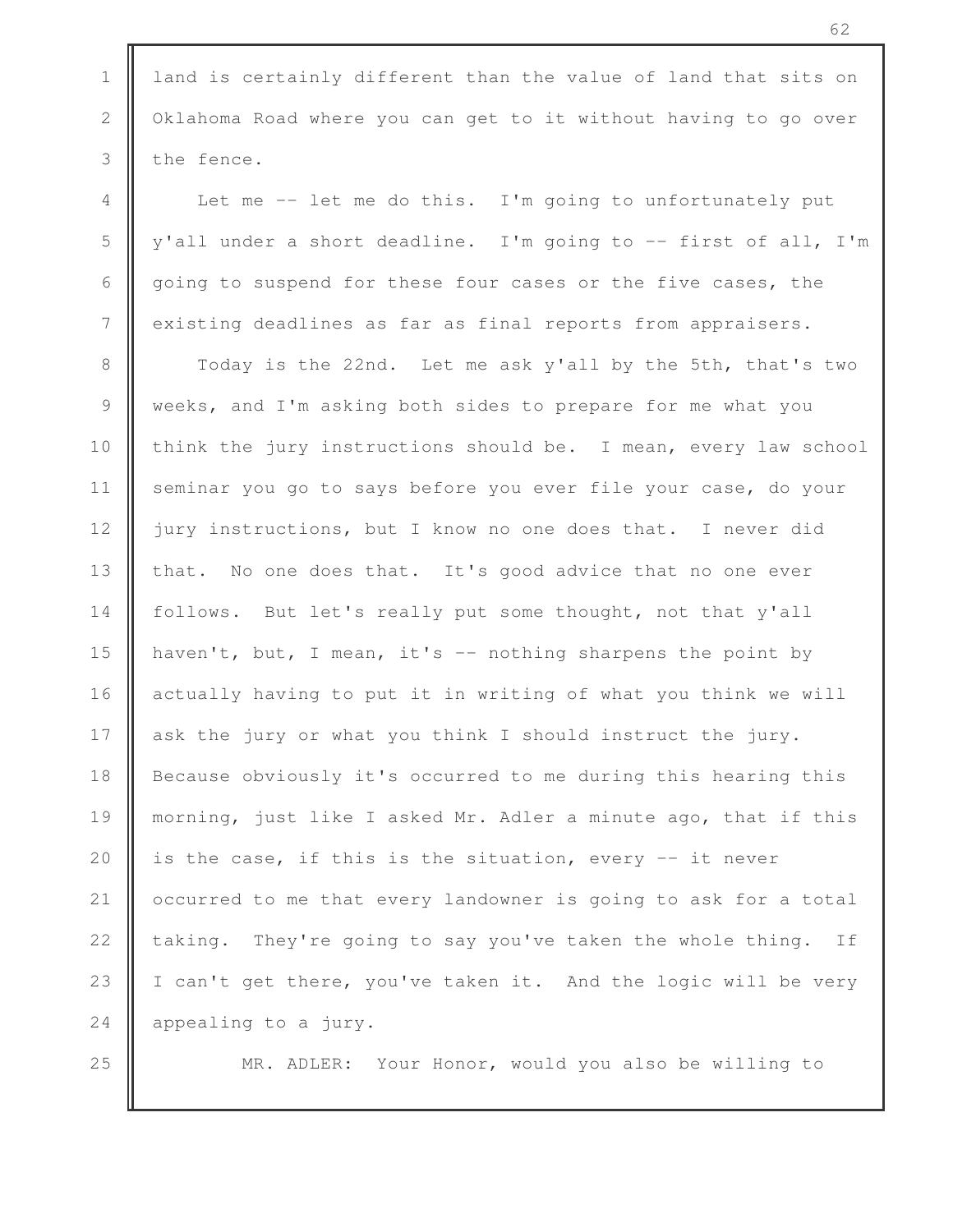land is certainly different than the value of land that sits on Oklahoma Road where you can get to it without having to go over the fence.

Let me -- let me do this. I'm going to unfortunately put y'all under a short deadline. I'm going to -- first of all, I'm going to suspend for these four cases or the five cases, the existing deadlines as far as final reports from appraisers.

Today is the 22nd. Let me ask y'all by the 5th, that's two weeks, and I'm asking both sides to prepare for me what you think the jury instructions should be. I mean, every law school seminar you go to says before you ever file your case, do your jury instructions, but I know no one does that. I never did that. No one does that. It's good advice that no one ever follows. But let's really put some thought, not that y'all haven't, but, I mean, it's -- nothing sharpens the point by actually having to put it in writing of what you think we will ask the jury or what you think I should instruct the jury. Because obviously it's occurred to me during this hearing this morning, just like I asked Mr. Adler a minute ago, that if this is the case, if this is the situation, every -- it never occurred to me that every landowner is going to ask for a total taking. They're going to say you've taken the whole thing. If I can't get there, you've taken it. And the logic will be very appealing to a jury.

MR. ADLER: Your Honor, would you also be willing to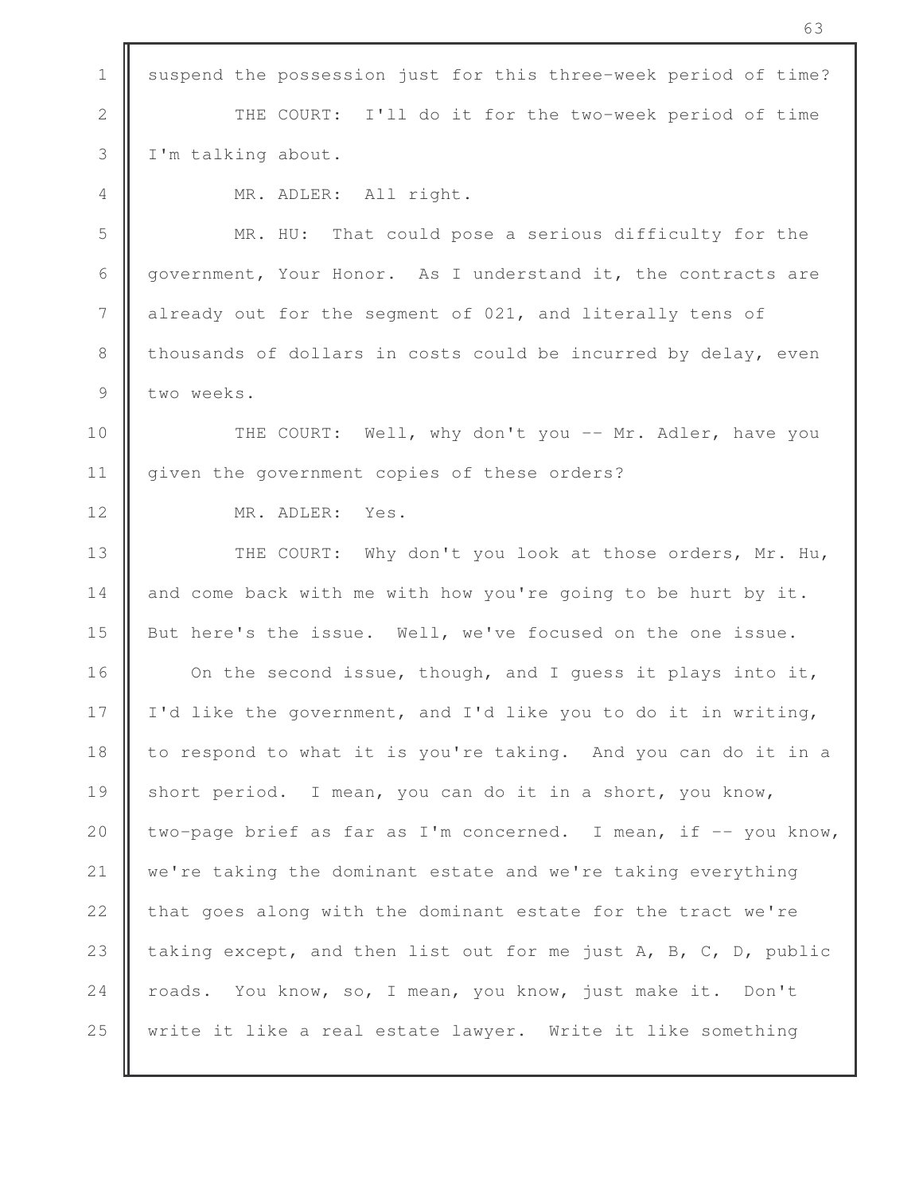suspend the possession just for this three-week period of time?

THE COURT: I'll do it for the two-week period of time I'm talking about.

MR. ADLER: All right.

MR. HU: That could pose a serious difficulty for the government, Your Honor. As I understand it, the contracts are already out for the segment of 021, and literally tens of thousands of dollars in costs could be incurred by delay, even two weeks.

THE COURT: Well, why don't you -- Mr. Adler, have you given the government copies of these orders?

MR. ADLER: Yes.

THE COURT: Why don't you look at those orders, Mr. Hu, and come back with me with how you're going to be hurt by it. But here's the issue. Well, we've focused on the one issue.

On the second issue, though, and I guess it plays into it, I'd like the government, and I'd like you to do it in writing, to respond to what it is you're taking. And you can do it in a short period. I mean, you can do it in a short, you know, two-page brief as far as I'm concerned. I mean, if -- you know, we're taking the dominant estate and we're taking everything that goes along with the dominant estate for the tract we're taking except, and then list out for me just A, B, C, D, public roads. You know, so, I mean, you know, just make it. Don't write it like a real estate lawyer. Write it like something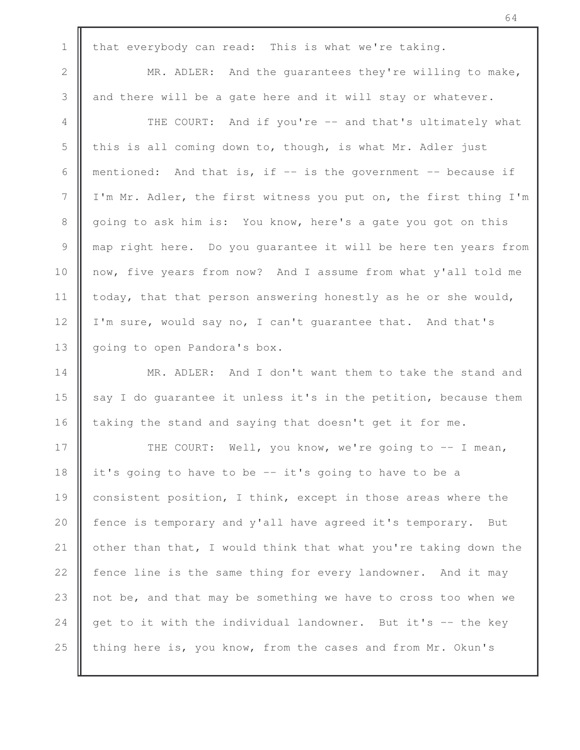that everybody can read: This is what we're taking.

MR. ADLER: And the guarantees they're willing to make, and there will be a gate here and it will stay or whatever.

THE COURT: And if you're -- and that's ultimately what this is all coming down to, though, is what Mr. Adler just mentioned: And that is, if -- is the government -- because if I'm Mr. Adler, the first witness you put on, the first thing I'm going to ask him is: You know, here's a gate you got on this map right here. Do you guarantee it will be here ten years from now, five years from now? And I assume from what y'all told me today, that that person answering honestly as he or she would, I'm sure, would say no, I can't guarantee that. And that's going to open Pandora's box.

MR. ADLER: And I don't want them to take the stand and say I do guarantee it unless it's in the petition, because them taking the stand and saying that doesn't get it for me.

THE COURT: Well, you know, we're going to -- I mean, it's going to have to be -- it's going to have to be a consistent position, I think, except in those areas where the fence is temporary and y'all have agreed it's temporary. But other than that, I would think that what you're taking down the fence line is the same thing for every landowner. And it may not be, and that may be something we have to cross too when we get to it with the individual landowner. But it's -- the key thing here is, you know, from the cases and from Mr. Okun's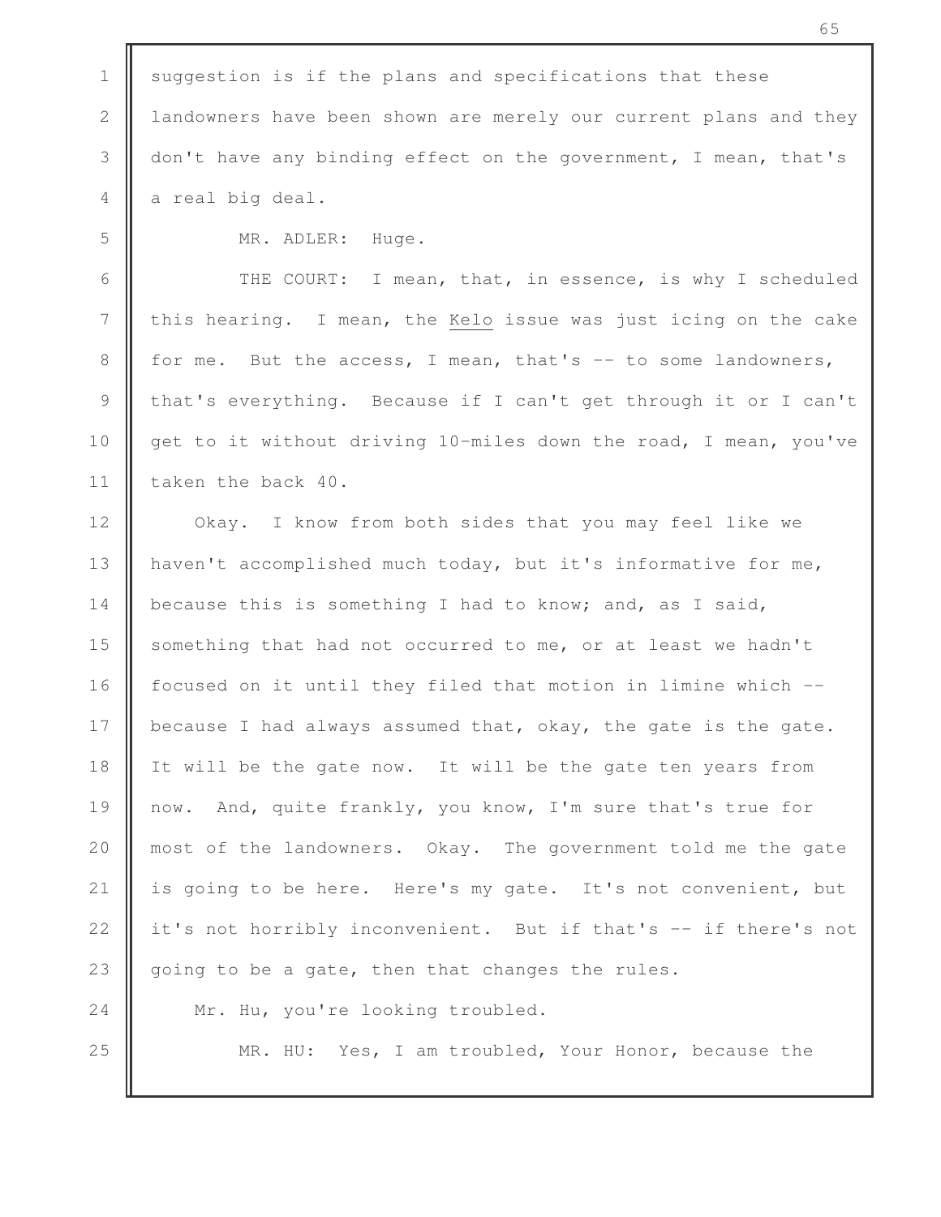suggestion is if the plans and specifications that these landowners have been shown are merely our current plans and they don't have any binding effect on the government, I mean, that's a real big deal.

MR. ADLER: Huge.

THE COURT: I mean, that, in essence, is why I scheduled this hearing. I mean, the Kelo issue was just icing on the cake for me. But the access, I mean, that's -- to some landowners, that's everything. Because if I can't get through it or I can't get to it without driving 10-miles down the road, I mean, you've taken the back 40.

Okay. I know from both sides that you may feel like we haven't accomplished much today, but it's informative for me, because this is something I had to know; and, as I said, something that had not occurred to me, or at least we hadn't focused on it until they filed that motion in limine which -- because I had always assumed that, okay, the gate is the gate. It will be the gate now. It will be the gate ten years from now. And, quite frankly, you know, I'm sure that's true for most of the landowners. Okay. The government told me the gate is going to be here. Here's my gate. It's not convenient, but it's not horribly inconvenient. But if that's -- if there's not going to be a gate, then that changes the rules.

Mr. Hu, you're looking troubled.

MR. HU: Yes, I am troubled, Your Honor, because the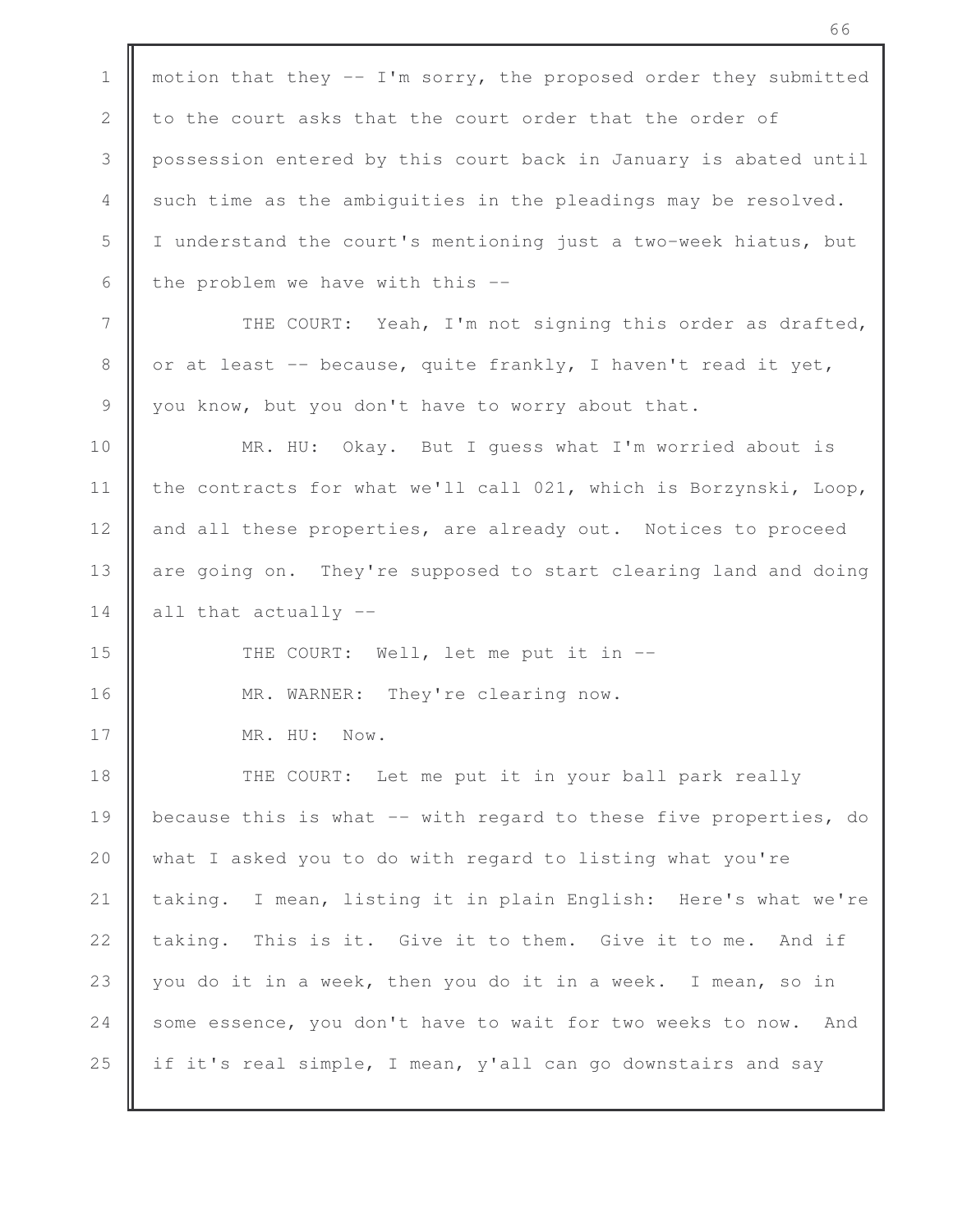motion that they -- I'm sorry, the proposed order they submitted to the court asks that the court order that the order of possession entered by this court back in January is abated until such time as the ambiguities in the pleadings may be resolved. I understand the court's mentioning just a two-week hiatus, but the problem we have with this --

THE COURT: Yeah, I'm not signing this order as drafted, or at least -- because, quite frankly, I haven't read it yet, you know, but you don't have to worry about that.

MR. HU: Okay. But I guess what I'm worried about is the contracts for what we'll call 021, which is Borzynski, Loop, and all these properties, are already out. Notices to proceed are going on. They're supposed to start clearing land and doing all that actually --

THE COURT: Well, let me put it in --

MR. WARNER: They're clearing now.

MR. HU: Now.

THE COURT: Let me put it in your ball park really because this is what -- with regard to these five properties, do what I asked you to do with regard to listing what you're taking. I mean, listing it in plain English: Here's what we're taking. This is it. Give it to them. Give it to me. And if you do it in a week, then you do it in a week. I mean, so in some essence, you don't have to wait for two weeks to now. And if it's real simple, I mean, y'all can go downstairs and say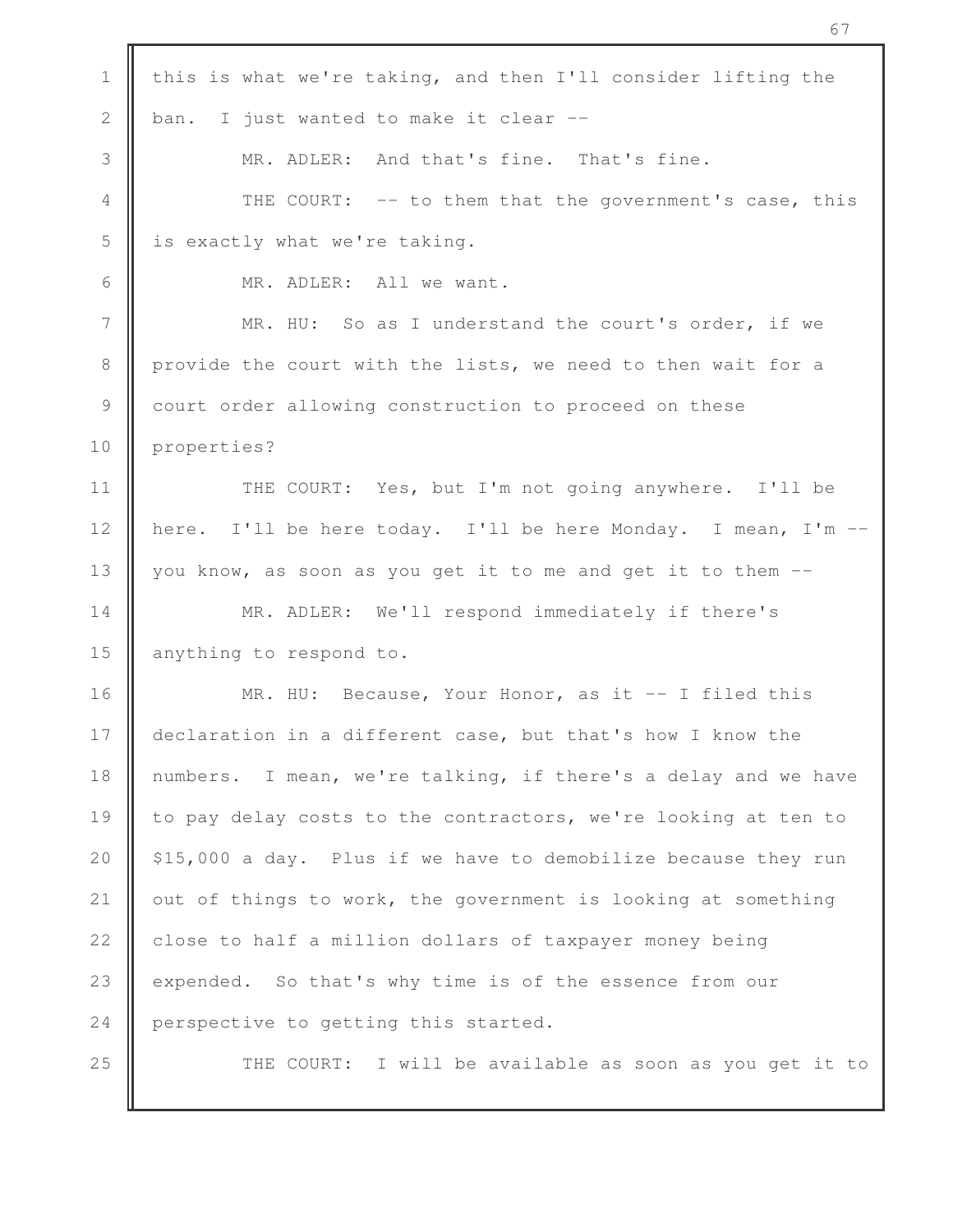this is what we're taking, and then I'll consider lifting the ban. I just wanted to make it clear --

MR. ADLER: And that's fine. That's fine.

THE COURT: -- to them that the government's case, this is exactly what we're taking.

MR. ADLER: All we want.

MR. HU: So as I understand the court's order, if we provide the court with the lists, we need to then wait for a court order allowing construction to proceed on these properties?

THE COURT: Yes, but I'm not going anywhere. I'll be here. I'll be here today. I'll be here Monday. I mean, I'm -- you know, as soon as you get it to me and get it to them --

MR. ADLER: We'll respond immediately if there's anything to respond to.

MR. HU: Because, Your Honor, as it -- I filed this declaration in a different case, but that's how I know the numbers. I mean, we're talking, if there's a delay and we have to pay delay costs to the contractors, we're looking at ten to $15,000 a day. Plus if we have to demobilize because they run out of things to work, the government is looking at something close to half a million dollars of taxpayer money being expended. So that's why time is of the essence from our perspective to getting this started.

THE COURT: I will be available as soon as you get it to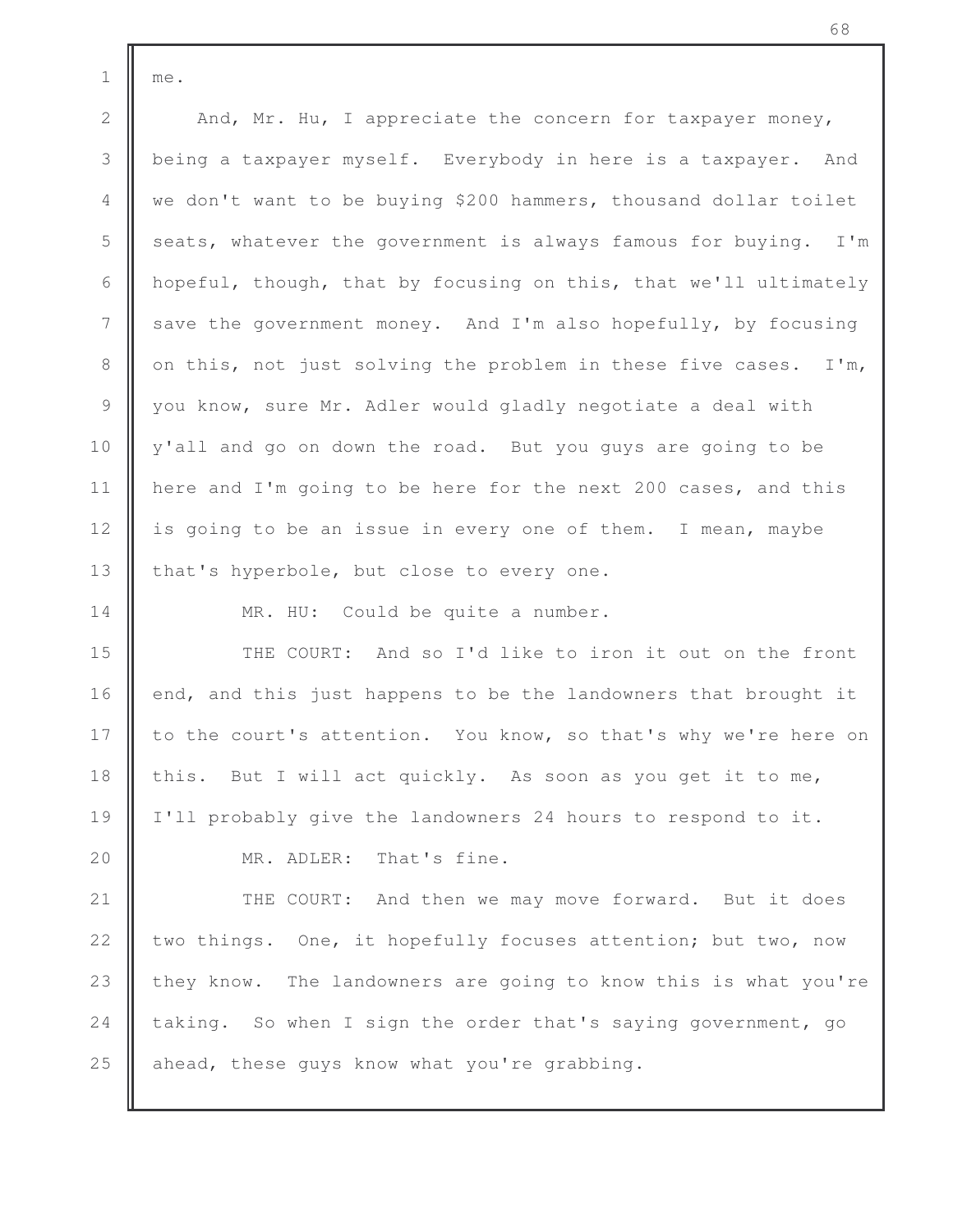me.

And, Mr. Hu, I appreciate the concern for taxpayer money, being a taxpayer myself. Everybody in here is a taxpayer. And we don't want to be buying $200 hammers, thousand dollar toilet seats, whatever the government is always famous for buying. I'm hopeful, though, that by focusing on this, that we'll ultimately save the government money. And I'm also hopefully, by focusing on this, not just solving the problem in these five cases. I'm, you know, sure Mr. Adler would gladly negotiate a deal with y'all and go on down the road. But you guys are going to be here and I'm going to be here for the next 200 cases, and this is going to be an issue in every one of them. I mean, maybe that's hyperbole, but close to every one.

MR. HU: Could be quite a number.

THE COURT: And so I'd like to iron it out on the front end, and this just happens to be the landowners that brought it to the court's attention. You know, so that's why we're here on this. But I will act quickly. As soon as you get it to me, I'll probably give the landowners 24 hours to respond to it.

MR. ADLER: That's fine.

THE COURT: And then we may move forward. But it does two things. One, it hopefully focuses attention; but two, now they know. The landowners are going to know this is what you're taking. So when I sign the order that's saying government, go ahead, these guys know what you're grabbing.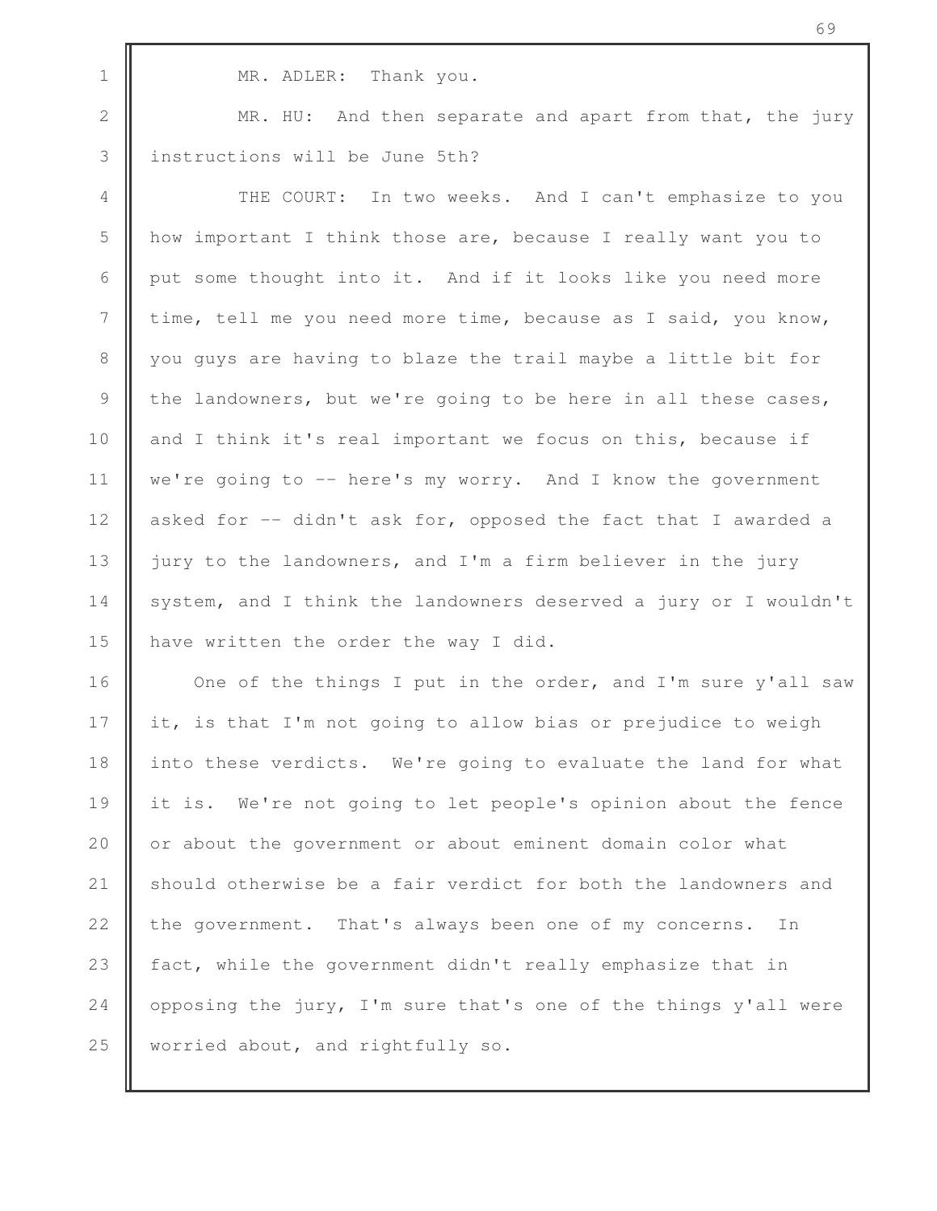MR. ADLER: Thank you.

MR. HU: And then separate and apart from that, the jury instructions will be June 5th?

THE COURT: In two weeks. And I can't emphasize to you how important I think those are, because I really want you to put some thought into it. And if it looks like you need more time, tell me you need more time, because as I said, you know, you guys are having to blaze the trail maybe a little bit for the landowners, but we're going to be here in all these cases, and I think it's real important we focus on this, because if we're going to -- here's my worry. And I know the government asked for -- didn't ask for, opposed the fact that I awarded a jury to the landowners, and I'm a firm believer in the jury system, and I think the landowners deserved a jury or I wouldn't have written the order the way I did.

One of the things I put in the order, and I'm sure y'all saw it, is that I'm not going to allow bias or prejudice to weigh into these verdicts. We're going to evaluate the land for what it is. We're not going to let people's opinion about the fence or about the government or about eminent domain color what should otherwise be a fair verdict for both the landowners and the government. That's always been one of my concerns. In fact, while the government didn't really emphasize that in opposing the jury, I'm sure that's one of the things y'all were worried about, and rightfully so.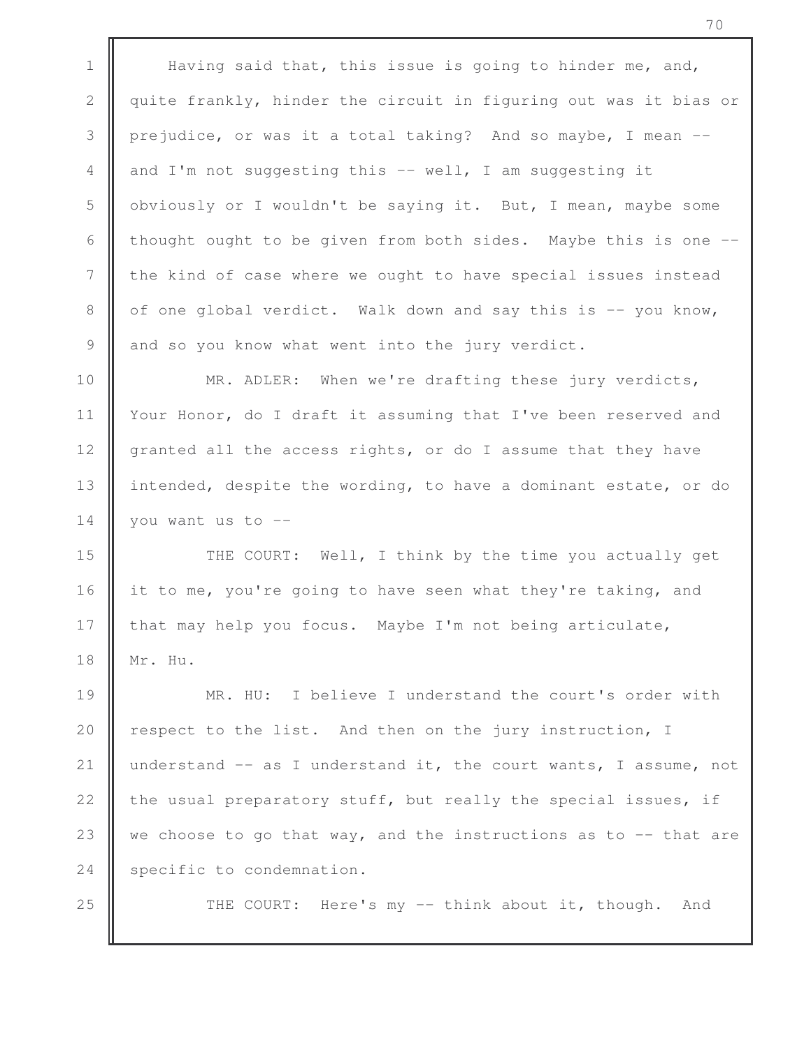Having said that, this issue is going to hinder me, and, quite frankly, hinder the circuit in figuring out was it bias or prejudice, or was it a total taking? And so maybe, I mean -- and I'm not suggesting this -- well, I am suggesting it obviously or I wouldn't be saying it. But, I mean, maybe some thought ought to be given from both sides. Maybe this is one -- the kind of case where we ought to have special issues instead of one global verdict. Walk down and say this is -- you know, and so you know what went into the jury verdict.

MR. ADLER: When we're drafting these jury verdicts, Your Honor, do I draft it assuming that I've been reserved and granted all the access rights, or do I assume that they have intended, despite the wording, to have a dominant estate, or do you want us to --

THE COURT: Well, I think by the time you actually get it to me, you're going to have seen what they're taking, and that may help you focus. Maybe I'm not being articulate, Mr. Hu.

MR. HU: I believe I understand the court's order with respect to the list. And then on the jury instruction, I understand -- as I understand it, the court wants, I assume, not the usual preparatory stuff, but really the special issues, if we choose to go that way, and the instructions as to -- that are specific to condemnation.

THE COURT: Here's my -- think about it, though. And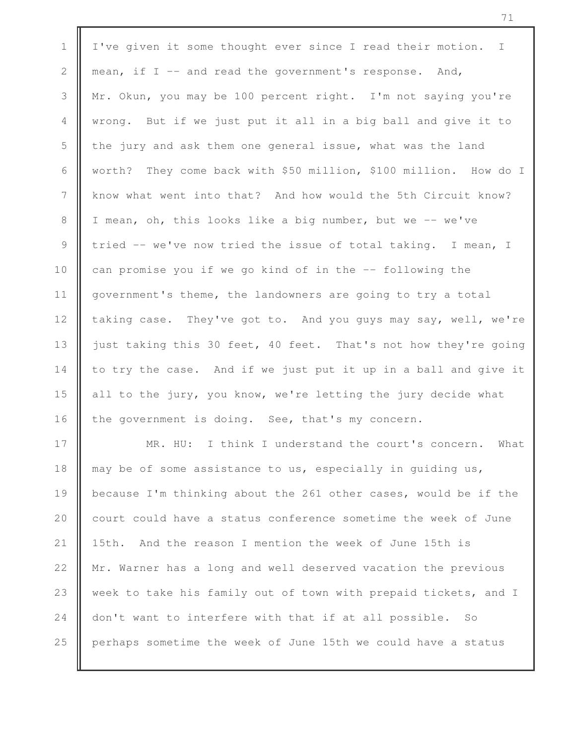I've given it some thought ever since I read their motion. I mean, if I -- and read the government's response. And, Mr. Okun, you may be 100 percent right. I'm not saying you're wrong. But if we just put it all in a big ball and give it to the jury and ask them one general issue, what was the land worth? They come back with $50 million, $100 million. How do I know what went into that? And how would the 5th Circuit know? I mean, oh, this looks like a big number, but we -- we've tried -- we've now tried the issue of total taking. I mean, I can promise you if we go kind of in the -- following the government's theme, the landowners are going to try a total taking case. They've got to. And you guys may say, well, we're just taking this 30 feet, 40 feet. That's not how they're going to try the case. And if we just put it up in a ball and give it all to the jury, you know, we're letting the jury decide what the government is doing. See, that's my concern.

MR. HU: I think I understand the court's concern. What may be of some assistance to us, especially in guiding us, because I'm thinking about the 261 other cases, would be if the court could have a status conference sometime the week of June 15th. And the reason I mention the week of June 15th is Mr. Warner has a long and well deserved vacation the previous week to take his family out of town with prepaid tickets, and I don't want to interfere with that if at all possible. So perhaps sometime the week of June 15th we could have a status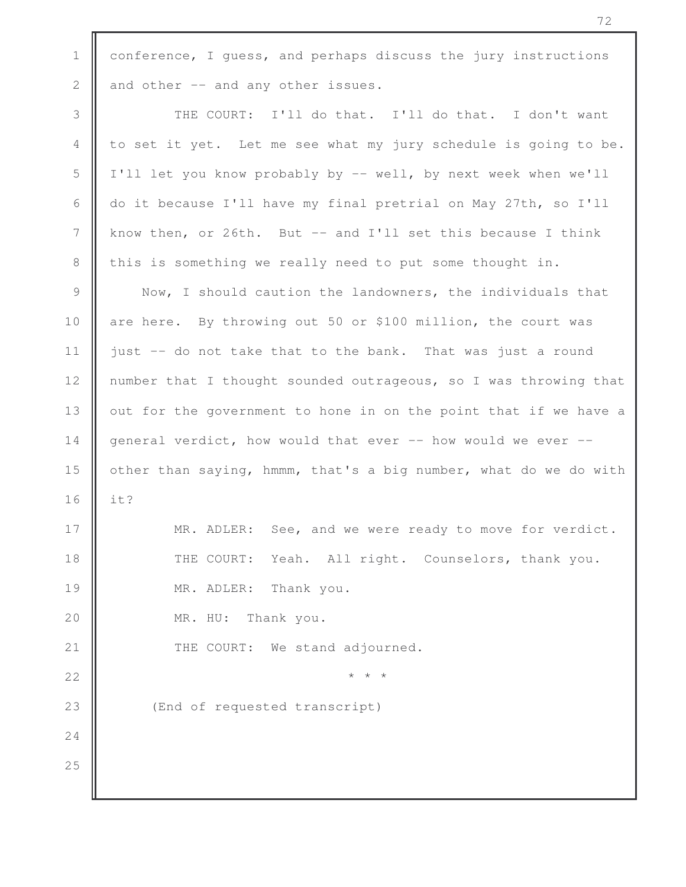conference, I guess, and perhaps discuss the jury instructions and other -- and any other issues.

THE COURT: I'll do that. I'll do that. I don't want to set it yet. Let me see what my jury schedule is going to be. I'll let you know probably by -- well, by next week when we'll do it because I'll have my final pretrial on May 27th, so I'll know then, or 26th. But -- and I'll set this because I think this is something we really need to put some thought in.

Now, I should caution the landowners, the individuals that are here. By throwing out 50 or $100 million, the court was just -- do not take that to the bank. That was just a round number that I thought sounded outrageous, so I was throwing that out for the government to hone in on the point that if we have a general verdict, how would that ever -- how would we ever -- other than saying, hmmm, that's a big number, what do we do with it?

MR. ADLER: See, and we were ready to move for verdict.

THE COURT: Yeah. All right. Counselors, thank you.

MR. ADLER: Thank you.

MR. HU: Thank you.

THE COURT: We stand adjourned.

* * *

(End of requested transcript)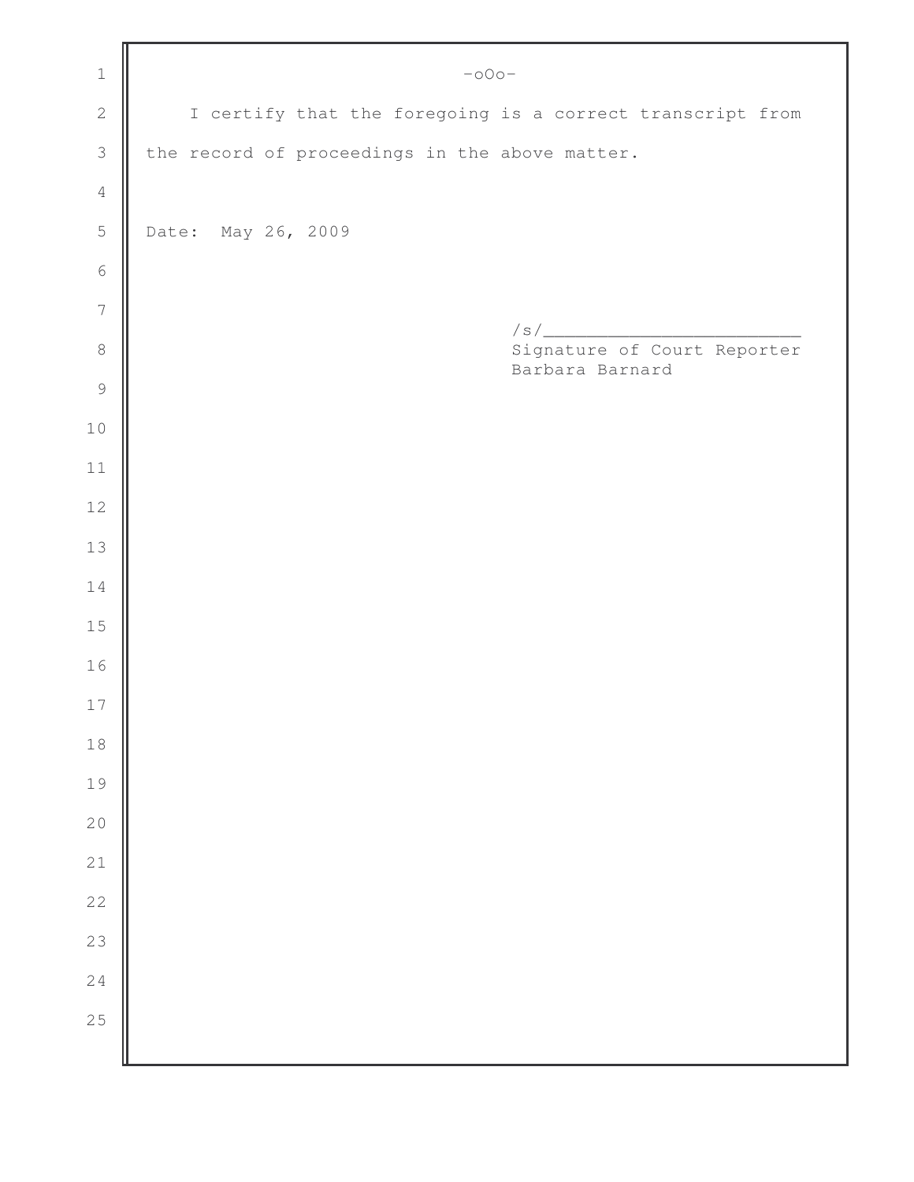-oOo-

I certify that the foregoing is a correct transcript from the record of proceedings in the above matter.

Date: May 26, 2009

/s/________________________
Signature of Court Reporter
Barbara Barnard